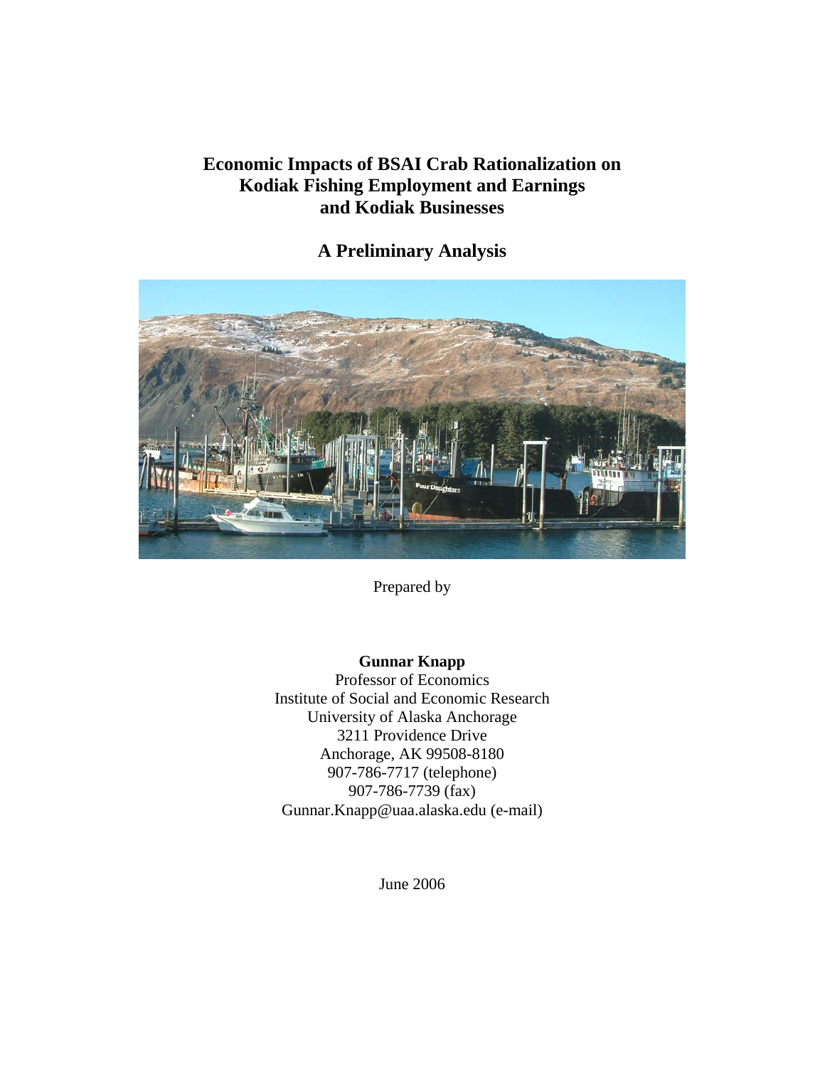# Economic Impacts of BSAI Crab Rationalization on Kodiak Fishing Employment and Earnings and Kodiak Businesses

## A Preliminary Analysis

Prepared by

**Gunnar Knapp**
Professor of Economics
Institute of Social and Economic Research
University of Alaska Anchorage
3211 Providence Drive
Anchorage, AK 99508-8180
907-786-7717 (telephone)
907-786-7739 (fax)
Gunnar.Knapp@uaa.alaska.edu (e-mail)

June 2006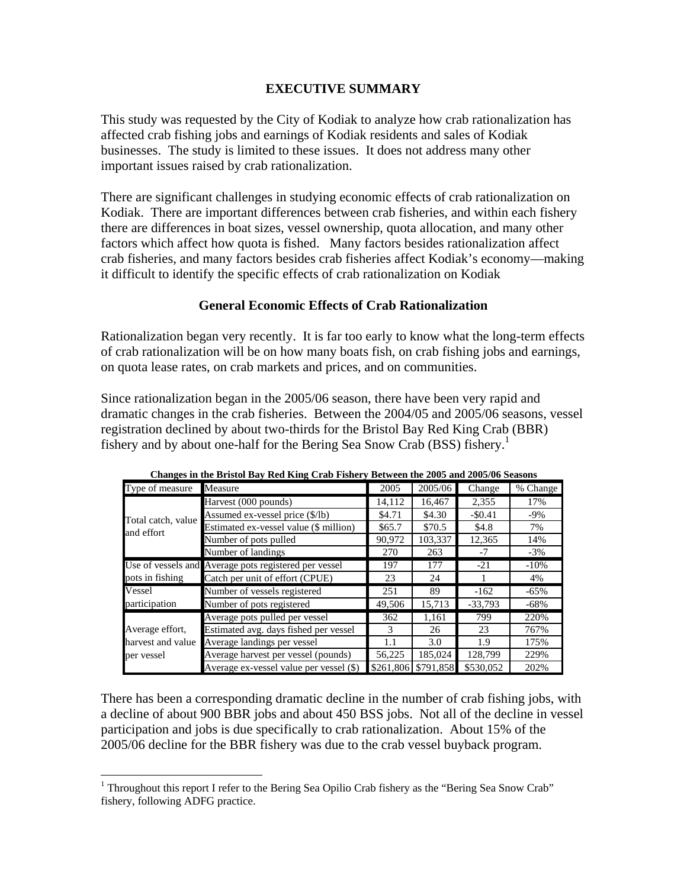## EXECUTIVE SUMMARY

This study was requested by the City of Kodiak to analyze how crab rationalization has affected crab fishing jobs and earnings of Kodiak residents and sales of Kodiak businesses. The study is limited to these issues. It does not address many other important issues raised by crab rationalization.

There are significant challenges in studying economic effects of crab rationalization on Kodiak. There are important differences between crab fisheries, and within each fishery there are differences in boat sizes, vessel ownership, quota allocation, and many other factors which affect how quota is fished. Many factors besides rationalization affect crab fisheries, and many factors besides crab fisheries affect Kodiak's economy—making it difficult to identify the specific effects of crab rationalization on Kodiak

### General Economic Effects of Crab Rationalization

Rationalization began very recently. It is far too early to know what the long-term effects of crab rationalization will be on how many boats fish, on crab fishing jobs and earnings, on quota lease rates, on crab markets and prices, and on communities.

Since rationalization began in the 2005/06 season, there have been very rapid and dramatic changes in the crab fisheries. Between the 2004/05 and 2005/06 seasons, vessel registration declined by about two-thirds for the Bristol Bay Red King Crab (BBR) fishery and by about one-half for the Bering Sea Snow Crab (BSS) fishery.[1]

**Changes in the Bristol Bay Red King Crab Fishery Between the 2005 and 2005/06 Seasons**

| Type of measure | Measure | 2005 | 2005/06 | Change | % Change |
|---|---|---|---|---|---|
| Total catch, value and effort | Harvest (000 pounds) | 14,112 | 16,467 | 2,355 | 17% |
| | Assumed ex-vessel price ($/lb) | $4.71 | $4.30 | -$0.41 | -9% |
| | Estimated ex-vessel value ($ million) | $65.7 | $70.5 | $4.8 | 7% |
| | Number of pots pulled | 90,972 | 103,337 | 12,365 | 14% |
| | Number of landings | 270 | 263 | -7 | -3% |
| Use of vessels and pots in fishing | Average pots registered per vessel | 197 | 177 | -21 | -10% |
| | Catch per unit of effort (CPUE) | 23 | 24 | 1 | 4% |
| Vessel participation | Number of vessels registered | 251 | 89 | -162 | -65% |
| | Number of pots registered | 49,506 | 15,713 | -33,793 | -68% |
| Average effort, harvest and value per vessel | Average pots pulled per vessel | 362 | 1,161 | 799 | 220% |
| | Estimated avg. days fished per vessel | 3 | 26 | 23 | 767% |
| | Average landings per vessel | 1.1 | 3.0 | 1.9 | 175% |
| | Average harvest per vessel (pounds) | 56,225 | 185,024 | 128,799 | 229% |
| | Average ex-vessel value per vessel ($) | $261,806 | $791,858 | $530,052 | 202% |

There has been a corresponding dramatic decline in the number of crab fishing jobs, with a decline of about 900 BBR jobs and about 450 BSS jobs. Not all of the decline in vessel participation and jobs is due specifically to crab rationalization. About 15% of the 2005/06 decline for the BBR fishery was due to the crab vessel buyback program.

[1] Throughout this report I refer to the Bering Sea Opilio Crab fishery as the "Bering Sea Snow Crab" fishery, following ADFG practice.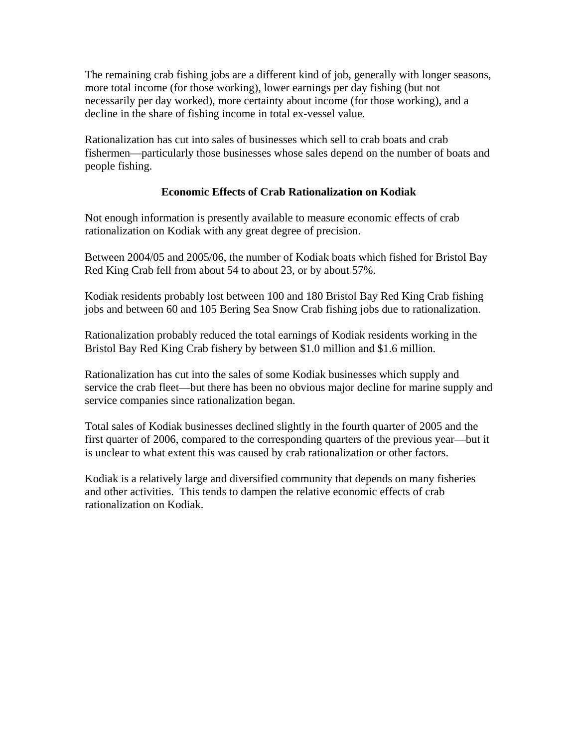The remaining crab fishing jobs are a different kind of job, generally with longer seasons, more total income (for those working), lower earnings per day fishing (but not necessarily per day worked), more certainty about income (for those working), and a decline in the share of fishing income in total ex-vessel value.

Rationalization has cut into sales of businesses which sell to crab boats and crab fishermen—particularly those businesses whose sales depend on the number of boats and people fishing.

## Economic Effects of Crab Rationalization on Kodiak

Not enough information is presently available to measure economic effects of crab rationalization on Kodiak with any great degree of precision.

Between 2004/05 and 2005/06, the number of Kodiak boats which fished for Bristol Bay Red King Crab fell from about 54 to about 23, or by about 57%.

Kodiak residents probably lost between 100 and 180 Bristol Bay Red King Crab fishing jobs and between 60 and 105 Bering Sea Snow Crab fishing jobs due to rationalization.

Rationalization probably reduced the total earnings of Kodiak residents working in the Bristol Bay Red King Crab fishery by between $1.0 million and $1.6 million.

Rationalization has cut into the sales of some Kodiak businesses which supply and service the crab fleet—but there has been no obvious major decline for marine supply and service companies since rationalization began.

Total sales of Kodiak businesses declined slightly in the fourth quarter of 2005 and the first quarter of 2006, compared to the corresponding quarters of the previous year—but it is unclear to what extent this was caused by crab rationalization or other factors.

Kodiak is a relatively large and diversified community that depends on many fisheries and other activities. This tends to dampen the relative economic effects of crab rationalization on Kodiak.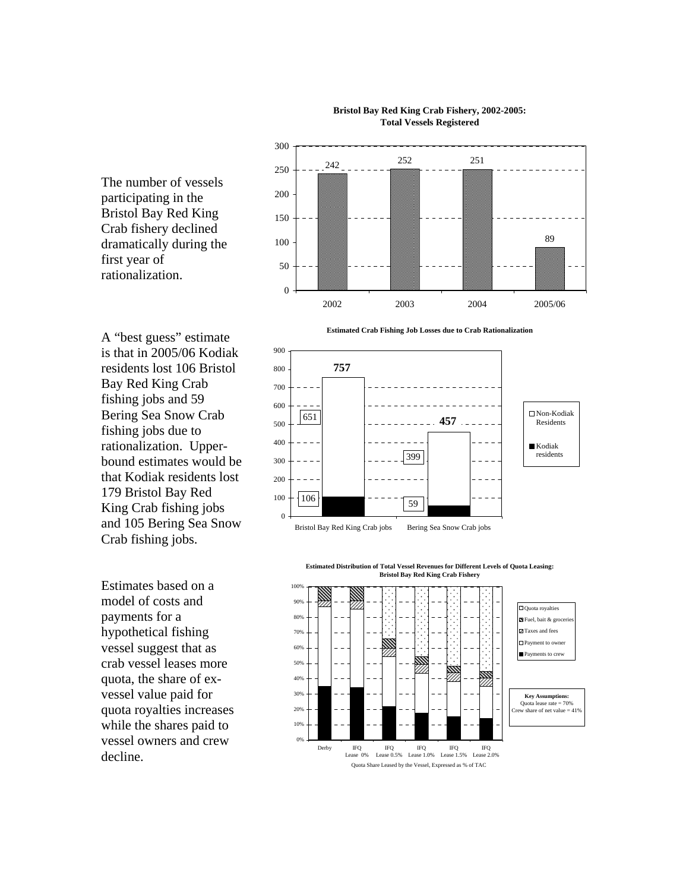The number of vessels participating in the Bristol Bay Red King Crab fishery declined dramatically during the first year of rationalization.

**Bristol Bay Red King Crab Fishery, 2002-2005: Total Vessels Registered**

| Year | Vessels |
| --- | --- |
| 2002 | 242 |
| 2003 | 252 |
| 2004 | 251 |
| 2005/06 | 89 |

A "best guess" estimate is that in 2005/06 Kodiak residents lost 106 Bristol Bay Red King Crab fishing jobs and 59 Bering Sea Snow Crab fishing jobs due to rationalization. Upper-bound estimates would be that Kodiak residents lost 179 Bristol Bay Red King Crab fishing jobs and 105 Bering Sea Snow Crab fishing jobs.

**Estimated Crab Fishing Job Losses due to Crab Rationalization**

| | Bristol Bay Red King Crab jobs | Bering Sea Snow Crab jobs |
| --- | --- | --- |
| Non-Kodiak Residents | 651 | 399 |
| Kodiak residents | 106 | 59 |
| Total | 757 | 457 |

Estimates based on a model of costs and payments for a hypothetical fishing vessel suggest that as crab vessel leases more quota, the share of ex-vessel value paid for quota royalties increases while the shares paid to vessel owners and crew decline.

**Estimated Distribution of Total Vessel Revenues for Different Levels of Quota Leasing: Bristol Bay Red King Crab Fishery**

Legend: Quota royalties; Fuel, bait & groceries; Taxes and fees; Payment to owner; Payments to crew

Categories: Derby; IFQ Lease 0%; IFQ Lease 0.5%; IFQ Lease 1.0%; IFQ Lease 1.5%; IFQ Lease 2.0%

Quota Share Leased by the Vessel, Expressed as % of TAC

**Key Assumptions:**
Quota lease rate = 70%
Crew share of net value = 41%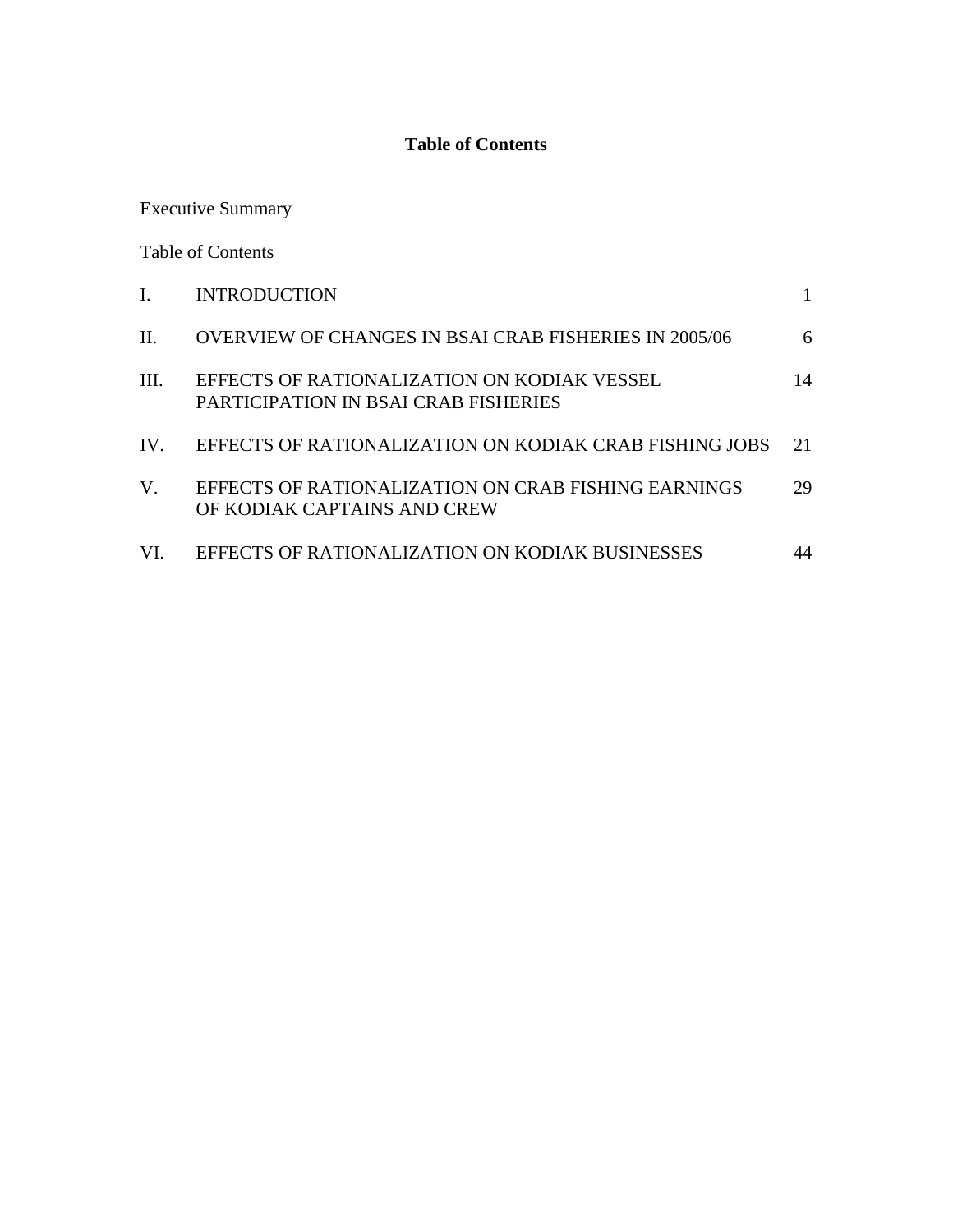# Table of Contents

Executive Summary

Table of Contents

| | | |
|---|---|---|
| I. | INTRODUCTION | 1 |
| II. | OVERVIEW OF CHANGES IN BSAI CRAB FISHERIES IN 2005/06 | 6 |
| III. | EFFECTS OF RATIONALIZATION ON KODIAK VESSEL PARTICIPATION IN BSAI CRAB FISHERIES | 14 |
| IV. | EFFECTS OF RATIONALIZATION ON KODIAK CRAB FISHING JOBS | 21 |
| V. | EFFECTS OF RATIONALIZATION ON CRAB FISHING EARNINGS OF KODIAK CAPTAINS AND CREW | 29 |
| VI. | EFFECTS OF RATIONALIZATION ON KODIAK BUSINESSES | 44 |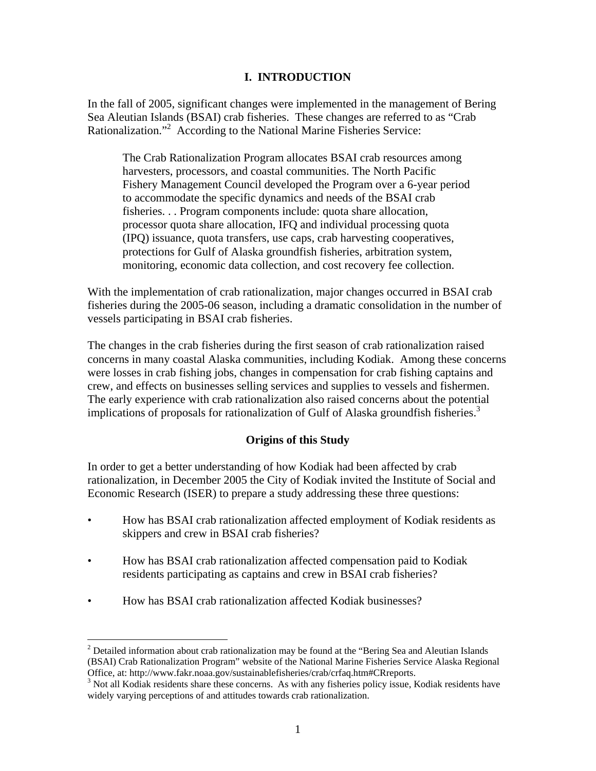# I. INTRODUCTION

In the fall of 2005, significant changes were implemented in the management of Bering Sea Aleutian Islands (BSAI) crab fisheries. These changes are referred to as "Crab Rationalization."[2] According to the National Marine Fisheries Service:

> The Crab Rationalization Program allocates BSAI crab resources among harvesters, processors, and coastal communities. The North Pacific Fishery Management Council developed the Program over a 6-year period to accommodate the specific dynamics and needs of the BSAI crab fisheries. . . Program components include: quota share allocation, processor quota share allocation, IFQ and individual processing quota (IPQ) issuance, quota transfers, use caps, crab harvesting cooperatives, protections for Gulf of Alaska groundfish fisheries, arbitration system, monitoring, economic data collection, and cost recovery fee collection.

With the implementation of crab rationalization, major changes occurred in BSAI crab fisheries during the 2005-06 season, including a dramatic consolidation in the number of vessels participating in BSAI crab fisheries.

The changes in the crab fisheries during the first season of crab rationalization raised concerns in many coastal Alaska communities, including Kodiak. Among these concerns were losses in crab fishing jobs, changes in compensation for crab fishing captains and crew, and effects on businesses selling services and supplies to vessels and fishermen. The early experience with crab rationalization also raised concerns about the potential implications of proposals for rationalization of Gulf of Alaska groundfish fisheries.[3]

## Origins of this Study

In order to get a better understanding of how Kodiak had been affected by crab rationalization, in December 2005 the City of Kodiak invited the Institute of Social and Economic Research (ISER) to prepare a study addressing these three questions:

- How has BSAI crab rationalization affected employment of Kodiak residents as skippers and crew in BSAI crab fisheries?
- How has BSAI crab rationalization affected compensation paid to Kodiak residents participating as captains and crew in BSAI crab fisheries?
- How has BSAI crab rationalization affected Kodiak businesses?

---

[2] Detailed information about crab rationalization may be found at the "Bering Sea and Aleutian Islands (BSAI) Crab Rationalization Program" website of the National Marine Fisheries Service Alaska Regional Office, at: http://www.fakr.noaa.gov/sustainablefisheries/crab/crfaq.htm#CRreports.

[3] Not all Kodiak residents share these concerns. As with any fisheries policy issue, Kodiak residents have widely varying perceptions of and attitudes towards crab rationalization.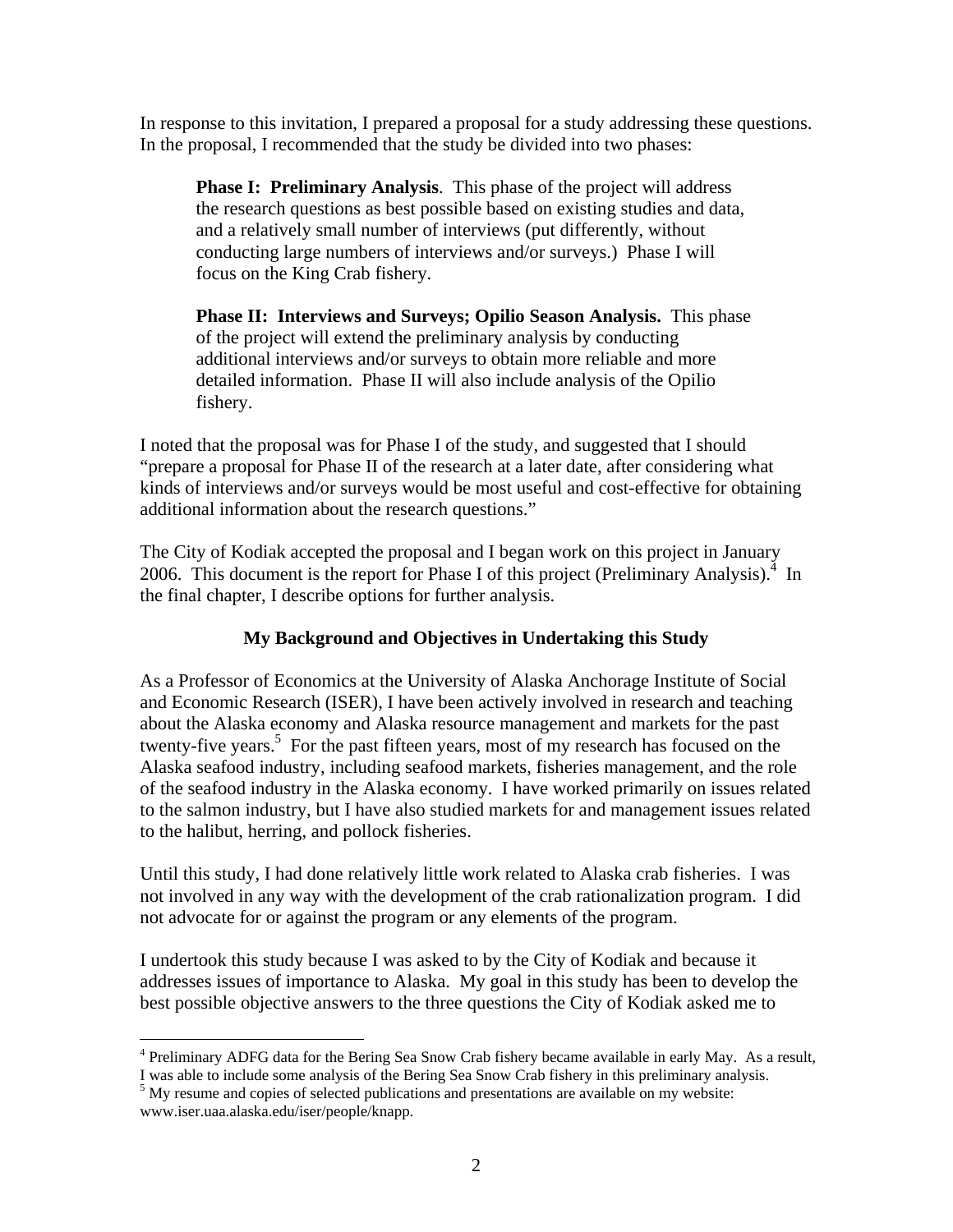In response to this invitation, I prepared a proposal for a study addressing these questions. In the proposal, I recommended that the study be divided into two phases:

> **Phase I: Preliminary Analysis**. This phase of the project will address the research questions as best possible based on existing studies and data, and a relatively small number of interviews (put differently, without conducting large numbers of interviews and/or surveys.) Phase I will focus on the King Crab fishery.
>
> **Phase II: Interviews and Surveys; Opilio Season Analysis.** This phase of the project will extend the preliminary analysis by conducting additional interviews and/or surveys to obtain more reliable and more detailed information. Phase II will also include analysis of the Opilio fishery.

I noted that the proposal was for Phase I of the study, and suggested that I should "prepare a proposal for Phase II of the research at a later date, after considering what kinds of interviews and/or surveys would be most useful and cost-effective for obtaining additional information about the research questions."

The City of Kodiak accepted the proposal and I began work on this project in January 2006. This document is the report for Phase I of this project (Preliminary Analysis).[4] In the final chapter, I describe options for further analysis.

### My Background and Objectives in Undertaking this Study

As a Professor of Economics at the University of Alaska Anchorage Institute of Social and Economic Research (ISER), I have been actively involved in research and teaching about the Alaska economy and Alaska resource management and markets for the past twenty-five years.[5] For the past fifteen years, most of my research has focused on the Alaska seafood industry, including seafood markets, fisheries management, and the role of the seafood industry in the Alaska economy. I have worked primarily on issues related to the salmon industry, but I have also studied markets for and management issues related to the halibut, herring, and pollock fisheries.

Until this study, I had done relatively little work related to Alaska crab fisheries. I was not involved in any way with the development of the crab rationalization program. I did not advocate for or against the program or any elements of the program.

I undertook this study because I was asked to by the City of Kodiak and because it addresses issues of importance to Alaska. My goal in this study has been to develop the best possible objective answers to the three questions the City of Kodiak asked me to

---

[4] Preliminary ADFG data for the Bering Sea Snow Crab fishery became available in early May. As a result, I was able to include some analysis of the Bering Sea Snow Crab fishery in this preliminary analysis.

[5] My resume and copies of selected publications and presentations are available on my website: www.iser.uaa.alaska.edu/iser/people/knapp.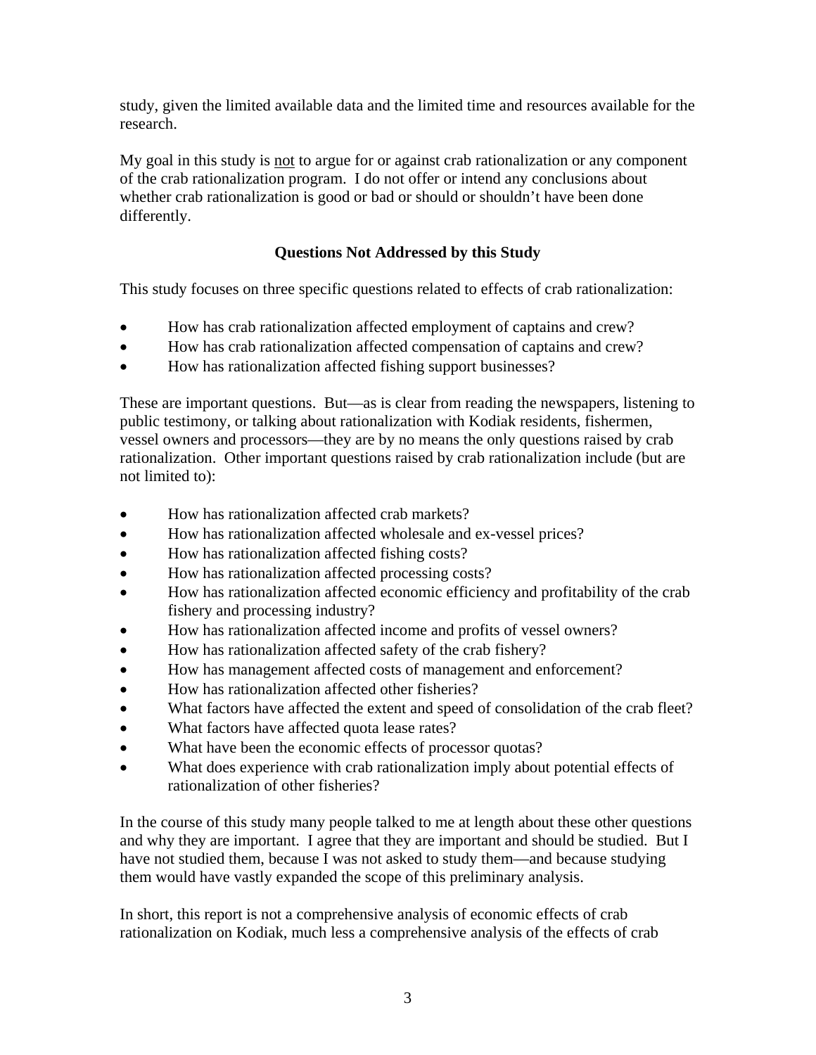study, given the limited available data and the limited time and resources available for the research.

My goal in this study is <u>not</u> to argue for or against crab rationalization or any component of the crab rationalization program. I do not offer or intend any conclusions about whether crab rationalization is good or bad or should or shouldn't have been done differently.

**Questions Not Addressed by this Study**

This study focuses on three specific questions related to effects of crab rationalization:

- How has crab rationalization affected employment of captains and crew?
- How has crab rationalization affected compensation of captains and crew?
- How has rationalization affected fishing support businesses?

These are important questions. But—as is clear from reading the newspapers, listening to public testimony, or talking about rationalization with Kodiak residents, fishermen, vessel owners and processors—they are by no means the only questions raised by crab rationalization. Other important questions raised by crab rationalization include (but are not limited to):

- How has rationalization affected crab markets?
- How has rationalization affected wholesale and ex-vessel prices?
- How has rationalization affected fishing costs?
- How has rationalization affected processing costs?
- How has rationalization affected economic efficiency and profitability of the crab fishery and processing industry?
- How has rationalization affected income and profits of vessel owners?
- How has rationalization affected safety of the crab fishery?
- How has management affected costs of management and enforcement?
- How has rationalization affected other fisheries?
- What factors have affected the extent and speed of consolidation of the crab fleet?
- What factors have affected quota lease rates?
- What have been the economic effects of processor quotas?
- What does experience with crab rationalization imply about potential effects of rationalization of other fisheries?

In the course of this study many people talked to me at length about these other questions and why they are important. I agree that they are important and should be studied. But I have not studied them, because I was not asked to study them—and because studying them would have vastly expanded the scope of this preliminary analysis.

In short, this report is not a comprehensive analysis of economic effects of crab rationalization on Kodiak, much less a comprehensive analysis of the effects of crab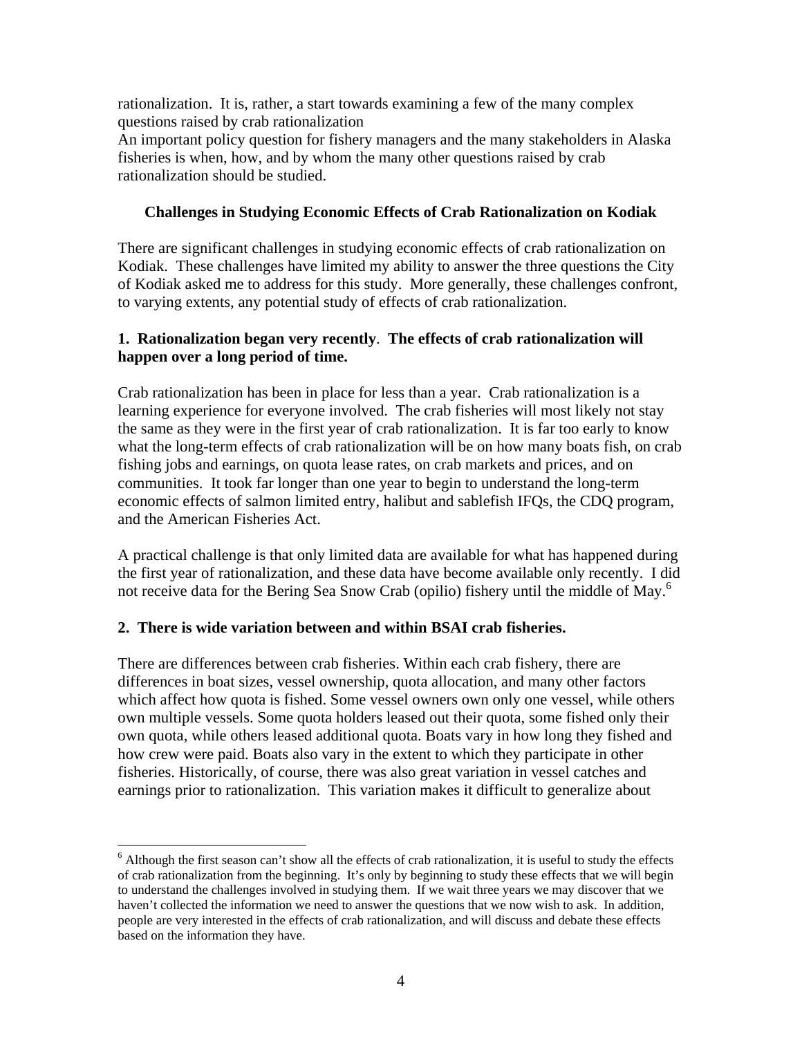rationalization. It is, rather, a start towards examining a few of the many complex questions raised by crab rationalization

An important policy question for fishery managers and the many stakeholders in Alaska fisheries is when, how, and by whom the many other questions raised by crab rationalization should be studied.

### Challenges in Studying Economic Effects of Crab Rationalization on Kodiak

There are significant challenges in studying economic effects of crab rationalization on Kodiak. These challenges have limited my ability to answer the three questions the City of Kodiak asked me to address for this study. More generally, these challenges confront, to varying extents, any potential study of effects of crab rationalization.

**1. Rationalization began very recently. The effects of crab rationalization will happen over a long period of time.**

Crab rationalization has been in place for less than a year. Crab rationalization is a learning experience for everyone involved. The crab fisheries will most likely not stay the same as they were in the first year of crab rationalization. It is far too early to know what the long-term effects of crab rationalization will be on how many boats fish, on crab fishing jobs and earnings, on quota lease rates, on crab markets and prices, and on communities. It took far longer than one year to begin to understand the long-term economic effects of salmon limited entry, halibut and sablefish IFQs, the CDQ program, and the American Fisheries Act.

A practical challenge is that only limited data are available for what has happened during the first year of rationalization, and these data have become available only recently. I did not receive data for the Bering Sea Snow Crab (opilio) fishery until the middle of May.[6]

**2. There is wide variation between and within BSAI crab fisheries.**

There are differences between crab fisheries. Within each crab fishery, there are differences in boat sizes, vessel ownership, quota allocation, and many other factors which affect how quota is fished. Some vessel owners own only one vessel, while others own multiple vessels. Some quota holders leased out their quota, some fished only their own quota, while others leased additional quota. Boats vary in how long they fished and how crew were paid. Boats also vary in the extent to which they participate in other fisheries. Historically, of course, there was also great variation in vessel catches and earnings prior to rationalization. This variation makes it difficult to generalize about

---

[6] Although the first season can't show all the effects of crab rationalization, it is useful to study the effects of crab rationalization from the beginning. It's only by beginning to study these effects that we will begin to understand the challenges involved in studying them. If we wait three years we may discover that we haven't collected the information we need to answer the questions that we now wish to ask. In addition, people are very interested in the effects of crab rationalization, and will discuss and debate these effects based on the information they have.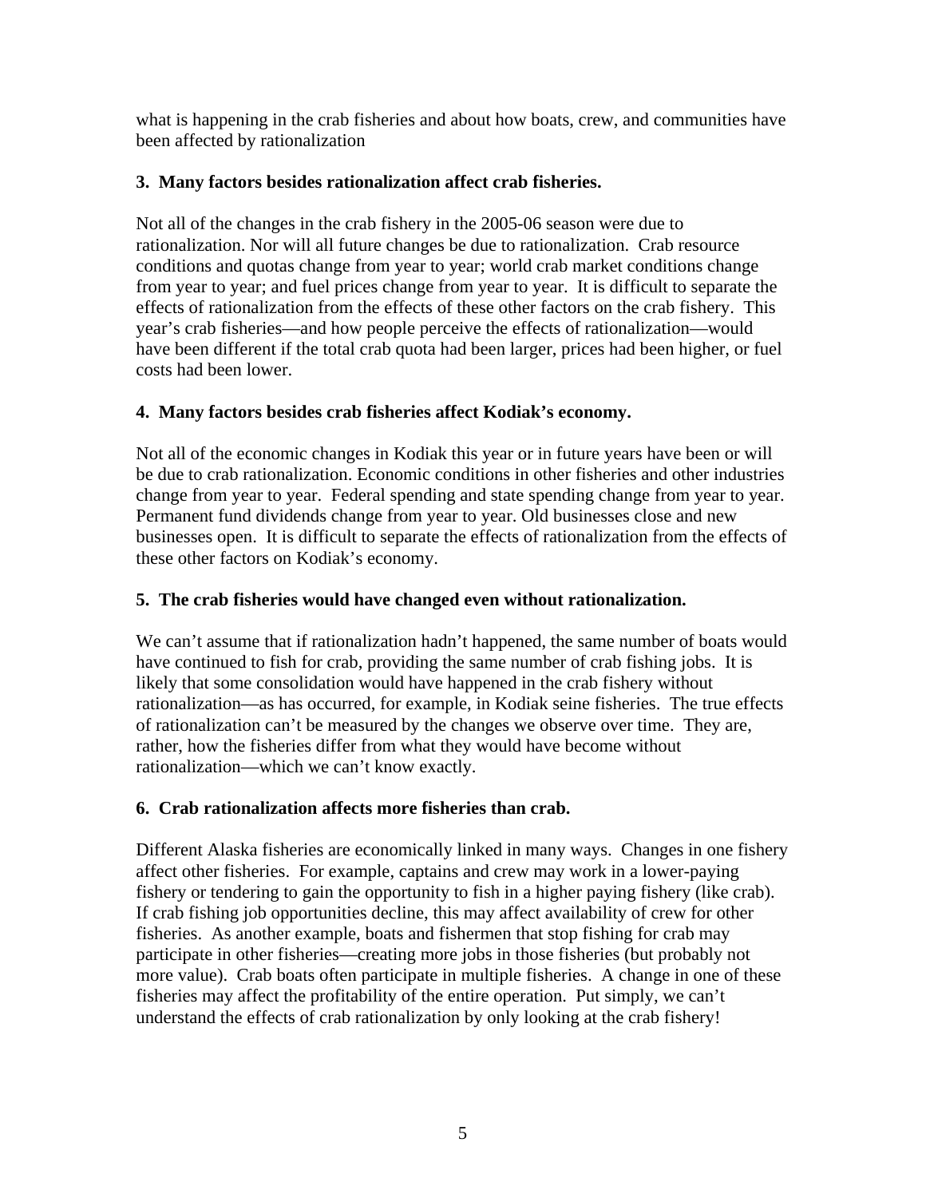what is happening in the crab fisheries and about how boats, crew, and communities have been affected by rationalization

**3. Many factors besides rationalization affect crab fisheries.**

Not all of the changes in the crab fishery in the 2005-06 season were due to rationalization. Nor will all future changes be due to rationalization. Crab resource conditions and quotas change from year to year; world crab market conditions change from year to year; and fuel prices change from year to year. It is difficult to separate the effects of rationalization from the effects of these other factors on the crab fishery. This year's crab fisheries—and how people perceive the effects of rationalization—would have been different if the total crab quota had been larger, prices had been higher, or fuel costs had been lower.

**4. Many factors besides crab fisheries affect Kodiak's economy.**

Not all of the economic changes in Kodiak this year or in future years have been or will be due to crab rationalization. Economic conditions in other fisheries and other industries change from year to year. Federal spending and state spending change from year to year. Permanent fund dividends change from year to year. Old businesses close and new businesses open. It is difficult to separate the effects of rationalization from the effects of these other factors on Kodiak's economy.

**5. The crab fisheries would have changed even without rationalization.**

We can't assume that if rationalization hadn't happened, the same number of boats would have continued to fish for crab, providing the same number of crab fishing jobs. It is likely that some consolidation would have happened in the crab fishery without rationalization—as has occurred, for example, in Kodiak seine fisheries. The true effects of rationalization can't be measured by the changes we observe over time. They are, rather, how the fisheries differ from what they would have become without rationalization—which we can't know exactly.

**6. Crab rationalization affects more fisheries than crab.**

Different Alaska fisheries are economically linked in many ways. Changes in one fishery affect other fisheries. For example, captains and crew may work in a lower-paying fishery or tendering to gain the opportunity to fish in a higher paying fishery (like crab). If crab fishing job opportunities decline, this may affect availability of crew for other fisheries. As another example, boats and fishermen that stop fishing for crab may participate in other fisheries—creating more jobs in those fisheries (but probably not more value). Crab boats often participate in multiple fisheries. A change in one of these fisheries may affect the profitability of the entire operation. Put simply, we can't understand the effects of crab rationalization by only looking at the crab fishery!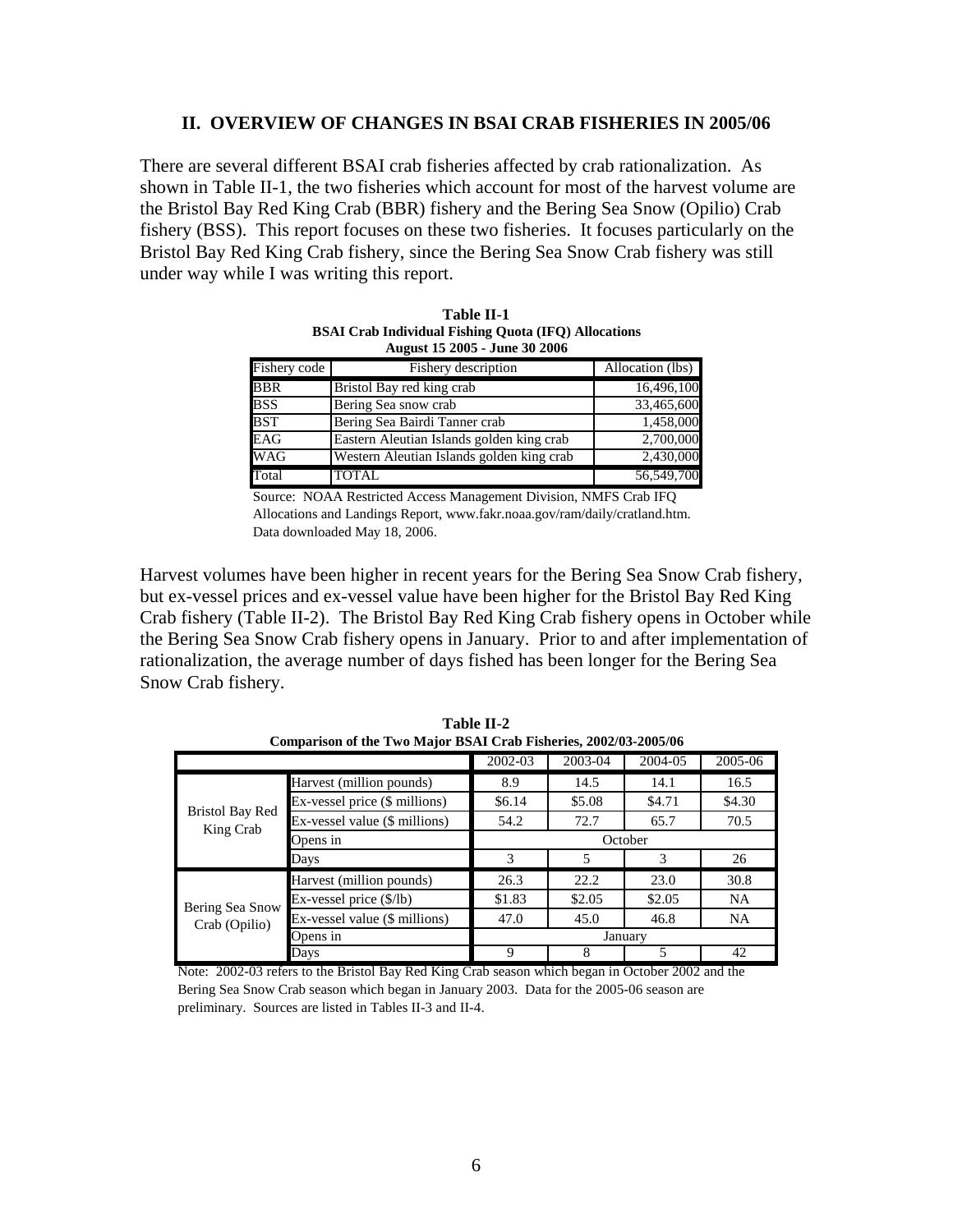## II. OVERVIEW OF CHANGES IN BSAI CRAB FISHERIES IN 2005/06

There are several different BSAI crab fisheries affected by crab rationalization. As shown in Table II-1, the two fisheries which account for most of the harvest volume are the Bristol Bay Red King Crab (BBR) fishery and the Bering Sea Snow (Opilio) Crab fishery (BSS). This report focuses on these two fisheries. It focuses particularly on the Bristol Bay Red King Crab fishery, since the Bering Sea Snow Crab fishery was still under way while I was writing this report.

**Table II-1**
**BSAI Crab Individual Fishing Quota (IFQ) Allocations**
**August 15 2005 - June 30 2006**

| Fishery code | Fishery description | Allocation (lbs) |
|---|---|---|
| BBR | Bristol Bay red king crab | 16,496,100 |
| BSS | Bering Sea snow crab | 33,465,600 |
| BST | Bering Sea Bairdi Tanner crab | 1,458,000 |
| EAG | Eastern Aleutian Islands golden king crab | 2,700,000 |
| WAG | Western Aleutian Islands golden king crab | 2,430,000 |
| Total | TOTAL | 56,549,700 |

Source: NOAA Restricted Access Management Division, NMFS Crab IFQ Allocations and Landings Report, www.fakr.noaa.gov/ram/daily/cratland.htm. Data downloaded May 18, 2006.

Harvest volumes have been higher in recent years for the Bering Sea Snow Crab fishery, but ex-vessel prices and ex-vessel value have been higher for the Bristol Bay Red King Crab fishery (Table II-2). The Bristol Bay Red King Crab fishery opens in October while the Bering Sea Snow Crab fishery opens in January. Prior to and after implementation of rationalization, the average number of days fished has been longer for the Bering Sea Snow Crab fishery.

**Table II-2**
**Comparison of the Two Major BSAI Crab Fisheries, 2002/03-2005/06**

| | | 2002-03 | 2003-04 | 2004-05 | 2005-06 |
|---|---|---|---|---|---|
| Bristol Bay Red King Crab | Harvest (million pounds) | 8.9 | 14.5 | 14.1 | 16.5 |
| | Ex-vessel price ($ millions) | $6.14 | $5.08 | $4.71 | $4.30 |
| | Ex-vessel value ($ millions) | 54.2 | 72.7 | 65.7 | 70.5 |
| | Opens in | October | | | |
| | Days | 3 | 5 | 3 | 26 |
| Bering Sea Snow Crab (Opilio) | Harvest (million pounds) | 26.3 | 22.2 | 23.0 | 30.8 |
| | Ex-vessel price ($/lb) | $1.83 | $2.05 | $2.05 | NA |
| | Ex-vessel value ($ millions) | 47.0 | 45.0 | 46.8 | NA |
| | Opens in | January | | | |
| | Days | 9 | 8 | 5 | 42 |

Note: 2002-03 refers to the Bristol Bay Red King Crab season which began in October 2002 and the Bering Sea Snow Crab season which began in January 2003. Data for the 2005-06 season are preliminary. Sources are listed in Tables II-3 and II-4.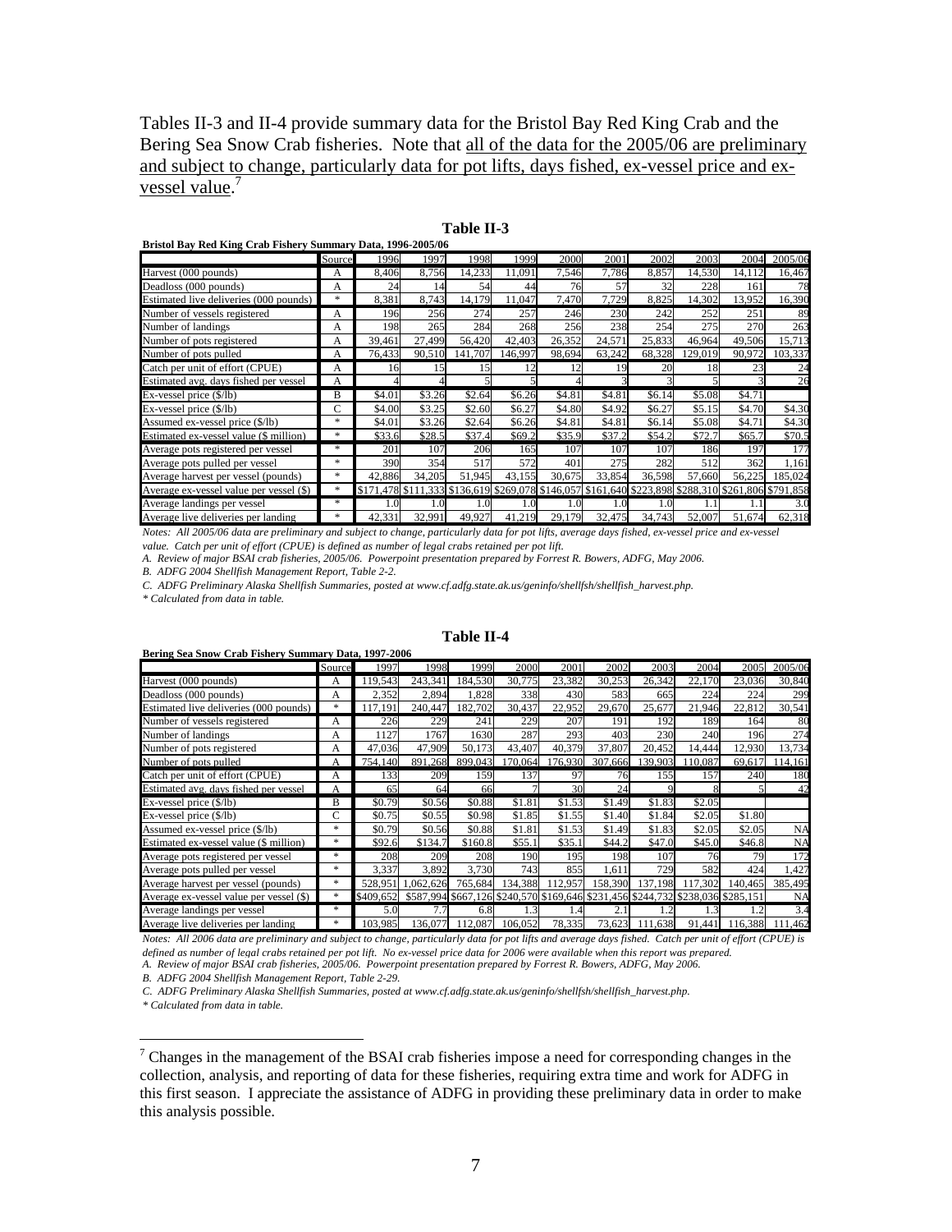Tables II-3 and II-4 provide summary data for the Bristol Bay Red King Crab and the Bering Sea Snow Crab fisheries. Note that <u>all of the data for the 2005/06 are preliminary and subject to change, particularly data for pot lifts, days fished, ex-vessel price and ex-vessel value</u>.[7]

**Table II-3**

**Bristol Bay Red King Crab Fishery Summary Data, 1996-2005/06**

| | Source | 1996 | 1997 | 1998 | 1999 | 2000 | 2001 | 2002 | 2003 | 2004 | 2005/06 |
|---|---|---|---|---|---|---|---|---|---|---|---|
| Harvest (000 pounds) | A | 8,406 | 8,756 | 14,233 | 11,091 | 7,546 | 7,786 | 8,857 | 14,530 | 14,112 | 16,467 |
| Deadloss (000 pounds) | A | 24 | 14 | 54 | 44 | 76 | 57 | 32 | 228 | 161 | 78 |
| Estimated live deliveries (000 pounds) | * | 8,381 | 8,743 | 14,179 | 11,047 | 7,470 | 7,729 | 8,825 | 14,302 | 13,952 | 16,390 |
| Number of vessels registered | A | 196 | 256 | 274 | 257 | 246 | 230 | 242 | 252 | 251 | 89 |
| Number of landings | A | 198 | 265 | 284 | 268 | 256 | 238 | 254 | 275 | 270 | 263 |
| Number of pots registered | A | 39,461 | 27,499 | 56,420 | 42,403 | 26,352 | 24,571 | 25,833 | 46,964 | 49,506 | 15,713 |
| Number of pots pulled | A | 76,433 | 90,510 | 141,707 | 146,997 | 98,694 | 63,242 | 68,328 | 129,019 | 90,972 | 103,337 |
| Catch per unit of effort (CPUE) | A | 16 | 15 | 15 | 12 | 12 | 19 | 20 | 18 | 23 | 24 |
| Estimated avg. days fished per vessel | A | 4 | 4 | 5 | 5 | 4 | 3 | 3 | 5 | 3 | 26 |
| Ex-vessel price ($/lb) | B | $4.01 | $3.26 | $2.64 | $6.26 | $4.81 | $4.81 | $6.14 | $5.08 | $4.71 | |
| Ex-vessel price ($/lb) | C | $4.00 | $3.25 | $2.60 | $6.27 | $4.80 | $4.92 | $6.27 | $5.15 | $4.70 | $4.30 |
| Assumed ex-vessel price ($/lb) | * | $4.01 | $3.26 | $2.64 | $6.26 | $4.81 | $4.81 | $6.14 | $5.08 | $4.71 | $4.30 |
| Estimated ex-vessel value ($ million) | * | $33.6 | $28.5 | $37.4 | $69.2 | $35.9 | $37.2 | $54.2 | $72.7 | $65.7 | $70.5 |
| Average pots registered per vessel | * | 201 | 107 | 206 | 165 | 107 | 107 | 107 | 186 | 197 | 177 |
| Average pots pulled per vessel | * | 390 | 354 | 517 | 572 | 401 | 275 | 282 | 512 | 362 | 1,161 |
| Average harvest per vessel (pounds) | * | 42,886 | 34,205 | 51,945 | 43,155 | 30,675 | 33,854 | 36,598 | 57,660 | 56,225 | 185,024 |
| Average ex-vessel value per vessel ($) | * | $171,478 | $111,333 | $136,619 | $269,078 | $146,057 | $161,640 | $223,898 | $288,310 | $261,806 | $791,858 |
| Average landings per vessel | * | 1.0 | 1.0 | 1.0 | 1.0 | 1.0 | 1.0 | 1.0 | 1.1 | 1.1 | 3.0 |
| Average live deliveries per landing | * | 42,331 | 32,991 | 49,927 | 41,219 | 29,179 | 32,475 | 34,743 | 52,007 | 51,674 | 62,318 |

*Notes: All 2005/06 data are preliminary and subject to change, particularly data for pot lifts, average days fished, ex-vessel price and ex-vessel value. Catch per unit of effort (CPUE) is defined as number of legal crabs retained per pot lift.*

*A. Review of major BSAI crab fisheries, 2005/06. Powerpoint presentation prepared by Forrest R. Bowers, ADFG, May 2006.*

*B. ADFG 2004 Shellfish Management Report, Table 2-2.*

*C. ADFG Preliminary Alaska Shellfish Summaries, posted at www.cf.adfg.state.ak.us/geninfo/shellfsh/shellfish_harvest.php.*

*\* Calculated from data in table.*

**Table II-4**

**Bering Sea Snow Crab Fishery Summary Data, 1997-2006**

| | Source | 1997 | 1998 | 1999 | 2000 | 2001 | 2002 | 2003 | 2004 | 2005 | 2005/06 |
|---|---|---|---|---|---|---|---|---|---|---|---|
| Harvest (000 pounds) | A | 119,543 | 243,341 | 184,530 | 30,775 | 23,382 | 30,253 | 26,342 | 22,170 | 23,036 | 30,840 |
| Deadloss (000 pounds) | A | 2,352 | 2,894 | 1,828 | 338 | 430 | 583 | 665 | 224 | 224 | 299 |
| Estimated live deliveries (000 pounds) | * | 117,191 | 240,447 | 182,702 | 30,437 | 22,952 | 29,670 | 25,677 | 21,946 | 22,812 | 30,541 |
| Number of vessels registered | A | 226 | 229 | 241 | 229 | 207 | 191 | 192 | 189 | 164 | 80 |
| Number of landings | A | 1127 | 1767 | 1630 | 287 | 293 | 403 | 230 | 240 | 196 | 274 |
| Number of pots registered | A | 47,036 | 47,909 | 50,173 | 43,407 | 40,379 | 37,807 | 20,452 | 14,444 | 12,930 | 13,734 |
| Number of pots pulled | A | 754,140 | 891,268 | 899,043 | 170,064 | 176,930 | 307,666 | 139,903 | 110,087 | 69,617 | 114,161 |
| Catch per unit of effort (CPUE) | A | 133 | 209 | 159 | 137 | 97 | 76 | 155 | 157 | 240 | 180 |
| Estimated avg. days fished per vessel | A | 65 | 64 | 66 | 7 | 30 | 24 | 9 | 8 | 5 | 42 |
| Ex-vessel price ($/lb) | B | $0.79 | $0.56 | $0.88 | $1.81 | $1.53 | $1.49 | $1.83 | $2.05 | | |
| Ex-vessel price ($/lb) | C | $0.75 | $0.55 | $0.98 | $1.85 | $1.55 | $1.40 | $1.84 | $2.05 | $1.80 | |
| Assumed ex-vessel price ($/lb) | * | $0.79 | $0.56 | $0.88 | $1.81 | $1.53 | $1.49 | $1.83 | $2.05 | $2.05 | NA |
| Estimated ex-vessel value ($ million) | * | $92.6 | $134.7 | $160.8 | $55.1 | $35.1 | $44.2 | $47.0 | $45.0 | $46.8 | NA |
| Average pots registered per vessel | * | 208 | 209 | 208 | 190 | 195 | 198 | 107 | 76 | 79 | 172 |
| Average pots pulled per vessel | * | 3,337 | 3,892 | 3,730 | 743 | 855 | 1,611 | 729 | 582 | 424 | 1,427 |
| Average harvest per vessel (pounds) | * | 528,951 | 1,062,626 | 765,684 | 134,388 | 112,957 | 158,390 | 137,198 | 117,302 | 140,465 | 385,495 |
| Average ex-vessel value per vessel ($) | * | $409,652 | $587,994 | $667,126 | $240,570 | $169,646 | $231,456 | $244,732 | $238,036 | $285,151 | NA |
| Average landings per vessel | * | 5.0 | 7.7 | 6.8 | 1.3 | 1.4 | 2.1 | 1.2 | 1.3 | 1.2 | 3.4 |
| Average live deliveries per landing | * | 103,985 | 136,077 | 112,087 | 106,052 | 78,335 | 73,623 | 111,638 | 91,441 | 116,388 | 111,462 |

*Notes: All 2006 data are preliminary and subject to change, particularly data for pot lifts and average days fished. Catch per unit of effort (CPUE) is defined as number of legal crabs retained per pot lift. No ex-vessel price data for 2006 were available when this report was prepared.*

*A. Review of major BSAI crab fisheries, 2005/06. Powerpoint presentation prepared by Forrest R. Bowers, ADFG, May 2006.*

*B. ADFG 2004 Shellfish Management Report, Table 2-29.*

*C. ADFG Preliminary Alaska Shellfish Summaries, posted at www.cf.adfg.state.ak.us/geninfo/shellfsh/shellfish_harvest.php.*

*\* Calculated from data in table.*

---

[7] Changes in the management of the BSAI crab fisheries impose a need for corresponding changes in the collection, analysis, and reporting of data for these fisheries, requiring extra time and work for ADFG in this first season. I appreciate the assistance of ADFG in providing these preliminary data in order to make this analysis possible.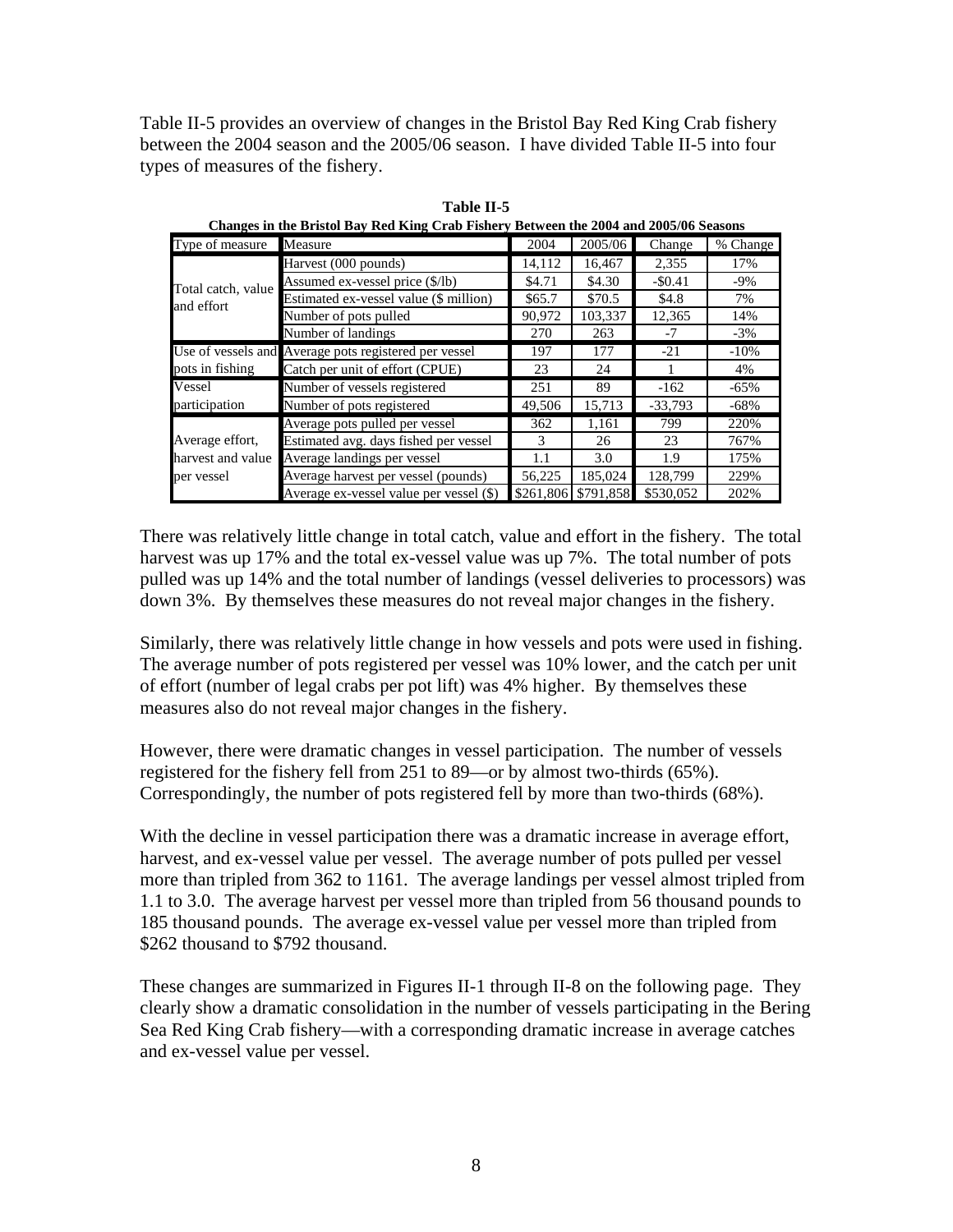Table II-5 provides an overview of changes in the Bristol Bay Red King Crab fishery between the 2004 season and the 2005/06 season. I have divided Table II-5 into four types of measures of the fishery.

**Table II-5**
**Changes in the Bristol Bay Red King Crab Fishery Between the 2004 and 2005/06 Seasons**

| Type of measure | Measure | 2004 | 2005/06 | Change | % Change |
|---|---|---|---|---|---|
| Total catch, value and effort | Harvest (000 pounds) | 14,112 | 16,467 | 2,355 | 17% |
| | Assumed ex-vessel price ($/lb) | $4.71 | $4.30 | -$0.41 | -9% |
| | Estimated ex-vessel value ($ million) | $65.7 | $70.5 | $4.8 | 7% |
| | Number of pots pulled | 90,972 | 103,337 | 12,365 | 14% |
| | Number of landings | 270 | 263 | -7 | -3% |
| Use of vessels and pots in fishing | Average pots registered per vessel | 197 | 177 | -21 | -10% |
| | Catch per unit of effort (CPUE) | 23 | 24 | 1 | 4% |
| Vessel participation | Number of vessels registered | 251 | 89 | -162 | -65% |
| | Number of pots registered | 49,506 | 15,713 | -33,793 | -68% |
| Average effort, harvest and value per vessel | Average pots pulled per vessel | 362 | 1,161 | 799 | 220% |
| | Estimated avg. days fished per vessel | 3 | 26 | 23 | 767% |
| | Average landings per vessel | 1.1 | 3.0 | 1.9 | 175% |
| | Average harvest per vessel (pounds) | 56,225 | 185,024 | 128,799 | 229% |
| | Average ex-vessel value per vessel ($) | $261,806 | $791,858 | $530,052 | 202% |

There was relatively little change in total catch, value and effort in the fishery. The total harvest was up 17% and the total ex-vessel value was up 7%. The total number of pots pulled was up 14% and the total number of landings (vessel deliveries to processors) was down 3%. By themselves these measures do not reveal major changes in the fishery.

Similarly, there was relatively little change in how vessels and pots were used in fishing. The average number of pots registered per vessel was 10% lower, and the catch per unit of effort (number of legal crabs per pot lift) was 4% higher. By themselves these measures also do not reveal major changes in the fishery.

However, there were dramatic changes in vessel participation. The number of vessels registered for the fishery fell from 251 to 89—or by almost two-thirds (65%). Correspondingly, the number of pots registered fell by more than two-thirds (68%).

With the decline in vessel participation there was a dramatic increase in average effort, harvest, and ex-vessel value per vessel. The average number of pots pulled per vessel more than tripled from 362 to 1161. The average landings per vessel almost tripled from 1.1 to 3.0. The average harvest per vessel more than tripled from 56 thousand pounds to 185 thousand pounds. The average ex-vessel value per vessel more than tripled from $262 thousand to $792 thousand.

These changes are summarized in Figures II-1 through II-8 on the following page. They clearly show a dramatic consolidation in the number of vessels participating in the Bering Sea Red King Crab fishery—with a corresponding dramatic increase in average catches and ex-vessel value per vessel.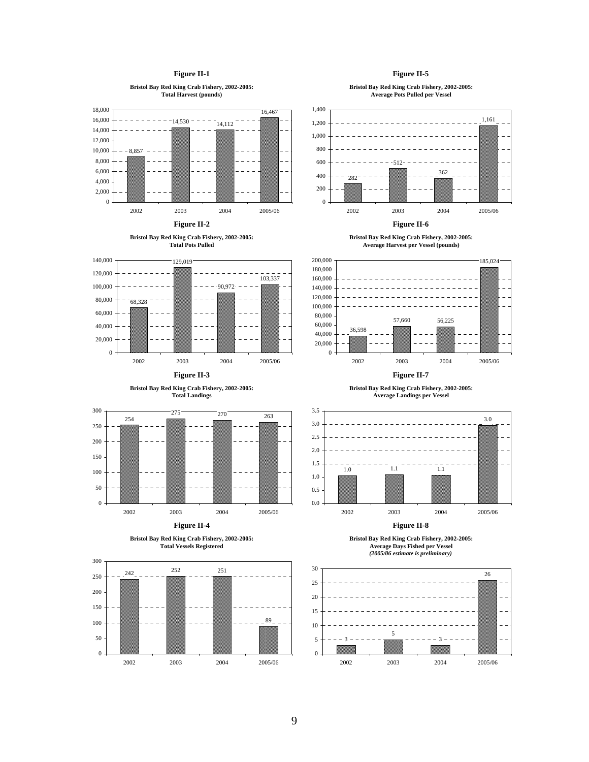**Figure II-1**

**Bristol Bay Red King Crab Fishery, 2002-2005: Total Harvest (pounds)**

| Year | Total Harvest |
| --- | --- |
| 2002 | 8,857 |
| 2003 | 14,530 |
| 2004 | 14,112 |
| 2005/06 | 16,467 |

**Figure II-2**

**Bristol Bay Red King Crab Fishery, 2002-2005: Total Pots Pulled**

| Year | Total Pots Pulled |
| --- | --- |
| 2002 | 68,328 |
| 2003 | 129,019 |
| 2004 | 90,972 |
| 2005/06 | 103,337 |

**Figure II-3**

**Bristol Bay Red King Crab Fishery, 2002-2005: Total Landings**

| Year | Total Landings |
| --- | --- |
| 2002 | 254 |
| 2003 | 275 |
| 2004 | 270 |
| 2005/06 | 263 |

**Figure II-4**

**Bristol Bay Red King Crab Fishery, 2002-2005: Total Vessels Registered**

| Year | Total Vessels Registered |
| --- | --- |
| 2002 | 242 |
| 2003 | 252 |
| 2004 | 251 |
| 2005/06 | 89 |

**Figure II-5**

**Bristol Bay Red King Crab Fishery, 2002-2005: Average Pots Pulled per Vessel**

| Year | Average Pots Pulled per Vessel |
| --- | --- |
| 2002 | 282 |
| 2003 | 512 |
| 2004 | 362 |
| 2005/06 | 1,161 |

**Figure II-6**

**Bristol Bay Red King Crab Fishery, 2002-2005: Average Harvest per Vessel (pounds)**

| Year | Average Harvest per Vessel |
| --- | --- |
| 2002 | 36,598 |
| 2003 | 57,660 |
| 2004 | 56,225 |
| 2005/06 | 185,024 |

**Figure II-7**

**Bristol Bay Red King Crab Fishery, 2002-2005: Average Landings per Vessel**

| Year | Average Landings per Vessel |
| --- | --- |
| 2002 | 1.0 |
| 2003 | 1.1 |
| 2004 | 1.1 |
| 2005/06 | 3.0 |

**Figure II-8**

**Bristol Bay Red King Crab Fishery, 2002-2005: Average Days Fished per Vessel**
***(2005/06 estimate is preliminary)***

| Year | Average Days Fished per Vessel |
| --- | --- |
| 2002 | 3 |
| 2003 | 5 |
| 2004 | 3 |
| 2005/06 | 26 |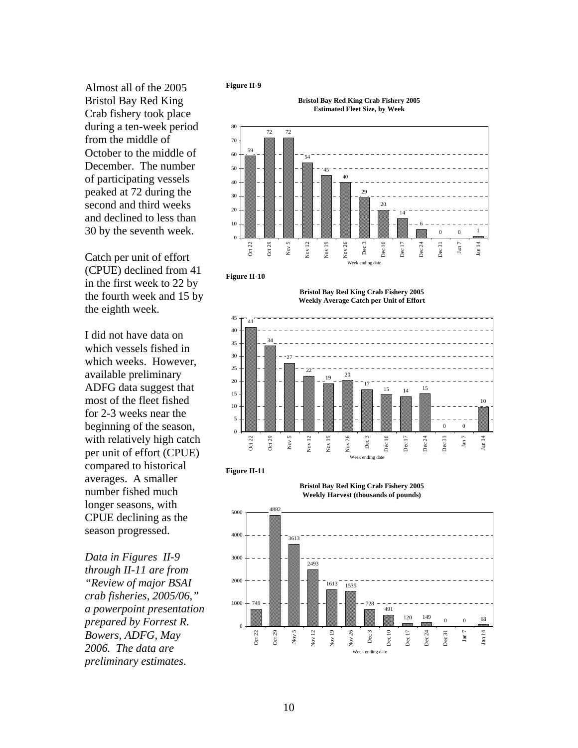Almost all of the 2005 Bristol Bay Red King Crab fishery took place during a ten-week period from the middle of October to the middle of December. The number of participating vessels peaked at 72 during the second and third weeks and declined to less than 30 by the seventh week.

Catch per unit of effort (CPUE) declined from 41 in the first week to 22 by the fourth week and 15 by the eighth week.

I did not have data on which vessels fished in which weeks. However, available preliminary ADFG data suggest that most of the fleet fished for 2-3 weeks near the beginning of the season, with relatively high catch per unit of effort (CPUE) compared to historical averages. A smaller number fished much longer seasons, with CPUE declining as the season progressed.

*Data in Figures II-9 through II-11 are from "Review of major BSAI crab fisheries, 2005/06," a powerpoint presentation prepared by Forrest R. Bowers, ADFG, May 2006. The data are preliminary estimates.*

**Figure II-9**

**Bristol Bay Red King Crab Fishery 2005**
**Estimated Fleet Size, by Week**

| Week ending date | Oct 22 | Oct 29 | Nov 5 | Nov 12 | Nov 19 | Nov 26 | Dec 3 | Dec 10 | Dec 17 | Dec 24 | Dec 31 | Jan 7 | Jan 14 |
|---|---|---|---|---|---|---|---|---|---|---|---|---|---|
| Fleet size | 59 | 72 | 72 | 54 | 45 | 40 | 29 | 20 | 14 | 6 | 0 | 0 | 1 |

**Figure II-10**

**Bristol Bay Red King Crab Fishery 2005**
**Weekly Average Catch per Unit of Effort**

| Week ending date | Oct 22 | Oct 29 | Nov 5 | Nov 12 | Nov 19 | Nov 26 | Dec 3 | Dec 10 | Dec 17 | Dec 24 | Dec 31 | Jan 7 | Jan 14 |
|---|---|---|---|---|---|---|---|---|---|---|---|---|---|
| CPUE | 41 | 34 | 27 | 22 | 19 | 20 | 17 | 15 | 14 | 15 | 0 | 0 | 10 |

**Figure II-11**

**Bristol Bay Red King Crab Fishery 2005**
**Weekly Harvest (thousands of pounds)**

| Week ending date | Oct 22 | Oct 29 | Nov 5 | Nov 12 | Nov 19 | Nov 26 | Dec 3 | Dec 10 | Dec 17 | Dec 24 | Dec 31 | Jan 7 | Jan 14 |
|---|---|---|---|---|---|---|---|---|---|---|---|---|---|
| Harvest | 749 | 4882 | 3613 | 2493 | 1613 | 1535 | 728 | 491 | 120 | 149 | 0 | 0 | 68 |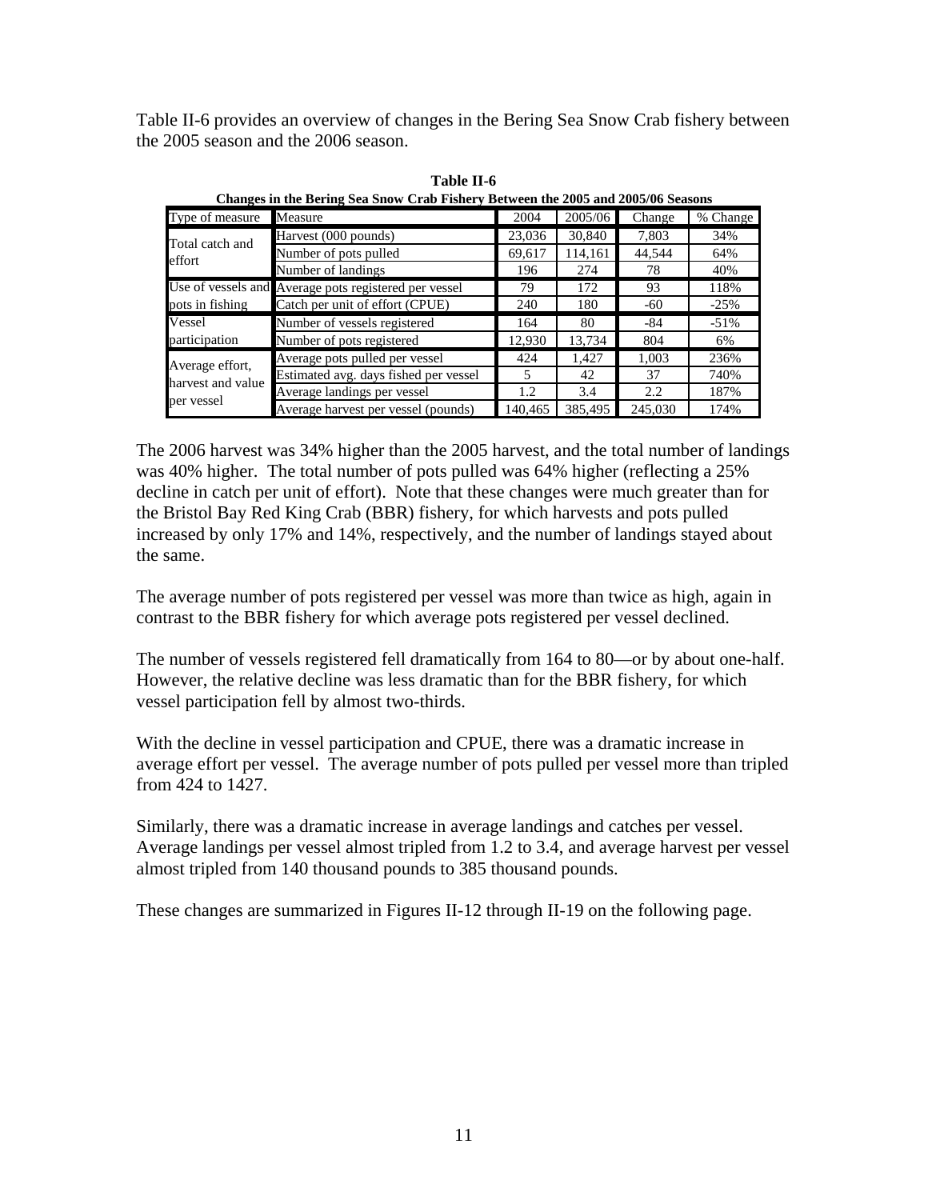Table II-6 provides an overview of changes in the Bering Sea Snow Crab fishery between the 2005 season and the 2006 season.

**Table II-6**

**Changes in the Bering Sea Snow Crab Fishery Between the 2005 and 2005/06 Seasons**

| Type of measure | Measure | 2004 | 2005/06 | Change | % Change |
|---|---|---|---|---|---|
| Total catch and effort | Harvest (000 pounds) | 23,036 | 30,840 | 7,803 | 34% |
| | Number of pots pulled | 69,617 | 114,161 | 44,544 | 64% |
| | Number of landings | 196 | 274 | 78 | 40% |
| Use of vessels and pots in fishing | Average pots registered per vessel | 79 | 172 | 93 | 118% |
| | Catch per unit of effort (CPUE) | 240 | 180 | -60 | -25% |
| Vessel participation | Number of vessels registered | 164 | 80 | -84 | -51% |
| | Number of pots registered | 12,930 | 13,734 | 804 | 6% |
| Average effort, harvest and value per vessel | Average pots pulled per vessel | 424 | 1,427 | 1,003 | 236% |
| | Estimated avg. days fished per vessel | 5 | 42 | 37 | 740% |
| | Average landings per vessel | 1.2 | 3.4 | 2.2 | 187% |
| | Average harvest per vessel (pounds) | 140,465 | 385,495 | 245,030 | 174% |

The 2006 harvest was 34% higher than the 2005 harvest, and the total number of landings was 40% higher. The total number of pots pulled was 64% higher (reflecting a 25% decline in catch per unit of effort). Note that these changes were much greater than for the Bristol Bay Red King Crab (BBR) fishery, for which harvests and pots pulled increased by only 17% and 14%, respectively, and the number of landings stayed about the same.

The average number of pots registered per vessel was more than twice as high, again in contrast to the BBR fishery for which average pots registered per vessel declined.

The number of vessels registered fell dramatically from 164 to 80—or by about one-half. However, the relative decline was less dramatic than for the BBR fishery, for which vessel participation fell by almost two-thirds.

With the decline in vessel participation and CPUE, there was a dramatic increase in average effort per vessel. The average number of pots pulled per vessel more than tripled from 424 to 1427.

Similarly, there was a dramatic increase in average landings and catches per vessel. Average landings per vessel almost tripled from 1.2 to 3.4, and average harvest per vessel almost tripled from 140 thousand pounds to 385 thousand pounds.

These changes are summarized in Figures II-12 through II-19 on the following page.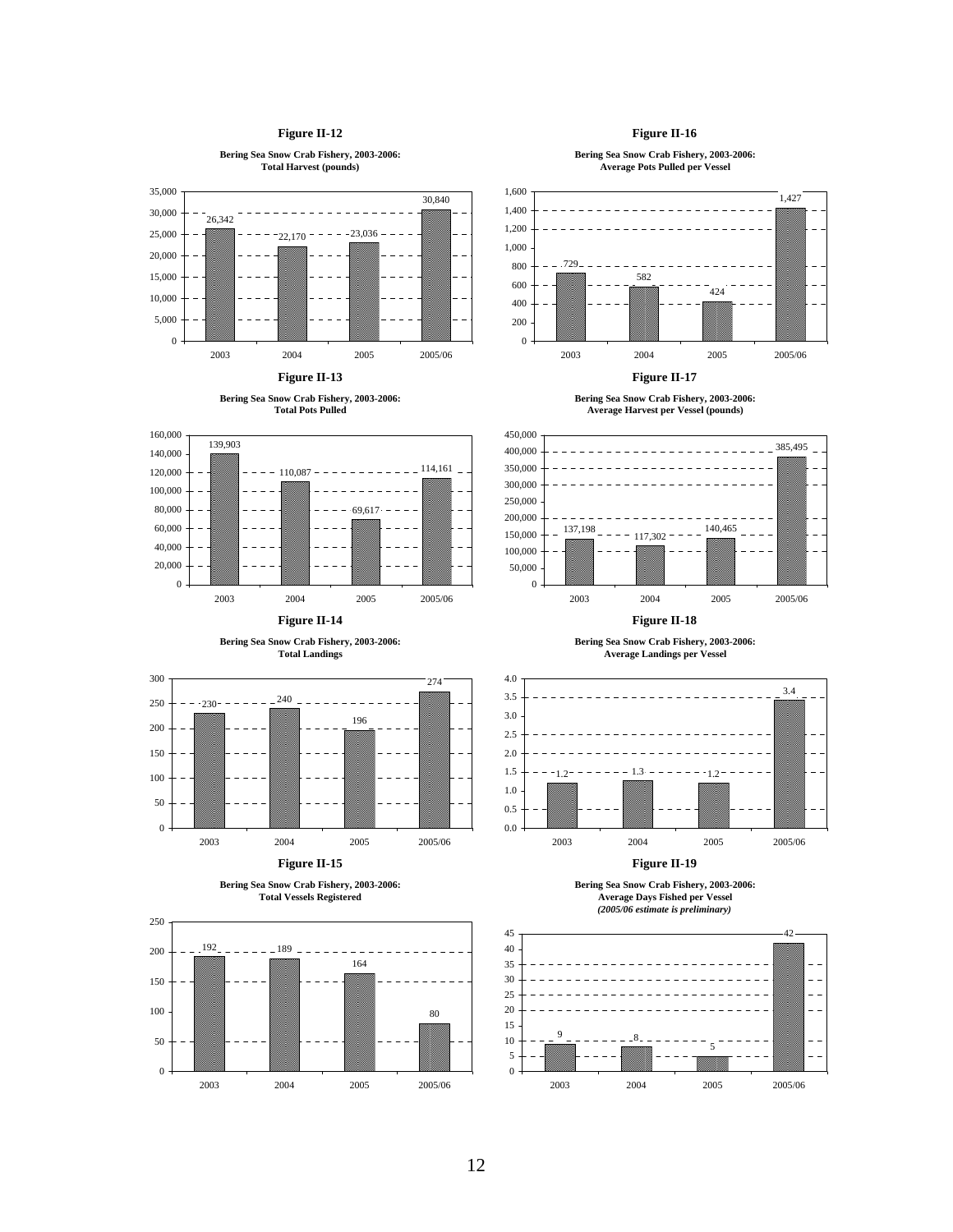**Figure II-12**

**Bering Sea Snow Crab Fishery, 2003-2006: Total Harvest (pounds)**

| Year | Total Harvest (pounds) |
| --- | --- |
| 2003 | 26,342 |
| 2004 | 22,170 |
| 2005 | 23,036 |
| 2005/06 | 30,840 |

**Figure II-13**

**Bering Sea Snow Crab Fishery, 2003-2006: Total Pots Pulled**

| Year | Total Pots Pulled |
| --- | --- |
| 2003 | 139,903 |
| 2004 | 110,087 |
| 2005 | 69,617 |
| 2005/06 | 114,161 |

**Figure II-14**

**Bering Sea Snow Crab Fishery, 2003-2006: Total Landings**

| Year | Total Landings |
| --- | --- |
| 2003 | 230 |
| 2004 | 240 |
| 2005 | 196 |
| 2005/06 | 274 |

**Figure II-15**

**Bering Sea Snow Crab Fishery, 2003-2006: Total Vessels Registered**

| Year | Total Vessels Registered |
| --- | --- |
| 2003 | 192 |
| 2004 | 189 |
| 2005 | 164 |
| 2005/06 | 80 |

**Figure II-16**

**Bering Sea Snow Crab Fishery, 2003-2006: Average Pots Pulled per Vessel**

| Year | Average Pots Pulled per Vessel |
| --- | --- |
| 2003 | 729 |
| 2004 | 582 |
| 2005 | 424 |
| 2005/06 | 1,427 |

**Figure II-17**

**Bering Sea Snow Crab Fishery, 2003-2006: Average Harvest per Vessel (pounds)**

| Year | Average Harvest per Vessel (pounds) |
| --- | --- |
| 2003 | 137,198 |
| 2004 | 117,302 |
| 2005 | 140,465 |
| 2005/06 | 385,495 |

**Figure II-18**

**Bering Sea Snow Crab Fishery, 2003-2006: Average Landings per Vessel**

| Year | Average Landings per Vessel |
| --- | --- |
| 2003 | 1.2 |
| 2004 | 1.3 |
| 2005 | 1.2 |
| 2005/06 | 3.4 |

**Figure II-19**

**Bering Sea Snow Crab Fishery, 2003-2006: Average Days Fished per Vessel**
***(2005/06 estimate is preliminary)***

| Year | Average Days Fished per Vessel |
| --- | --- |
| 2003 | 9 |
| 2004 | 8 |
| 2005 | 5 |
| 2005/06 | 42 |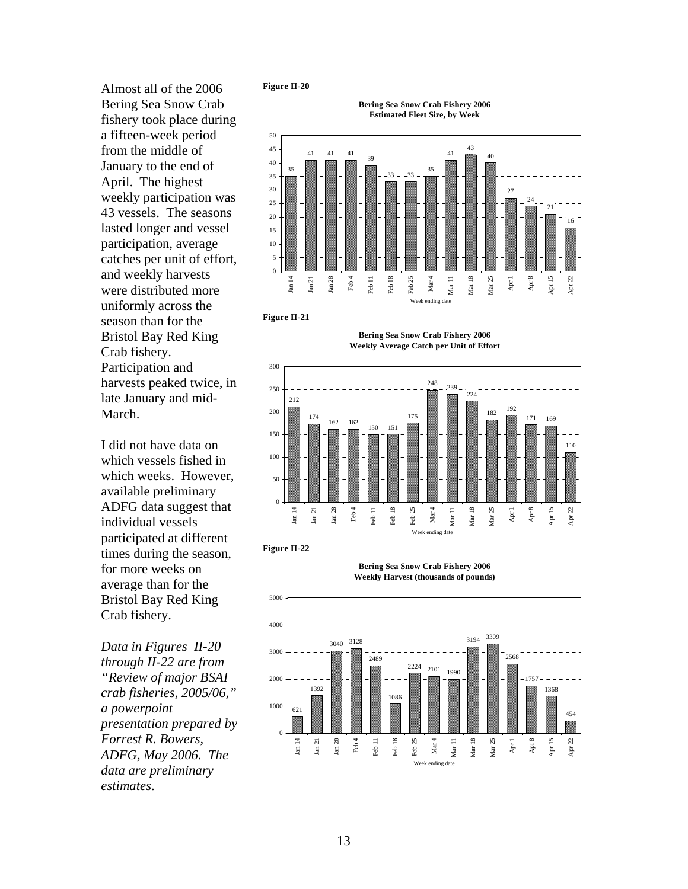Almost all of the 2006 Bering Sea Snow Crab fishery took place during a fifteen-week period from the middle of January to the end of April. The highest weekly participation was 43 vessels. The seasons lasted longer and vessel participation, average catches per unit of effort, and weekly harvests were distributed more uniformly across the season than for the Bristol Bay Red King Crab fishery. Participation and harvests peaked twice, in late January and mid-March.

I did not have data on which vessels fished in which weeks. However, available preliminary ADFG data suggest that individual vessels participated at different times during the season, for more weeks on average than for the Bristol Bay Red King Crab fishery.

*Data in Figures II-20 through II-22 are from "Review of major BSAI crab fisheries, 2005/06," a powerpoint presentation prepared by Forrest R. Bowers, ADFG, May 2006. The data are preliminary estimates.*

**Figure II-20**

**Bering Sea Snow Crab Fishery 2006**
**Estimated Fleet Size, by Week**

| Week ending date | Jan 14 | Jan 21 | Jan 28 | Feb 4 | Feb 11 | Feb 18 | Feb 25 | Mar 4 | Mar 11 | Mar 18 | Mar 25 | Apr 1 | Apr 8 | Apr 15 | Apr 22 |
|---|---|---|---|---|---|---|---|---|---|---|---|---|---|---|---|
| Fleet size | 35 | 41 | 41 | 41 | 39 | 33 | 33 | 35 | 41 | 43 | 40 | 27 | 24 | 21 | 16 |

**Figure II-21**

**Bering Sea Snow Crab Fishery 2006**
**Weekly Average Catch per Unit of Effort**

| Week ending date | Jan 14 | Jan 21 | Jan 28 | Feb 4 | Feb 11 | Feb 18 | Feb 25 | Mar 4 | Mar 11 | Mar 18 | Mar 25 | Apr 1 | Apr 8 | Apr 15 | Apr 22 |
|---|---|---|---|---|---|---|---|---|---|---|---|---|---|---|---|
| CPUE | 212 | 174 | 162 | 162 | 150 | 151 | 175 | 248 | 239 | 224 | 182 | 192 | 171 | 169 | 110 |

**Figure II-22**

**Bering Sea Snow Crab Fishery 2006**
**Weekly Harvest (thousands of pounds)**

| Week ending date | Jan 14 | Jan 21 | Jan 28 | Feb 4 | Feb 11 | Feb 18 | Feb 25 | Mar 4 | Mar 11 | Mar 18 | Mar 25 | Apr 1 | Apr 8 | Apr 15 | Apr 22 |
|---|---|---|---|---|---|---|---|---|---|---|---|---|---|---|---|
| Harvest | 621 | 1392 | 3040 | 3128 | 2489 | 1086 | 2224 | 2101 | 1990 | 3194 | 3309 | 2568 | 1757 | 1368 | 454 |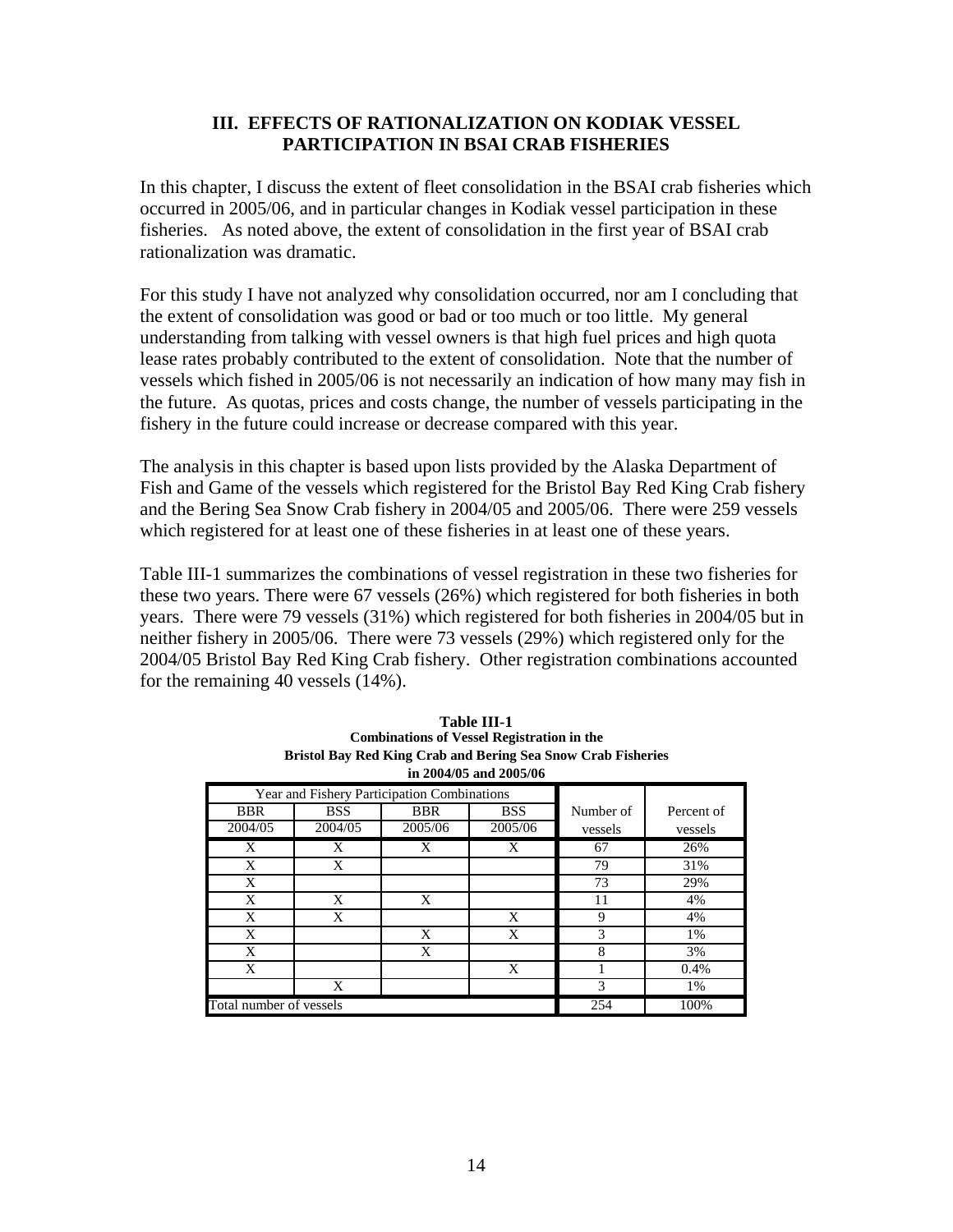## III. EFFECTS OF RATIONALIZATION ON KODIAK VESSEL PARTICIPATION IN BSAI CRAB FISHERIES

In this chapter, I discuss the extent of fleet consolidation in the BSAI crab fisheries which occurred in 2005/06, and in particular changes in Kodiak vessel participation in these fisheries. As noted above, the extent of consolidation in the first year of BSAI crab rationalization was dramatic.

For this study I have not analyzed why consolidation occurred, nor am I concluding that the extent of consolidation was good or bad or too much or too little. My general understanding from talking with vessel owners is that high fuel prices and high quota lease rates probably contributed to the extent of consolidation. Note that the number of vessels which fished in 2005/06 is not necessarily an indication of how many may fish in the future. As quotas, prices and costs change, the number of vessels participating in the fishery in the future could increase or decrease compared with this year.

The analysis in this chapter is based upon lists provided by the Alaska Department of Fish and Game of the vessels which registered for the Bristol Bay Red King Crab fishery and the Bering Sea Snow Crab fishery in 2004/05 and 2005/06. There were 259 vessels which registered for at least one of these fisheries in at least one of these years.

Table III-1 summarizes the combinations of vessel registration in these two fisheries for these two years. There were 67 vessels (26%) which registered for both fisheries in both years. There were 79 vessels (31%) which registered for both fisheries in 2004/05 but in neither fishery in 2005/06. There were 73 vessels (29%) which registered only for the 2004/05 Bristol Bay Red King Crab fishery. Other registration combinations accounted for the remaining 40 vessels (14%).

**Table III-1**
**Combinations of Vessel Registration in the Bristol Bay Red King Crab and Bering Sea Snow Crab Fisheries in 2004/05 and 2005/06**

| Year and Fishery Participation Combinations | | | | | |
|---|---|---|---|---|---|
| BBR 2004/05 | BSS 2004/05 | BBR 2005/06 | BSS 2005/06 | Number of vessels | Percent of vessels |
| X | X | X | X | 67 | 26% |
| X | X | | | 79 | 31% |
| X | | | | 73 | 29% |
| X | X | X | | 11 | 4% |
| X | X | | X | 9 | 4% |
| X | | X | X | 3 | 1% |
| X | | X | | 8 | 3% |
| X | | | X | 1 | 0.4% |
| | X | | | 3 | 1% |
| Total number of vessels | | | | 254 | 100% |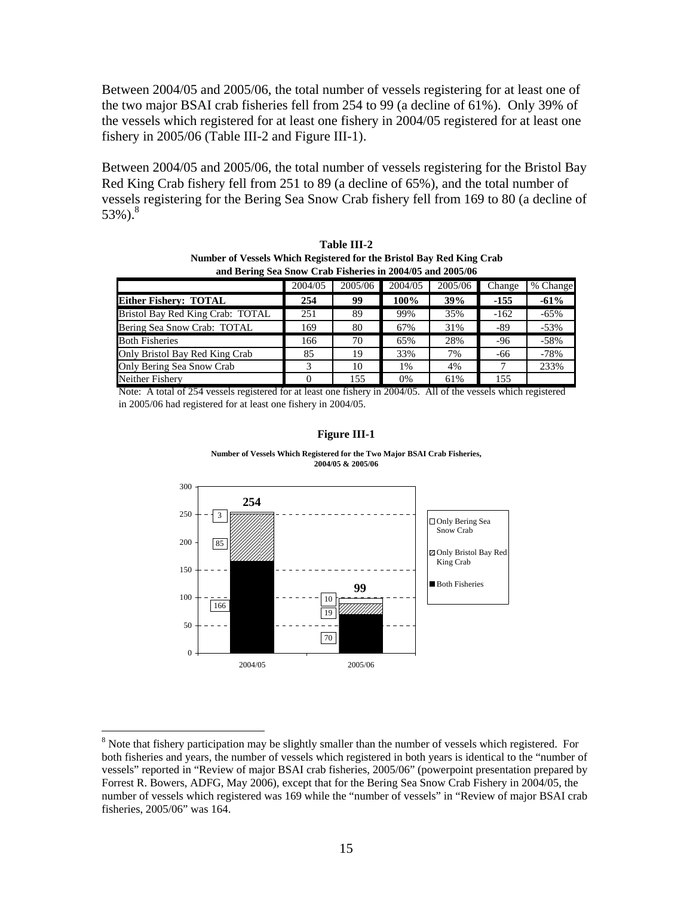Between 2004/05 and 2005/06, the total number of vessels registering for at least one of the two major BSAI crab fisheries fell from 254 to 99 (a decline of 61%). Only 39% of the vessels which registered for at least one fishery in 2004/05 registered for at least one fishery in 2005/06 (Table III-2 and Figure III-1).

Between 2004/05 and 2005/06, the total number of vessels registering for the Bristol Bay Red King Crab fishery fell from 251 to 89 (a decline of 65%), and the total number of vessels registering for the Bering Sea Snow Crab fishery fell from 169 to 80 (a decline of 53%).[8]

**Table III-2**
**Number of Vessels Which Registered for the Bristol Bay Red King Crab and Bering Sea Snow Crab Fisheries in 2004/05 and 2005/06**

| | 2004/05 | 2005/06 | 2004/05 | 2005/06 | Change | % Change |
|---|---|---|---|---|---|---|
| **Either Fishery: TOTAL** | **254** | **99** | **100%** | **39%** | **-155** | **-61%** |
| Bristol Bay Red King Crab: TOTAL | 251 | 89 | 99% | 35% | -162 | -65% |
| Bering Sea Snow Crab: TOTAL | 169 | 80 | 67% | 31% | -89 | -53% |
| Both Fisheries | 166 | 70 | 65% | 28% | -96 | -58% |
| Only Bristol Bay Red King Crab | 85 | 19 | 33% | 7% | -66 | -78% |
| Only Bering Sea Snow Crab | 3 | 10 | 1% | 4% | 7 | 233% |
| Neither Fishery | 0 | 155 | 0% | 61% | 155 | |

Note: A total of 254 vessels registered for at least one fishery in 2004/05. All of the vessels which registered in 2005/06 had registered for at least one fishery in 2004/05.

**Figure III-1**

**Number of Vessels Which Registered for the Two Major BSAI Crab Fisheries, 2004/05 & 2005/06**

| | 2004/05 | 2005/06 |
|---|---|---|
| Only Bering Sea Snow Crab | 3 | 10 |
| Only Bristol Bay Red King Crab | 85 | 19 |
| Both Fisheries | 166 | 70 |
| Total | 254 | 99 |

[8] Note that fishery participation may be slightly smaller than the number of vessels which registered. For both fisheries and years, the number of vessels which registered in both years is identical to the "number of vessels" reported in "Review of major BSAI crab fisheries, 2005/06" (powerpoint presentation prepared by Forrest R. Bowers, ADFG, May 2006), except that for the Bering Sea Snow Crab Fishery in 2004/05, the number of vessels which registered was 169 while the "number of vessels" in "Review of major BSAI crab fisheries, 2005/06" was 164.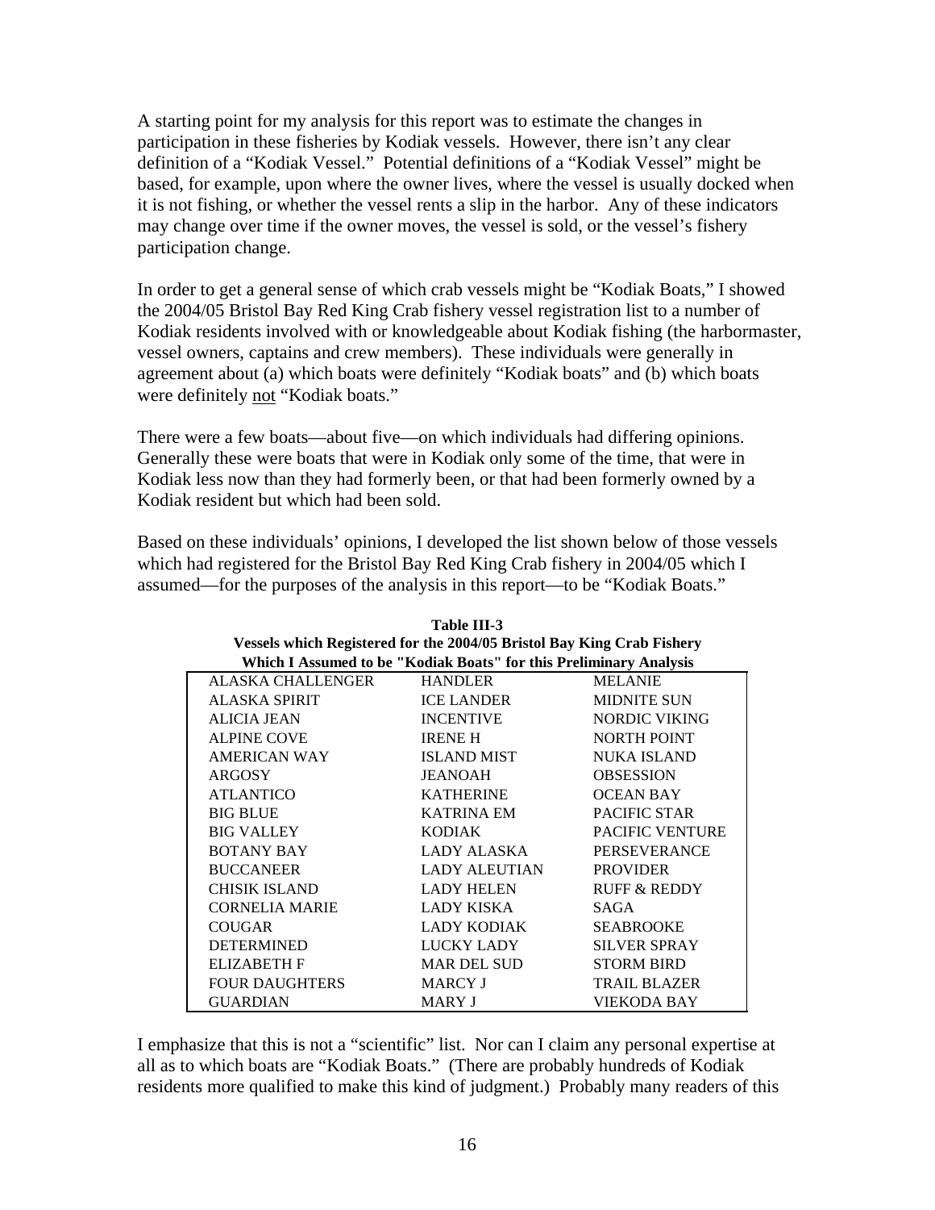A starting point for my analysis for this report was to estimate the changes in participation in these fisheries by Kodiak vessels. However, there isn't any clear definition of a "Kodiak Vessel." Potential definitions of a "Kodiak Vessel" might be based, for example, upon where the owner lives, where the vessel is usually docked when it is not fishing, or whether the vessel rents a slip in the harbor. Any of these indicators may change over time if the owner moves, the vessel is sold, or the vessel's fishery participation change.

In order to get a general sense of which crab vessels might be "Kodiak Boats," I showed the 2004/05 Bristol Bay Red King Crab fishery vessel registration list to a number of Kodiak residents involved with or knowledgeable about Kodiak fishing (the harbormaster, vessel owners, captains and crew members). These individuals were generally in agreement about (a) which boats were definitely "Kodiak boats" and (b) which boats were definitely not "Kodiak boats."

There were a few boats—about five—on which individuals had differing opinions. Generally these were boats that were in Kodiak only some of the time, that were in Kodiak less now than they had formerly been, or that had been formerly owned by a Kodiak resident but which had been sold.

Based on these individuals' opinions, I developed the list shown below of those vessels which had registered for the Bristol Bay Red King Crab fishery in 2004/05 which I assumed—for the purposes of the analysis in this report—to be "Kodiak Boats."

**Table III-3**
**Vessels which Registered for the 2004/05 Bristol Bay King Crab Fishery Which I Assumed to be "Kodiak Boats" for this Preliminary Analysis**

| | | |
|---|---|---|
| ALASKA CHALLENGER | HANDLER | MELANIE |
| ALASKA SPIRIT | ICE LANDER | MIDNITE SUN |
| ALICIA JEAN | INCENTIVE | NORDIC VIKING |
| ALPINE COVE | IRENE H | NORTH POINT |
| AMERICAN WAY | ISLAND MIST | NUKA ISLAND |
| ARGOSY | JEANOAH | OBSESSION |
| ATLANTICO | KATHERINE | OCEAN BAY |
| BIG BLUE | KATRINA EM | PACIFIC STAR |
| BIG VALLEY | KODIAK | PACIFIC VENTURE |
| BOTANY BAY | LADY ALASKA | PERSEVERANCE |
| BUCCANEER | LADY ALEUTIAN | PROVIDER |
| CHISIK ISLAND | LADY HELEN | RUFF & REDDY |
| CORNELIA MARIE | LADY KISKA | SAGA |
| COUGAR | LADY KODIAK | SEABROOKE |
| DETERMINED | LUCKY LADY | SILVER SPRAY |
| ELIZABETH F | MAR DEL SUD | STORM BIRD |
| FOUR DAUGHTERS | MARCY J | TRAIL BLAZER |
| GUARDIAN | MARY J | VIEKODA BAY |

I emphasize that this is not a "scientific" list. Nor can I claim any personal expertise at all as to which boats are "Kodiak Boats." (There are probably hundreds of Kodiak residents more qualified to make this kind of judgment.) Probably many readers of this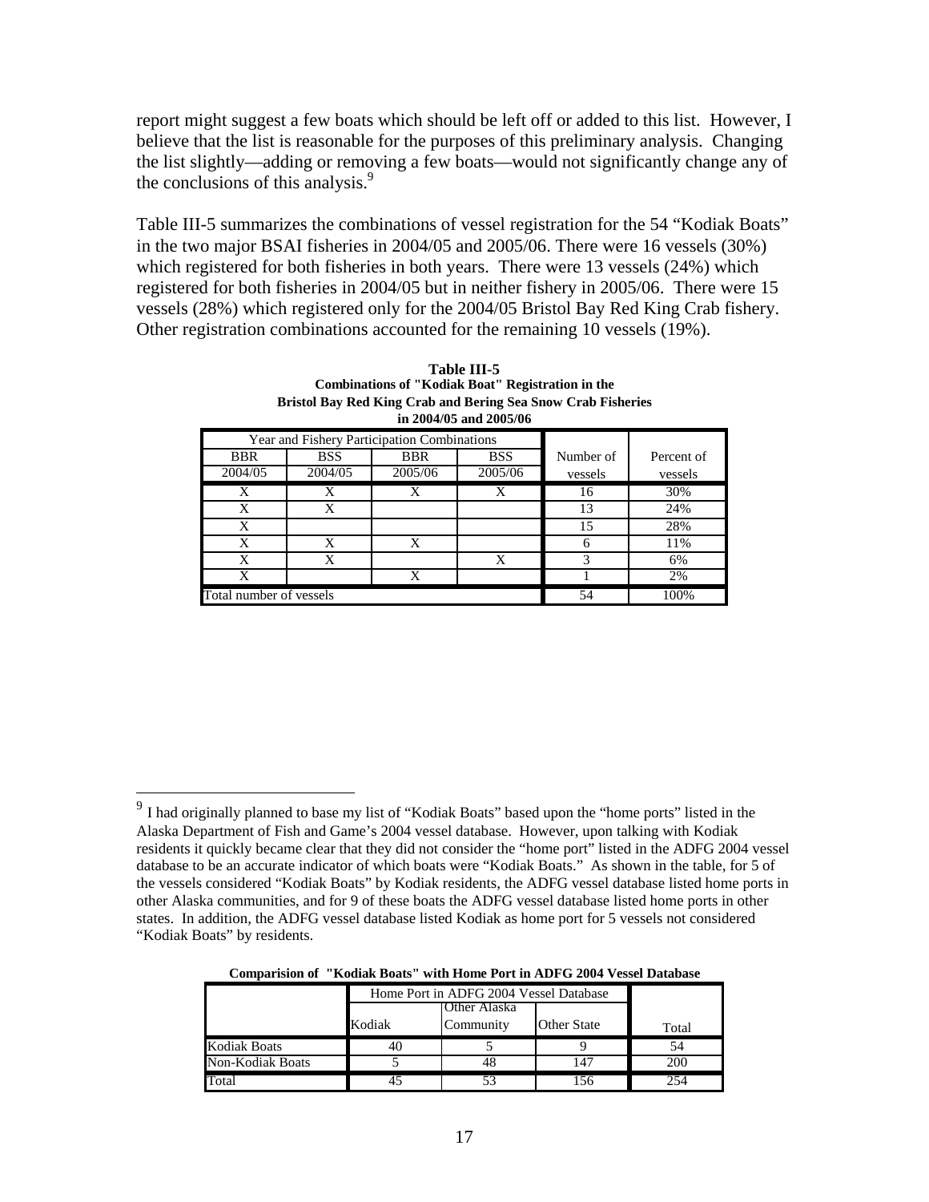report might suggest a few boats which should be left off or added to this list. However, I believe that the list is reasonable for the purposes of this preliminary analysis. Changing the list slightly—adding or removing a few boats—would not significantly change any of the conclusions of this analysis.[9]

Table III-5 summarizes the combinations of vessel registration for the 54 "Kodiak Boats" in the two major BSAI fisheries in 2004/05 and 2005/06. There were 16 vessels (30%) which registered for both fisheries in both years. There were 13 vessels (24%) which registered for both fisheries in 2004/05 but in neither fishery in 2005/06. There were 15 vessels (28%) which registered only for the 2004/05 Bristol Bay Red King Crab fishery. Other registration combinations accounted for the remaining 10 vessels (19%).

**Table III-5**
**Combinations of "Kodiak Boat" Registration in the Bristol Bay Red King Crab and Bering Sea Snow Crab Fisheries in 2004/05 and 2005/06**

| Year and Fishery Participation Combinations | | | | | |
|---|---|---|---|---|---|
| BBR 2004/05 | BSS 2004/05 | BBR 2005/06 | BSS 2005/06 | Number of vessels | Percent of vessels |
| X | X | X | X | 16 | 30% |
| X | X | | | 13 | 24% |
| X | | | | 15 | 28% |
| X | X | X | | 6 | 11% |
| X | X | | X | 3 | 6% |
| X | | X | | 1 | 2% |
| Total number of vessels | | | | 54 | 100% |

[9] I had originally planned to base my list of "Kodiak Boats" based upon the "home ports" listed in the Alaska Department of Fish and Game's 2004 vessel database. However, upon talking with Kodiak residents it quickly became clear that they did not consider the "home port" listed in the ADFG 2004 vessel database to be an accurate indicator of which boats were "Kodiak Boats." As shown in the table, for 5 of the vessels considered "Kodiak Boats" by Kodiak residents, the ADFG vessel database listed home ports in other Alaska communities, and for 9 of these boats the ADFG vessel database listed home ports in other states. In addition, the ADFG vessel database listed Kodiak as home port for 5 vessels not considered "Kodiak Boats" by residents.

**Comparision of "Kodiak Boats" with Home Port in ADFG 2004 Vessel Database**

| | Home Port in ADFG 2004 Vessel Database | | | |
|---|---|---|---|---|
| | Kodiak | Other Alaska Community | Other State | Total |
| Kodiak Boats | 40 | 5 | 9 | 54 |
| Non-Kodiak Boats | 5 | 48 | 147 | 200 |
| Total | 45 | 53 | 156 | 254 |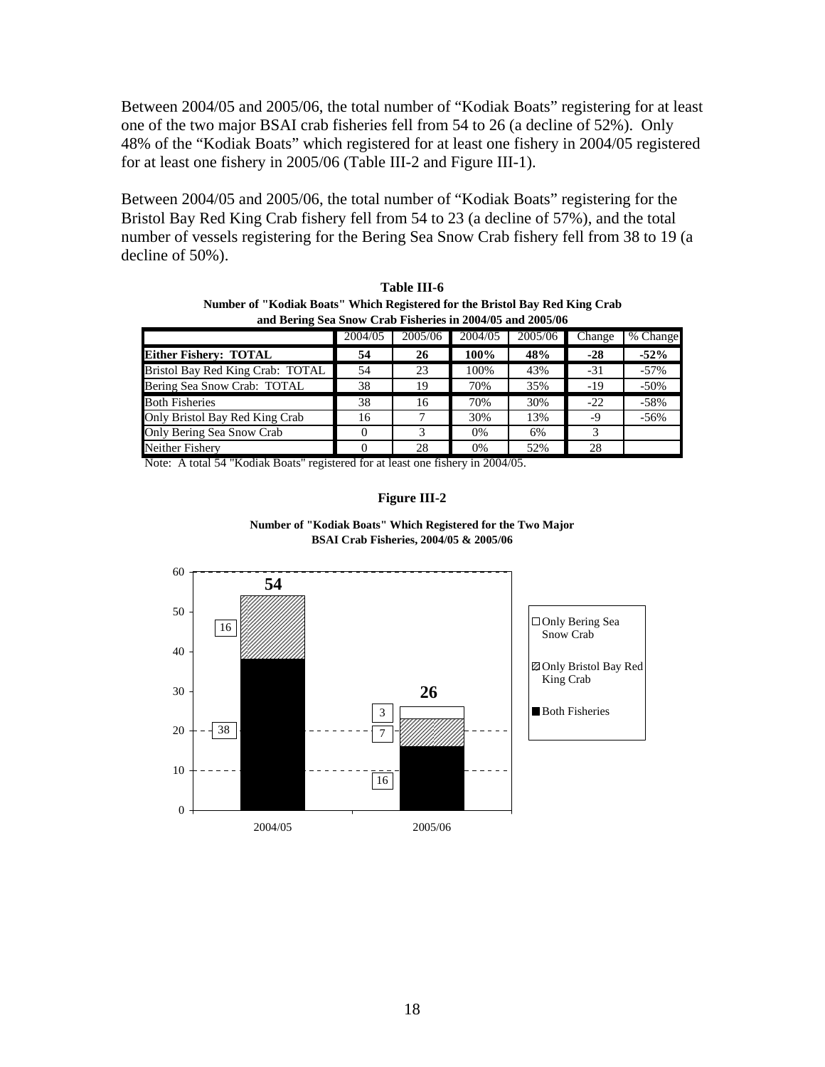Between 2004/05 and 2005/06, the total number of "Kodiak Boats" registering for at least one of the two major BSAI crab fisheries fell from 54 to 26 (a decline of 52%). Only 48% of the "Kodiak Boats" which registered for at least one fishery in 2004/05 registered for at least one fishery in 2005/06 (Table III-2 and Figure III-1).

Between 2004/05 and 2005/06, the total number of "Kodiak Boats" registering for the Bristol Bay Red King Crab fishery fell from 54 to 23 (a decline of 57%), and the total number of vessels registering for the Bering Sea Snow Crab fishery fell from 38 to 19 (a decline of 50%).

**Table III-6**
**Number of "Kodiak Boats" Which Registered for the Bristol Bay Red King Crab and Bering Sea Snow Crab Fisheries in 2004/05 and 2005/06**

| | 2004/05 | 2005/06 | 2004/05 | 2005/06 | Change | % Change |
|---|---|---|---|---|---|---|
| **Either Fishery: TOTAL** | **54** | **26** | **100%** | **48%** | **-28** | **-52%** |
| Bristol Bay Red King Crab: TOTAL | 54 | 23 | 100% | 43% | -31 | -57% |
| Bering Sea Snow Crab: TOTAL | 38 | 19 | 70% | 35% | -19 | -50% |
| Both Fisheries | 38 | 16 | 70% | 30% | -22 | -58% |
| Only Bristol Bay Red King Crab | 16 | 7 | 30% | 13% | -9 | -56% |
| Only Bering Sea Snow Crab | 0 | 3 | 0% | 6% | 3 | |
| Neither Fishery | 0 | 28 | 0% | 52% | 28 | |

Note: A total 54 "Kodiak Boats" registered for at least one fishery in 2004/05.

**Figure III-2**

**Number of "Kodiak Boats" Which Registered for the Two Major BSAI Crab Fisheries, 2004/05 & 2005/06**

| | 2004/05 | 2005/06 |
|---|---|---|
| Both Fisheries | 38 | 16 |
| Only Bristol Bay Red King Crab | 16 | 7 |
| Only Bering Sea Snow Crab | | 3 |
| Total | 54 | 26 |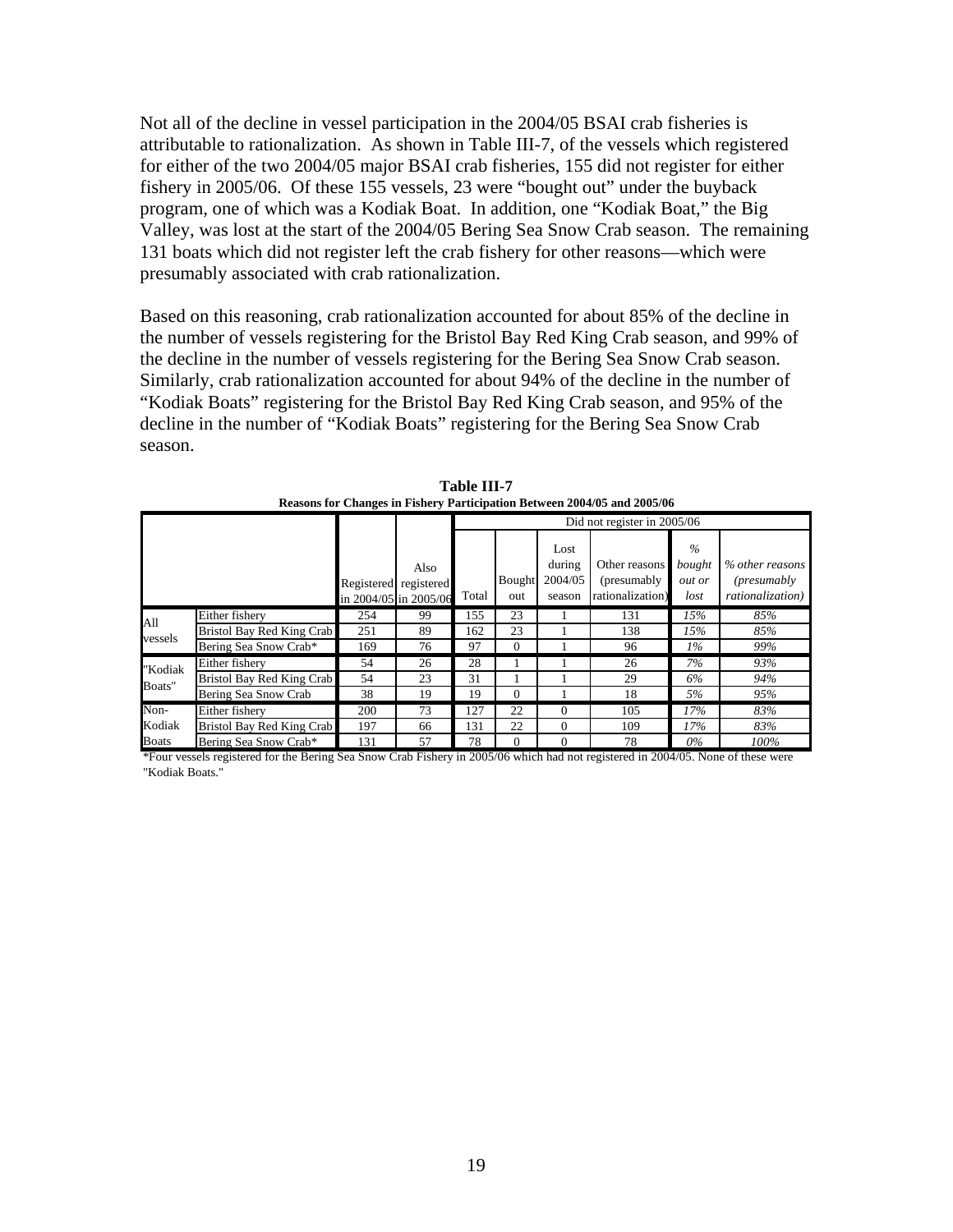Not all of the decline in vessel participation in the 2004/05 BSAI crab fisheries is attributable to rationalization. As shown in Table III-7, of the vessels which registered for either of the two 2004/05 major BSAI crab fisheries, 155 did not register for either fishery in 2005/06. Of these 155 vessels, 23 were "bought out" under the buyback program, one of which was a Kodiak Boat. In addition, one "Kodiak Boat," the Big Valley, was lost at the start of the 2004/05 Bering Sea Snow Crab season. The remaining 131 boats which did not register left the crab fishery for other reasons—which were presumably associated with crab rationalization.

Based on this reasoning, crab rationalization accounted for about 85% of the decline in the number of vessels registering for the Bristol Bay Red King Crab season, and 99% of the decline in the number of vessels registering for the Bering Sea Snow Crab season. Similarly, crab rationalization accounted for about 94% of the decline in the number of "Kodiak Boats" registering for the Bristol Bay Red King Crab season, and 95% of the decline in the number of "Kodiak Boats" registering for the Bering Sea Snow Crab season.

**Table III-7**
**Reasons for Changes in Fishery Participation Between 2004/05 and 2005/06**

| | | | | Did not register in 2005/06 | | | | | |
|---|---|---|---|---|---|---|---|---|---|
| | | Registered in 2004/05 | Also registered in 2005/06 | Total | Bought out | Lost during 2004/05 season | Other reasons (presumably rationalization) | *% bought out or lost* | *% other reasons (presumably rationalization)* |
| All vessels | Either fishery | 254 | 99 | 155 | 23 | 1 | 131 | *15%* | *85%* |
| | Bristol Bay Red King Crab | 251 | 89 | 162 | 23 | 1 | 138 | *15%* | *85%* |
| | Bering Sea Snow Crab* | 169 | 76 | 97 | 0 | 1 | 96 | *1%* | *99%* |
| "Kodiak Boats" | Either fishery | 54 | 26 | 28 | 1 | 1 | 26 | *7%* | *93%* |
| | Bristol Bay Red King Crab | 54 | 23 | 31 | 1 | 1 | 29 | *6%* | *94%* |
| | Bering Sea Snow Crab | 38 | 19 | 19 | 0 | 1 | 18 | *5%* | *95%* |
| Non-Kodiak Boats | Either fishery | 200 | 73 | 127 | 22 | 0 | 105 | *17%* | *83%* |
| | Bristol Bay Red King Crab | 197 | 66 | 131 | 22 | 0 | 109 | *17%* | *83%* |
| | Bering Sea Snow Crab* | 131 | 57 | 78 | 0 | 0 | 78 | *0%* | *100%* |

*Four vessels registered for the Bering Sea Snow Crab Fishery in 2005/06 which had not registered in 2004/05. None of these were "Kodiak Boats."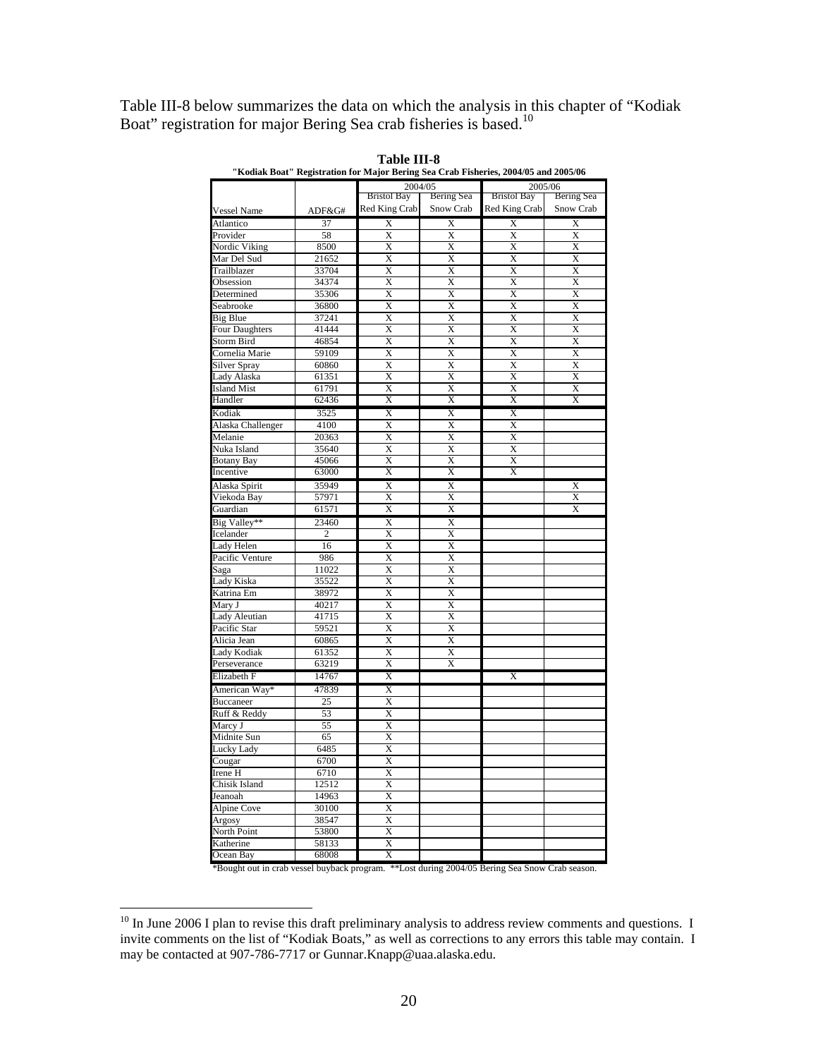Table III-8 below summarizes the data on which the analysis in this chapter of "Kodiak Boat" registration for major Bering Sea crab fisheries is based.[10]

**Table III-8**

**"Kodiak Boat" Registration for Major Bering Sea Crab Fisheries, 2004/05 and 2005/06**

| | | 2004/05 | | 2005/06 | |
|---|---|---|---|---|---|
| Vessel Name | ADF&G# | Bristol Bay Red King Crab | Bering Sea Snow Crab | Bristol Bay Red King Crab | Bering Sea Snow Crab |
| Atlantico | 37 | X | X | X | X |
| Provider | 58 | X | X | X | X |
| Nordic Viking | 8500 | X | X | X | X |
| Mar Del Sud | 21652 | X | X | X | X |
| Trailblazer | 33704 | X | X | X | X |
| Obsession | 34374 | X | X | X | X |
| Determined | 35306 | X | X | X | X |
| Seabrooke | 36800 | X | X | X | X |
| Big Blue | 37241 | X | X | X | X |
| Four Daughters | 41444 | X | X | X | X |
| Storm Bird | 46854 | X | X | X | X |
| Cornelia Marie | 59109 | X | X | X | X |
| Silver Spray | 60860 | X | X | X | X |
| Lady Alaska | 61351 | X | X | X | X |
| Island Mist | 61791 | X | X | X | X |
| Handler | 62436 | X | X | X | X |
| Kodiak | 3525 | X | X | X | |
| Alaska Challenger | 4100 | X | X | X | |
| Melanie | 20363 | X | X | X | |
| Nuka Island | 35640 | X | X | X | |
| Botany Bay | 45066 | X | X | X | |
| Incentive | 63000 | X | X | X | |
| Alaska Spirit | 35949 | X | X | | X |
| Viekoda Bay | 57971 | X | X | | X |
| Guardian | 61571 | X | X | | X |
| Big Valley** | 23460 | X | X | | |
| Icelander | 2 | X | X | | |
| Lady Helen | 16 | X | X | | |
| Pacific Venture | 986 | X | X | | |
| Saga | 11022 | X | X | | |
| Lady Kiska | 35522 | X | X | | |
| Katrina Em | 38972 | X | X | | |
| Mary J | 40217 | X | X | | |
| Lady Aleutian | 41715 | X | X | | |
| Pacific Star | 59521 | X | X | | |
| Alicia Jean | 60865 | X | X | | |
| Lady Kodiak | 61352 | X | X | | |
| Perseverance | 63219 | X | X | | |
| Elizabeth F | 14767 | X | | X | |
| American Way* | 47839 | X | | | |
| Buccaneer | 25 | X | | | |
| Ruff & Reddy | 53 | X | | | |
| Marcy J | 55 | X | | | |
| Midnite Sun | 65 | X | | | |
| Lucky Lady | 6485 | X | | | |
| Cougar | 6700 | X | | | |
| Irene H | 6710 | X | | | |
| Chisik Island | 12512 | X | | | |
| Jeanoah | 14963 | X | | | |
| Alpine Cove | 30100 | X | | | |
| Argosy | 38547 | X | | | |
| North Point | 53800 | X | | | |
| Katherine | 58133 | X | | | |
| Ocean Bay | 68008 | X | | | |

*Bought out in crab vessel buyback program. **Lost during 2004/05 Bering Sea Snow Crab season.

[10] In June 2006 I plan to revise this draft preliminary analysis to address review comments and questions. I invite comments on the list of "Kodiak Boats," as well as corrections to any errors this table may contain. I may be contacted at 907-786-7717 or Gunnar.Knapp@uaa.alaska.edu.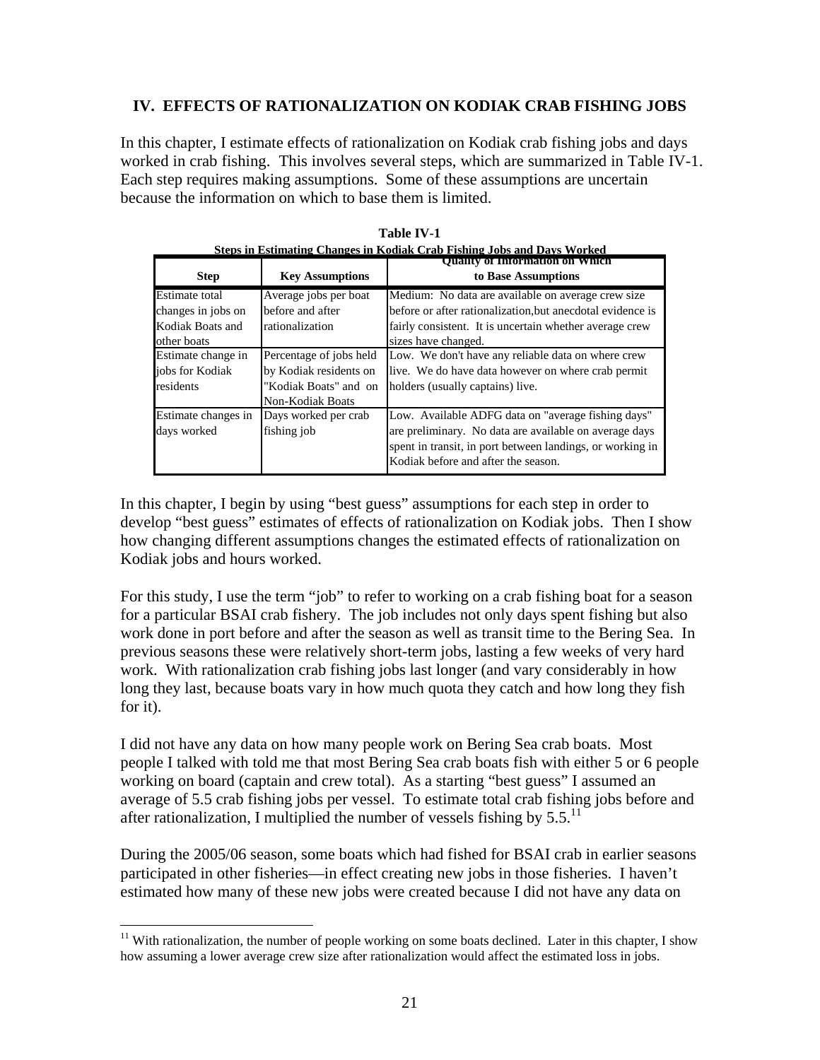## IV. EFFECTS OF RATIONALIZATION ON KODIAK CRAB FISHING JOBS

In this chapter, I estimate effects of rationalization on Kodiak crab fishing jobs and days worked in crab fishing. This involves several steps, which are summarized in Table IV-1. Each step requires making assumptions. Some of these assumptions are uncertain because the information on which to base them is limited.

**Table IV-1**
**Steps in Estimating Changes in Kodiak Crab Fishing Jobs and Days Worked**

| Step | Key Assumptions | Quality of Information on Which to Base Assumptions |
|---|---|---|
| Estimate total changes in jobs on Kodiak Boats and other boats | Average jobs per boat before and after rationalization | Medium: No data are available on average crew size before or after rationalization,but anecdotal evidence is fairly consistent. It is uncertain whether average crew sizes have changed. |
| Estimate change in jobs for Kodiak residents | Percentage of jobs held by Kodiak residents on "Kodiak Boats" and on Non-Kodiak Boats | Low. We don't have any reliable data on where crew live. We do have data however on where crab permit holders (usually captains) live. |
| Estimate changes in days worked | Days worked per crab fishing job | Low. Available ADFG data on "average fishing days" are preliminary. No data are available on average days spent in transit, in port between landings, or working in Kodiak before and after the season. |

In this chapter, I begin by using "best guess" assumptions for each step in order to develop "best guess" estimates of effects of rationalization on Kodiak jobs. Then I show how changing different assumptions changes the estimated effects of rationalization on Kodiak jobs and hours worked.

For this study, I use the term "job" to refer to working on a crab fishing boat for a season for a particular BSAI crab fishery. The job includes not only days spent fishing but also work done in port before and after the season as well as transit time to the Bering Sea. In previous seasons these were relatively short-term jobs, lasting a few weeks of very hard work. With rationalization crab fishing jobs last longer (and vary considerably in how long they last, because boats vary in how much quota they catch and how long they fish for it).

I did not have any data on how many people work on Bering Sea crab boats. Most people I talked with told me that most Bering Sea crab boats fish with either 5 or 6 people working on board (captain and crew total). As a starting "best guess" I assumed an average of 5.5 crab fishing jobs per vessel. To estimate total crab fishing jobs before and after rationalization, I multiplied the number of vessels fishing by 5.5.[11]

During the 2005/06 season, some boats which had fished for BSAI crab in earlier seasons participated in other fisheries—in effect creating new jobs in those fisheries. I haven't estimated how many of these new jobs were created because I did not have any data on

[11] With rationalization, the number of people working on some boats declined. Later in this chapter, I show how assuming a lower average crew size after rationalization would affect the estimated loss in jobs.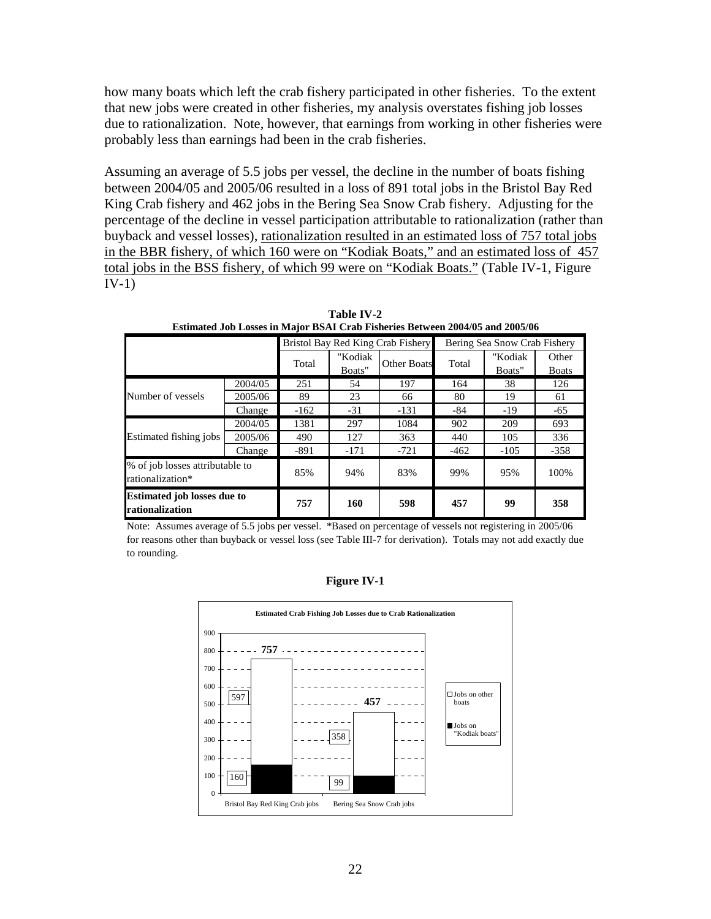how many boats which left the crab fishery participated in other fisheries. To the extent that new jobs were created in other fisheries, my analysis overstates fishing job losses due to rationalization. Note, however, that earnings from working in other fisheries were probably less than earnings had been in the crab fisheries.

Assuming an average of 5.5 jobs per vessel, the decline in the number of boats fishing between 2004/05 and 2005/06 resulted in a loss of 891 total jobs in the Bristol Bay Red King Crab fishery and 462 jobs in the Bering Sea Snow Crab fishery. Adjusting for the percentage of the decline in vessel participation attributable to rationalization (rather than buyback and vessel losses), <u>rationalization resulted in an estimated loss of 757 total jobs in the BBR fishery, of which 160 were on "Kodiak Boats," and an estimated loss of 457 total jobs in the BSS fishery, of which 99 were on "Kodiak Boats."</u> (Table IV-1, Figure IV-1)

**Table IV-2**
**Estimated Job Losses in Major BSAI Crab Fisheries Between 2004/05 and 2005/06**

| | | Bristol Bay Red King Crab Fishery | | | Bering Sea Snow Crab Fishery | | |
|---|---|---|---|---|---|---|---|
| | | Total | "Kodiak Boats" | Other Boats | Total | "Kodiak Boats" | Other Boats |
| Number of vessels | 2004/05 | 251 | 54 | 197 | 164 | 38 | 126 |
| | 2005/06 | 89 | 23 | 66 | 80 | 19 | 61 |
| | Change | -162 | -31 | -131 | -84 | -19 | -65 |
| Estimated fishing jobs | 2004/05 | 1381 | 297 | 1084 | 902 | 209 | 693 |
| | 2005/06 | 490 | 127 | 363 | 440 | 105 | 336 |
| | Change | -891 | -171 | -721 | -462 | -105 | -358 |
| % of job losses attributable to rationalization* | | 85% | 94% | 83% | 99% | 95% | 100% |
| **Estimated job losses due to rationalization** | | **757** | **160** | **598** | **457** | **99** | **358** |

Note: Assumes average of 5.5 jobs per vessel. *Based on percentage of vessels not registering in 2005/06 for reasons other than buyback or vessel loss (see Table III-7 for derivation). Totals may not add exactly due to rounding.

**Figure IV-1**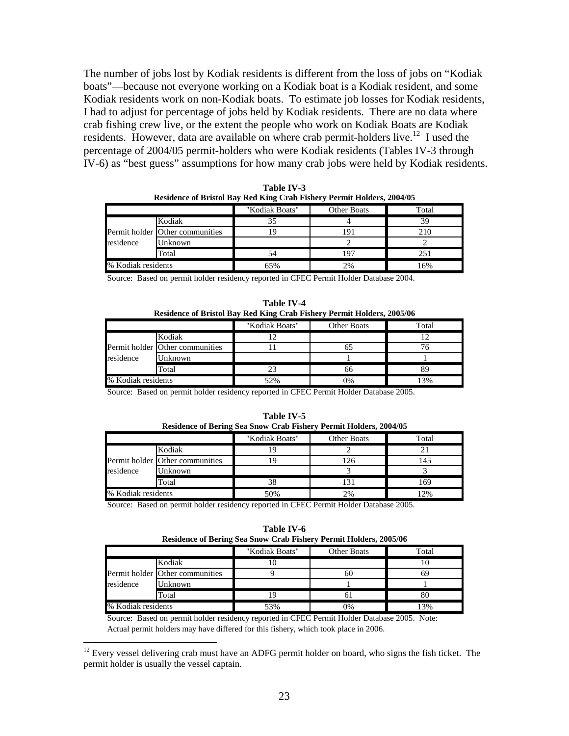The number of jobs lost by Kodiak residents is different from the loss of jobs on "Kodiak boats"—because not everyone working on a Kodiak boat is a Kodiak resident, and some Kodiak residents work on non-Kodiak boats. To estimate job losses for Kodiak residents, I had to adjust for percentage of jobs held by Kodiak residents. There are no data where crab fishing crew live, or the extent the people who work on Kodiak Boats are Kodiak residents. However, data are available on where crab permit-holders live.[12] I used the percentage of 2004/05 permit-holders who were Kodiak residents (Tables IV-3 through IV-6) as "best guess" assumptions for how many crab jobs were held by Kodiak residents.

**Table IV-3**
**Residence of Bristol Bay Red King Crab Fishery Permit Holders, 2004/05**

| | | "Kodiak Boats" | Other Boats | Total |
|---|---|---|---|---|
| Permit holder residence | Kodiak | 35 | 4 | 39 |
| | Other communities | 19 | 191 | 210 |
| | Unknown | | 2 | 2 |
| | Total | 54 | 197 | 251 |
| % Kodiak residents | | 65% | 2% | 16% |

Source: Based on permit holder residency reported in CFEC Permit Holder Database 2004.

**Table IV-4**
**Residence of Bristol Bay Red King Crab Fishery Permit Holders, 2005/06**

| | | "Kodiak Boats" | Other Boats | Total |
|---|---|---|---|---|
| Permit holder residence | Kodiak | 12 | | 12 |
| | Other communities | 11 | 65 | 76 |
| | Unknown | | 1 | 1 |
| | Total | 23 | 66 | 89 |
| % Kodiak residents | | 52% | 0% | 13% |

Source: Based on permit holder residency reported in CFEC Permit Holder Database 2005.

**Table IV-5**
**Residence of Bering Sea Snow Crab Fishery Permit Holders, 2004/05**

| | | "Kodiak Boats" | Other Boats | Total |
|---|---|---|---|---|
| Permit holder residence | Kodiak | 19 | 2 | 21 |
| | Other communities | 19 | 126 | 145 |
| | Unknown | | 3 | 3 |
| | Total | 38 | 131 | 169 |
| % Kodiak residents | | 50% | 2% | 12% |

Source: Based on permit holder residency reported in CFEC Permit Holder Database 2005.

**Table IV-6**
**Residence of Bering Sea Snow Crab Fishery Permit Holders, 2005/06**

| | | "Kodiak Boats" | Other Boats | Total |
|---|---|---|---|---|
| Permit holder residence | Kodiak | 10 | | 10 |
| | Other communities | 9 | 60 | 69 |
| | Unknown | | 1 | 1 |
| | Total | 19 | 61 | 80 |
| % Kodiak residents | | 53% | 0% | 13% |

Source: Based on permit holder residency reported in CFEC Permit Holder Database 2005. Note: Actual permit holders may have differed for this fishery, which took place in 2006.

[12] Every vessel delivering crab must have an ADFG permit holder on board, who signs the fish ticket. The permit holder is usually the vessel captain.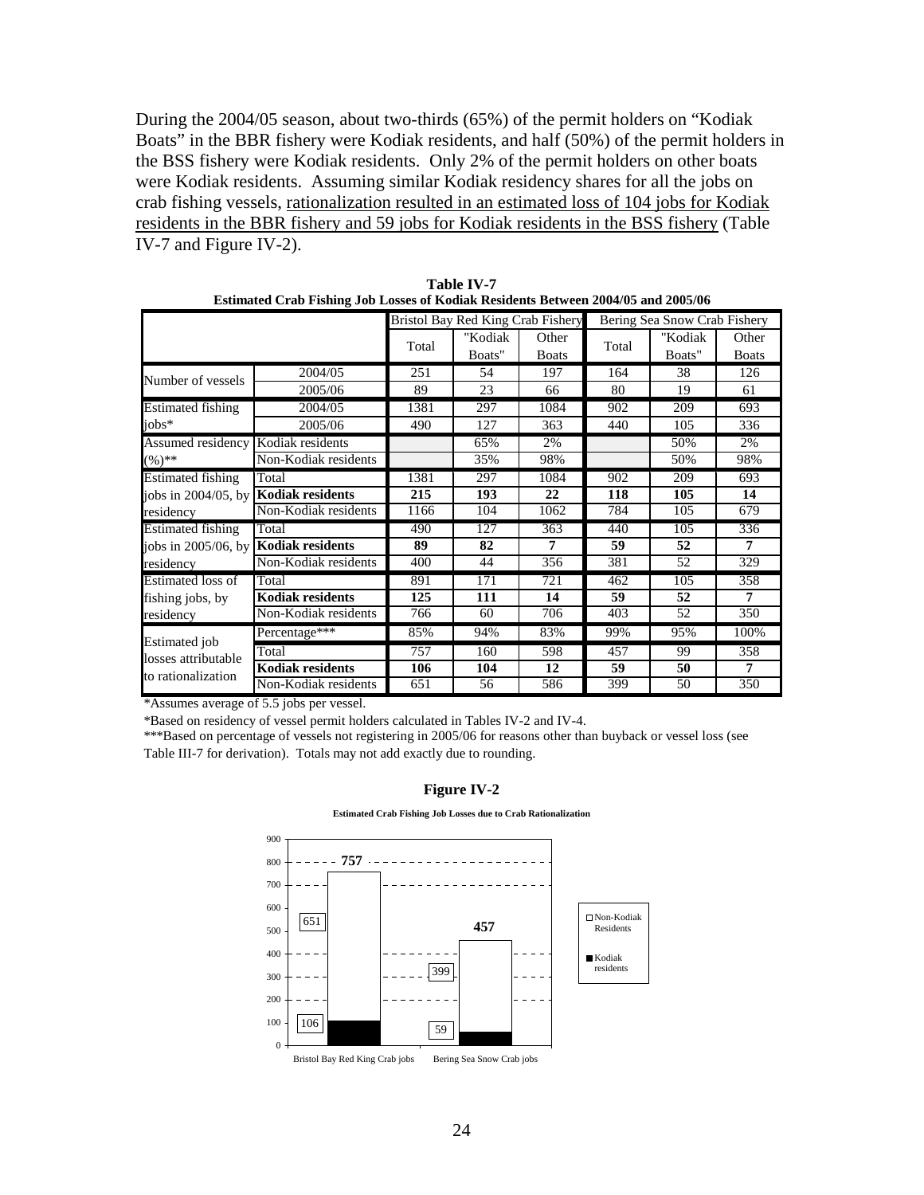During the 2004/05 season, about two-thirds (65%) of the permit holders on "Kodiak Boats" in the BBR fishery were Kodiak residents, and half (50%) of the permit holders in the BSS fishery were Kodiak residents. Only 2% of the permit holders on other boats were Kodiak residents. Assuming similar Kodiak residency shares for all the jobs on crab fishing vessels, rationalization resulted in an estimated loss of 104 jobs for Kodiak residents in the BBR fishery and 59 jobs for Kodiak residents in the BSS fishery (Table IV-7 and Figure IV-2).

**Table IV-7**
**Estimated Crab Fishing Job Losses of Kodiak Residents Between 2004/05 and 2005/06**

| | | Bristol Bay Red King Crab Fishery | | | Bering Sea Snow Crab Fishery | | |
|---|---|---|---|---|---|---|---|
| | | Total | "Kodiak Boats" | Other Boats | Total | "Kodiak Boats" | Other Boats |
| Number of vessels | 2004/05 | 251 | 54 | 197 | 164 | 38 | 126 |
| | 2005/06 | 89 | 23 | 66 | 80 | 19 | 61 |
| Estimated fishing jobs* | 2004/05 | 1381 | 297 | 1084 | 902 | 209 | 693 |
| | 2005/06 | 490 | 127 | 363 | 440 | 105 | 336 |
| Assumed residency (%)** | Kodiak residents | | 65% | 2% | | 50% | 2% |
| | Non-Kodiak residents | | 35% | 98% | | 50% | 98% |
| Estimated fishing jobs in 2004/05, by residency | Total | 1381 | 297 | 1084 | 902 | 209 | 693 |
| | **Kodiak residents** | **215** | **193** | **22** | **118** | **105** | **14** |
| | Non-Kodiak residents | 1166 | 104 | 1062 | 784 | 105 | 679 |
| Estimated fishing jobs in 2005/06, by residency | Total | 490 | 127 | 363 | 440 | 105 | 336 |
| | **Kodiak residents** | **89** | **82** | **7** | **59** | **52** | **7** |
| | Non-Kodiak residents | 400 | 44 | 356 | 381 | 52 | 329 |
| Estimated loss of fishing jobs, by residency | Total | 891 | 171 | 721 | 462 | 105 | 358 |
| | **Kodiak residents** | **125** | **111** | **14** | **59** | **52** | **7** |
| | Non-Kodiak residents | 766 | 60 | 706 | 403 | 52 | 350 |
| Estimated job losses attributable to rationalization | Percentage*** | 85% | 94% | 83% | 99% | 95% | 100% |
| | Total | 757 | 160 | 598 | 457 | 99 | 358 |
| | **Kodiak residents** | **106** | **104** | **12** | **59** | **50** | **7** |
| | Non-Kodiak residents | 651 | 56 | 586 | 399 | 50 | 350 |

*Assumes average of 5.5 jobs per vessel.

*Based on residency of vessel permit holders calculated in Tables IV-2 and IV-4.

***Based on percentage of vessels not registering in 2005/06 for reasons other than buyback or vessel loss (see Table III-7 for derivation). Totals may not add exactly due to rounding.

**Figure IV-2**

**Estimated Crab Fishing Job Losses due to Crab Rationalization**

| | Bristol Bay Red King Crab jobs | Bering Sea Snow Crab jobs |
|---|---|---|
| Non-Kodiak Residents | 651 | 399 |
| Kodiak residents | 106 | 59 |
| Total | 757 | 457 |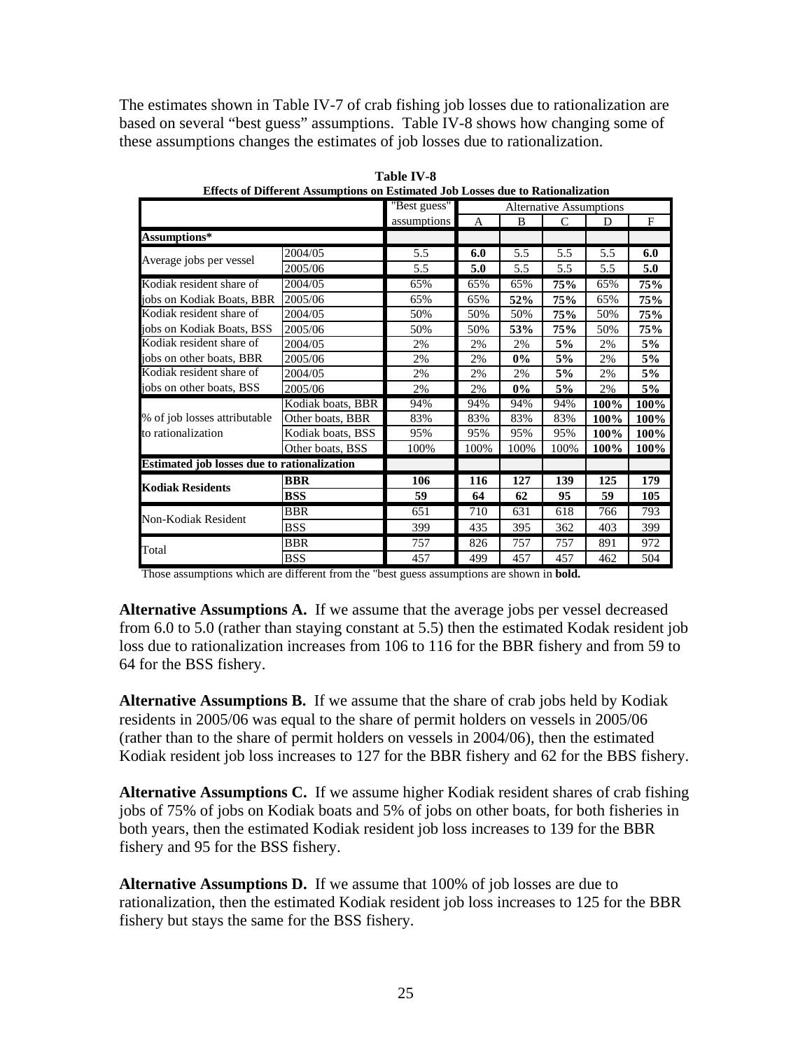The estimates shown in Table IV-7 of crab fishing job losses due to rationalization are based on several "best guess" assumptions. Table IV-8 shows how changing some of these assumptions changes the estimates of job losses due to rationalization.

**Table IV-8**
**Effects of Different Assumptions on Estimated Job Losses due to Rationalization**

| | | "Best guess" assumptions | Alternative Assumptions A | B | C | D | F |
|---|---|---|---|---|---|---|---|
| **Assumptions*** | | | | | | | |
| Average jobs per vessel | 2004/05 | 5.5 | **6.0** | 5.5 | 5.5 | 5.5 | **6.0** |
| | 2005/06 | 5.5 | **5.0** | 5.5 | 5.5 | 5.5 | **5.0** |
| Kodiak resident share of jobs on Kodiak Boats, BBR | 2004/05 | 65% | 65% | 65% | **75%** | 65% | **75%** |
| | 2005/06 | 65% | 65% | **52%** | **75%** | 65% | **75%** |
| Kodiak resident share of jobs on Kodiak Boats, BSS | 2004/05 | 50% | 50% | 50% | **75%** | 50% | **75%** |
| | 2005/06 | 50% | 50% | **53%** | **75%** | 50% | **75%** |
| Kodiak resident share of jobs on other boats, BBR | 2004/05 | 2% | 2% | 2% | **5%** | 2% | **5%** |
| | 2005/06 | 2% | 2% | **0%** | **5%** | 2% | **5%** |
| Kodiak resident share of jobs on other boats, BSS | 2004/05 | 2% | 2% | 2% | **5%** | 2% | **5%** |
| | 2005/06 | 2% | 2% | **0%** | **5%** | 2% | **5%** |
| % of job losses attributable to rationalization | Kodiak boats, BBR | 94% | 94% | 94% | 94% | **100%** | **100%** |
| | Other boats, BBR | 83% | 83% | 83% | 83% | **100%** | **100%** |
| | Kodiak boats, BSS | 95% | 95% | 95% | 95% | **100%** | **100%** |
| | Other boats, BSS | 100% | 100% | 100% | 100% | **100%** | **100%** |
| **Estimated job losses due to rationalization** | | | | | | | |
| **Kodiak Residents** | **BBR** | **106** | **116** | **127** | **139** | **125** | **179** |
| | **BSS** | **59** | **64** | **62** | **95** | **59** | **105** |
| Non-Kodiak Resident | BBR | 651 | 710 | 631 | 618 | 766 | 793 |
| | BSS | 399 | 435 | 395 | 362 | 403 | 399 |
| Total | BBR | 757 | 826 | 757 | 757 | 891 | 972 |
| | BSS | 457 | 499 | 457 | 457 | 462 | 504 |

Those assumptions which are different from the "best guess assumptions are shown in **bold.**

**Alternative Assumptions A.** If we assume that the average jobs per vessel decreased from 6.0 to 5.0 (rather than staying constant at 5.5) then the estimated Kodak resident job loss due to rationalization increases from 106 to 116 for the BBR fishery and from 59 to 64 for the BSS fishery.

**Alternative Assumptions B.** If we assume that the share of crab jobs held by Kodiak residents in 2005/06 was equal to the share of permit holders on vessels in 2005/06 (rather than to the share of permit holders on vessels in 2004/06), then the estimated Kodiak resident job loss increases to 127 for the BBR fishery and 62 for the BBS fishery.

**Alternative Assumptions C.** If we assume higher Kodiak resident shares of crab fishing jobs of 75% of jobs on Kodiak boats and 5% of jobs on other boats, for both fisheries in both years, then the estimated Kodiak resident job loss increases to 139 for the BBR fishery and 95 for the BSS fishery.

**Alternative Assumptions D.** If we assume that 100% of job losses are due to rationalization, then the estimated Kodiak resident job loss increases to 125 for the BBR fishery but stays the same for the BSS fishery.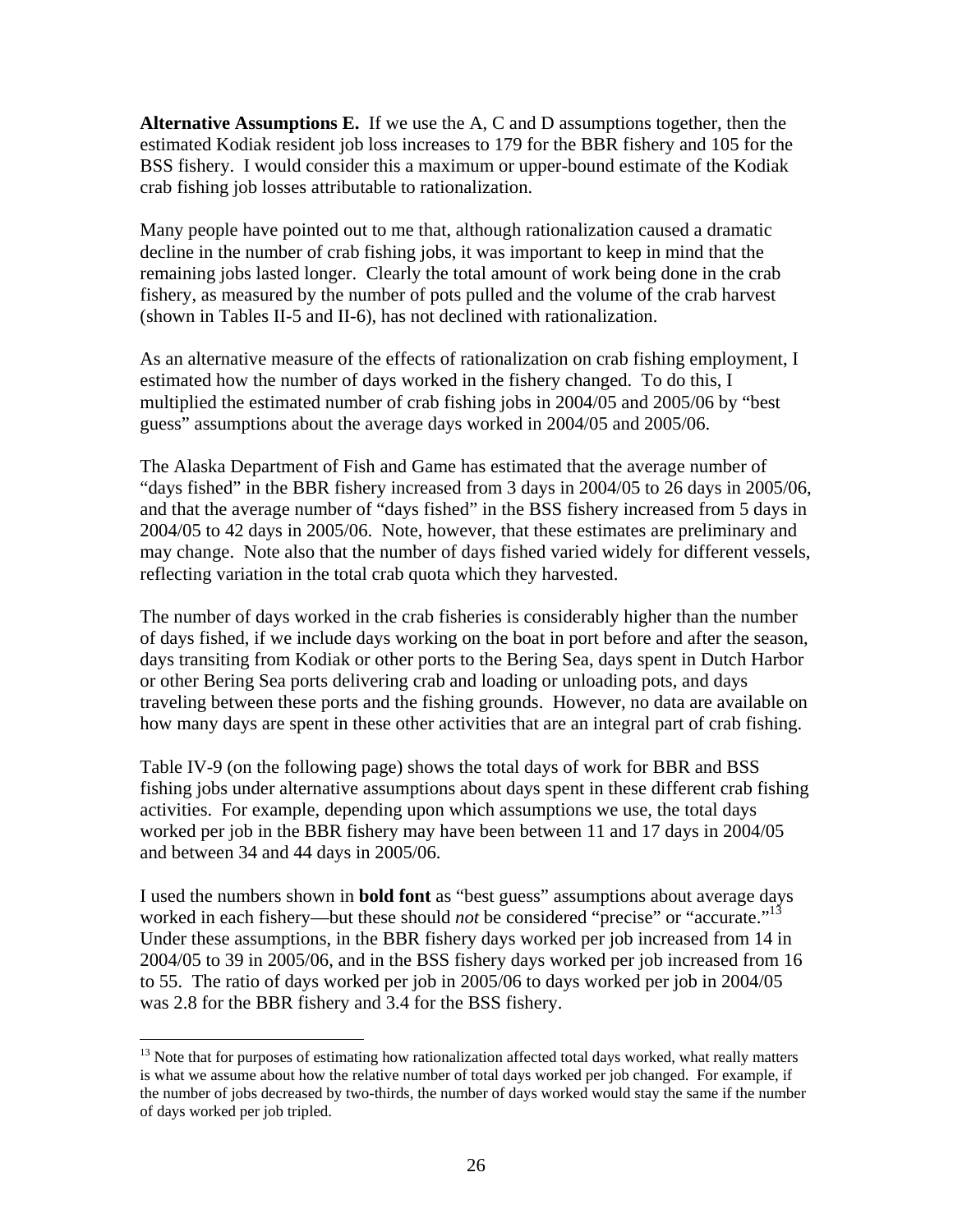**Alternative Assumptions E.** If we use the A, C and D assumptions together, then the estimated Kodiak resident job loss increases to 179 for the BBR fishery and 105 for the BSS fishery. I would consider this a maximum or upper-bound estimate of the Kodiak crab fishing job losses attributable to rationalization.

Many people have pointed out to me that, although rationalization caused a dramatic decline in the number of crab fishing jobs, it was important to keep in mind that the remaining jobs lasted longer. Clearly the total amount of work being done in the crab fishery, as measured by the number of pots pulled and the volume of the crab harvest (shown in Tables II-5 and II-6), has not declined with rationalization.

As an alternative measure of the effects of rationalization on crab fishing employment, I estimated how the number of days worked in the fishery changed. To do this, I multiplied the estimated number of crab fishing jobs in 2004/05 and 2005/06 by "best guess" assumptions about the average days worked in 2004/05 and 2005/06.

The Alaska Department of Fish and Game has estimated that the average number of "days fished" in the BBR fishery increased from 3 days in 2004/05 to 26 days in 2005/06, and that the average number of "days fished" in the BSS fishery increased from 5 days in 2004/05 to 42 days in 2005/06. Note, however, that these estimates are preliminary and may change. Note also that the number of days fished varied widely for different vessels, reflecting variation in the total crab quota which they harvested.

The number of days worked in the crab fisheries is considerably higher than the number of days fished, if we include days working on the boat in port before and after the season, days transiting from Kodiak or other ports to the Bering Sea, days spent in Dutch Harbor or other Bering Sea ports delivering crab and loading or unloading pots, and days traveling between these ports and the fishing grounds. However, no data are available on how many days are spent in these other activities that are an integral part of crab fishing.

Table IV-9 (on the following page) shows the total days of work for BBR and BSS fishing jobs under alternative assumptions about days spent in these different crab fishing activities. For example, depending upon which assumptions we use, the total days worked per job in the BBR fishery may have been between 11 and 17 days in 2004/05 and between 34 and 44 days in 2005/06.

I used the numbers shown in **bold font** as "best guess" assumptions about average days worked in each fishery—but these should *not* be considered "precise" or "accurate."[13] Under these assumptions, in the BBR fishery days worked per job increased from 14 in 2004/05 to 39 in 2005/06, and in the BSS fishery days worked per job increased from 16 to 55. The ratio of days worked per job in 2005/06 to days worked per job in 2004/05 was 2.8 for the BBR fishery and 3.4 for the BSS fishery.

---

[13] Note that for purposes of estimating how rationalization affected total days worked, what really matters is what we assume about how the relative number of total days worked per job changed. For example, if the number of jobs decreased by two-thirds, the number of days worked would stay the same if the number of days worked per job tripled.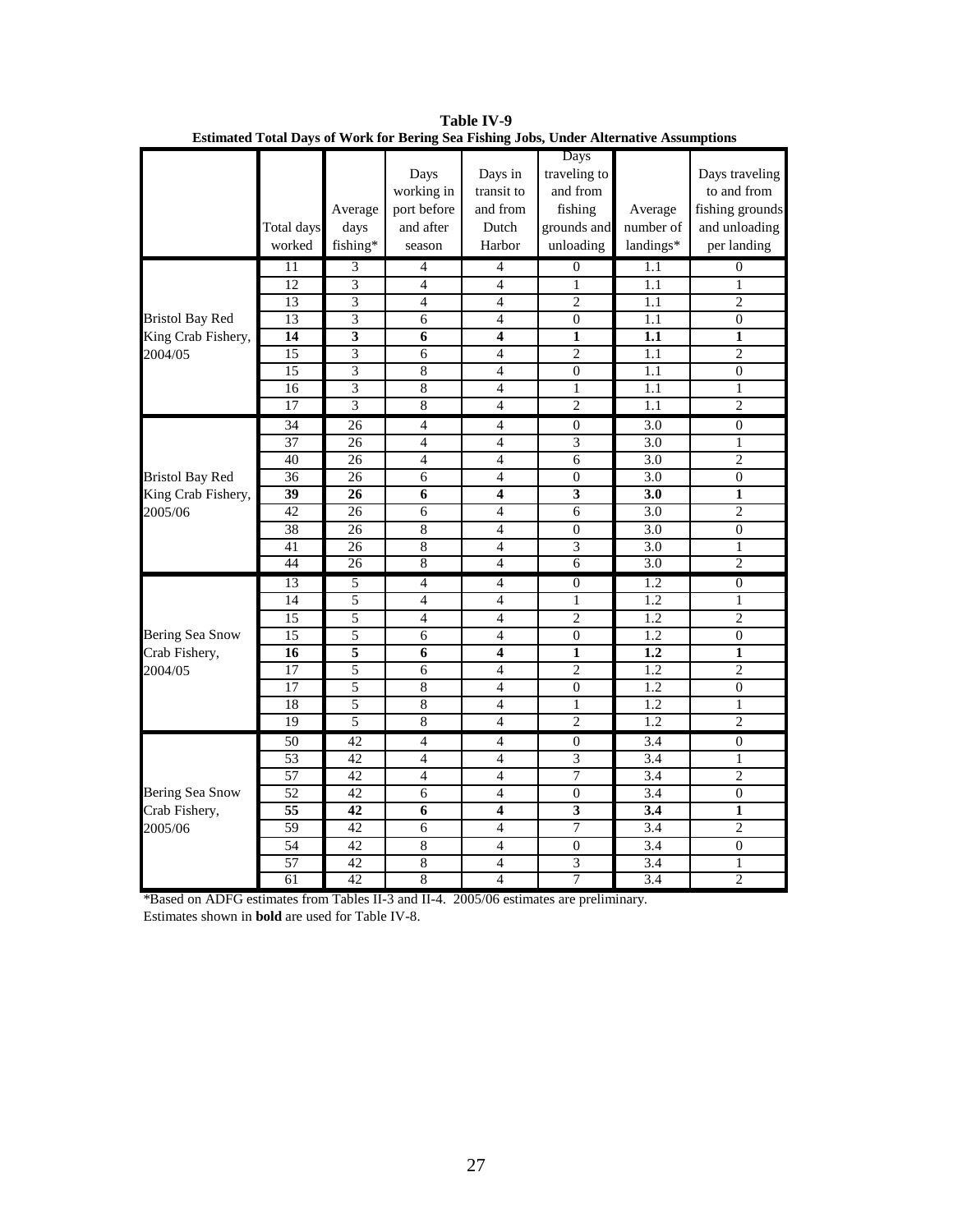**Table IV-9**
**Estimated Total Days of Work for Bering Sea Fishing Jobs, Under Alternative Assumptions**

| | Total days worked | Average days fishing* | Days working in port before and after season | Days in transit to and from Dutch Harbor | Days traveling to and from fishing grounds and unloading | Average number of landings* | Days traveling to and from fishing grounds and unloading per landing |
|---|---|---|---|---|---|---|---|
| Bristol Bay Red King Crab Fishery, 2004/05 | 11 | 3 | 4 | 4 | 0 | 1.1 | 0 |
| | 12 | 3 | 4 | 4 | 1 | 1.1 | 1 |
| | 13 | 3 | 4 | 4 | 2 | 1.1 | 2 |
| | 13 | 3 | 6 | 4 | 0 | 1.1 | 0 |
| | **14** | **3** | **6** | **4** | **1** | **1.1** | **1** |
| | 15 | 3 | 6 | 4 | 2 | 1.1 | 2 |
| | 15 | 3 | 8 | 4 | 0 | 1.1 | 0 |
| | 16 | 3 | 8 | 4 | 1 | 1.1 | 1 |
| | 17 | 3 | 8 | 4 | 2 | 1.1 | 2 |
| Bristol Bay Red King Crab Fishery, 2005/06 | 34 | 26 | 4 | 4 | 0 | 3.0 | 0 |
| | 37 | 26 | 4 | 4 | 3 | 3.0 | 1 |
| | 40 | 26 | 4 | 4 | 6 | 3.0 | 2 |
| | 36 | 26 | 6 | 4 | 0 | 3.0 | 0 |
| | **39** | **26** | **6** | **4** | **3** | **3.0** | **1** |
| | 42 | 26 | 6 | 4 | 6 | 3.0 | 2 |
| | 38 | 26 | 8 | 4 | 0 | 3.0 | 0 |
| | 41 | 26 | 8 | 4 | 3 | 3.0 | 1 |
| | 44 | 26 | 8 | 4 | 6 | 3.0 | 2 |
| Bering Sea Snow Crab Fishery, 2004/05 | 13 | 5 | 4 | 4 | 0 | 1.2 | 0 |
| | 14 | 5 | 4 | 4 | 1 | 1.2 | 1 |
| | 15 | 5 | 4 | 4 | 2 | 1.2 | 2 |
| | 15 | 5 | 6 | 4 | 0 | 1.2 | 0 |
| | **16** | **5** | **6** | **4** | **1** | **1.2** | **1** |
| | 17 | 5 | 6 | 4 | 2 | 1.2 | 2 |
| | 17 | 5 | 8 | 4 | 0 | 1.2 | 0 |
| | 18 | 5 | 8 | 4 | 1 | 1.2 | 1 |
| | 19 | 5 | 8 | 4 | 2 | 1.2 | 2 |
| Bering Sea Snow Crab Fishery, 2005/06 | 50 | 42 | 4 | 4 | 0 | 3.4 | 0 |
| | 53 | 42 | 4 | 4 | 3 | 3.4 | 1 |
| | 57 | 42 | 4 | 4 | 7 | 3.4 | 2 |
| | 52 | 42 | 6 | 4 | 0 | 3.4 | 0 |
| | **55** | **42** | **6** | **4** | **3** | **3.4** | **1** |
| | 59 | 42 | 6 | 4 | 7 | 3.4 | 2 |
| | 54 | 42 | 8 | 4 | 0 | 3.4 | 0 |
| | 57 | 42 | 8 | 4 | 3 | 3.4 | 1 |
| | 61 | 42 | 8 | 4 | 7 | 3.4 | 2 |

*Based on ADFG estimates from Tables II-3 and II-4. 2005/06 estimates are preliminary.
Estimates shown in **bold** are used for Table IV-8.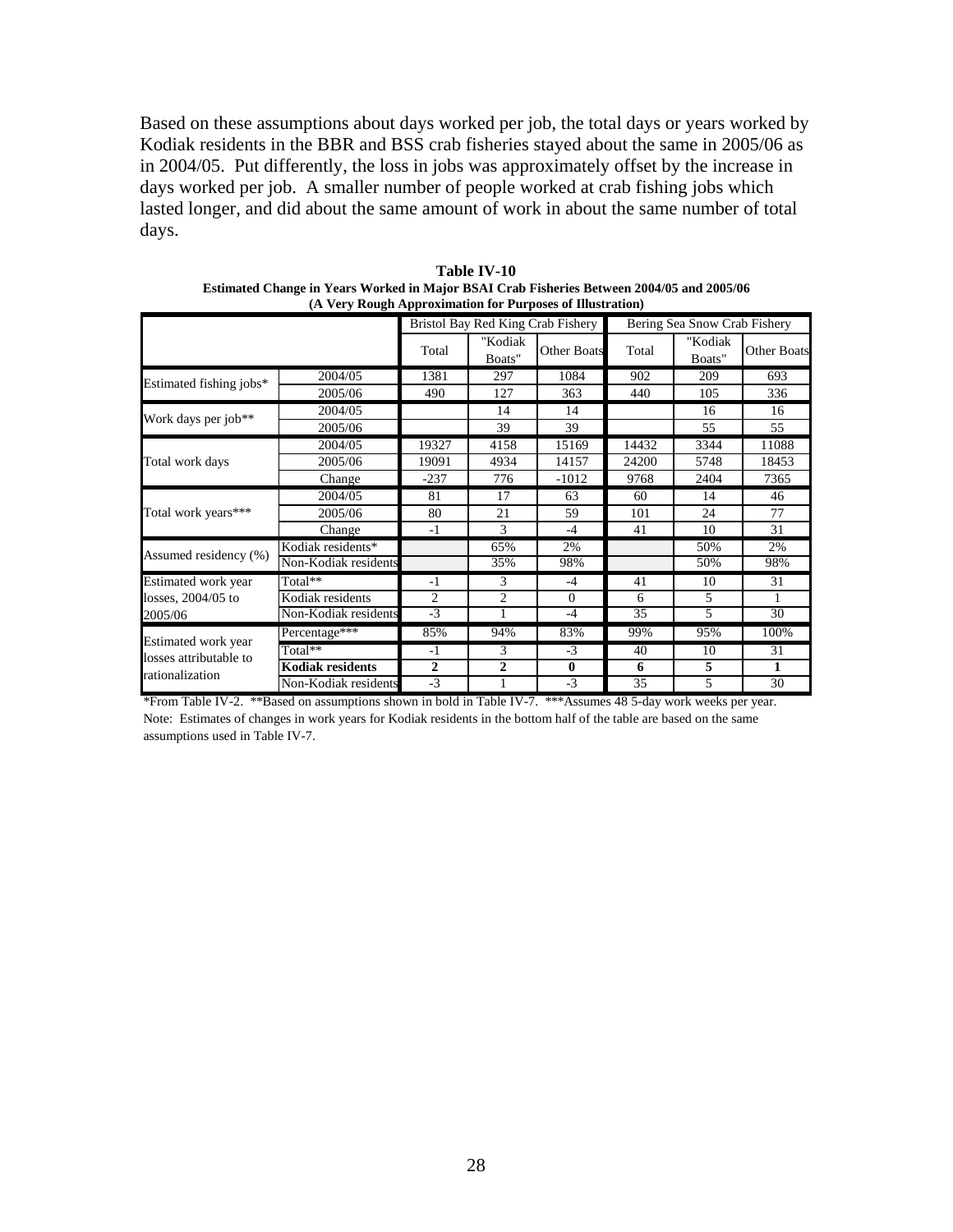Based on these assumptions about days worked per job, the total days or years worked by Kodiak residents in the BBR and BSS crab fisheries stayed about the same in 2005/06 as in 2004/05. Put differently, the loss in jobs was approximately offset by the increase in days worked per job. A smaller number of people worked at crab fishing jobs which lasted longer, and did about the same amount of work in about the same number of total days.

**Table IV-10**
**Estimated Change in Years Worked in Major BSAI Crab Fisheries Between 2004/05 and 2005/06**
**(A Very Rough Approximation for Purposes of Illustration)**

| | | Bristol Bay Red King Crab Fishery | | | Bering Sea Snow Crab Fishery | | |
|---|---|---|---|---|---|---|---|
| | | Total | "Kodiak Boats" | Other Boats | Total | "Kodiak Boats" | Other Boats |
| Estimated fishing jobs* | 2004/05 | 1381 | 297 | 1084 | 902 | 209 | 693 |
| | 2005/06 | 490 | 127 | 363 | 440 | 105 | 336 |
| Work days per job** | 2004/05 | | 14 | 14 | | 16 | 16 |
| | 2005/06 | | 39 | 39 | | 55 | 55 |
| Total work days | 2004/05 | 19327 | 4158 | 15169 | 14432 | 3344 | 11088 |
| | 2005/06 | 19091 | 4934 | 14157 | 24200 | 5748 | 18453 |
| | Change | -237 | 776 | -1012 | 9768 | 2404 | 7365 |
| Total work years*** | 2004/05 | 81 | 17 | 63 | 60 | 14 | 46 |
| | 2005/06 | 80 | 21 | 59 | 101 | 24 | 77 |
| | Change | -1 | 3 | -4 | 41 | 10 | 31 |
| Assumed residency (%) | Kodiak residents* | | 65% | 2% | | 50% | 2% |
| | Non-Kodiak residents | | 35% | 98% | | 50% | 98% |
| Estimated work year losses, 2004/05 to 2005/06 | Total** | -1 | 3 | -4 | 41 | 10 | 31 |
| | Kodiak residents | 2 | 2 | 0 | 6 | 5 | 1 |
| | Non-Kodiak residents | -3 | 1 | -4 | 35 | 5 | 30 |
| Estimated work year losses attributable to rationalization | Percentage*** | 85% | 94% | 83% | 99% | 95% | 100% |
| | Total** | -1 | 3 | -3 | 40 | 10 | 31 |
| | **Kodiak residents** | **2** | **2** | **0** | **6** | **5** | **1** |
| | Non-Kodiak residents | -3 | 1 | -3 | 35 | 5 | 30 |

*From Table IV-2. **Based on assumptions shown in bold in Table IV-7. ***Assumes 48 5-day work weeks per year.
Note: Estimates of changes in work years for Kodiak residents in the bottom half of the table are based on the same assumptions used in Table IV-7.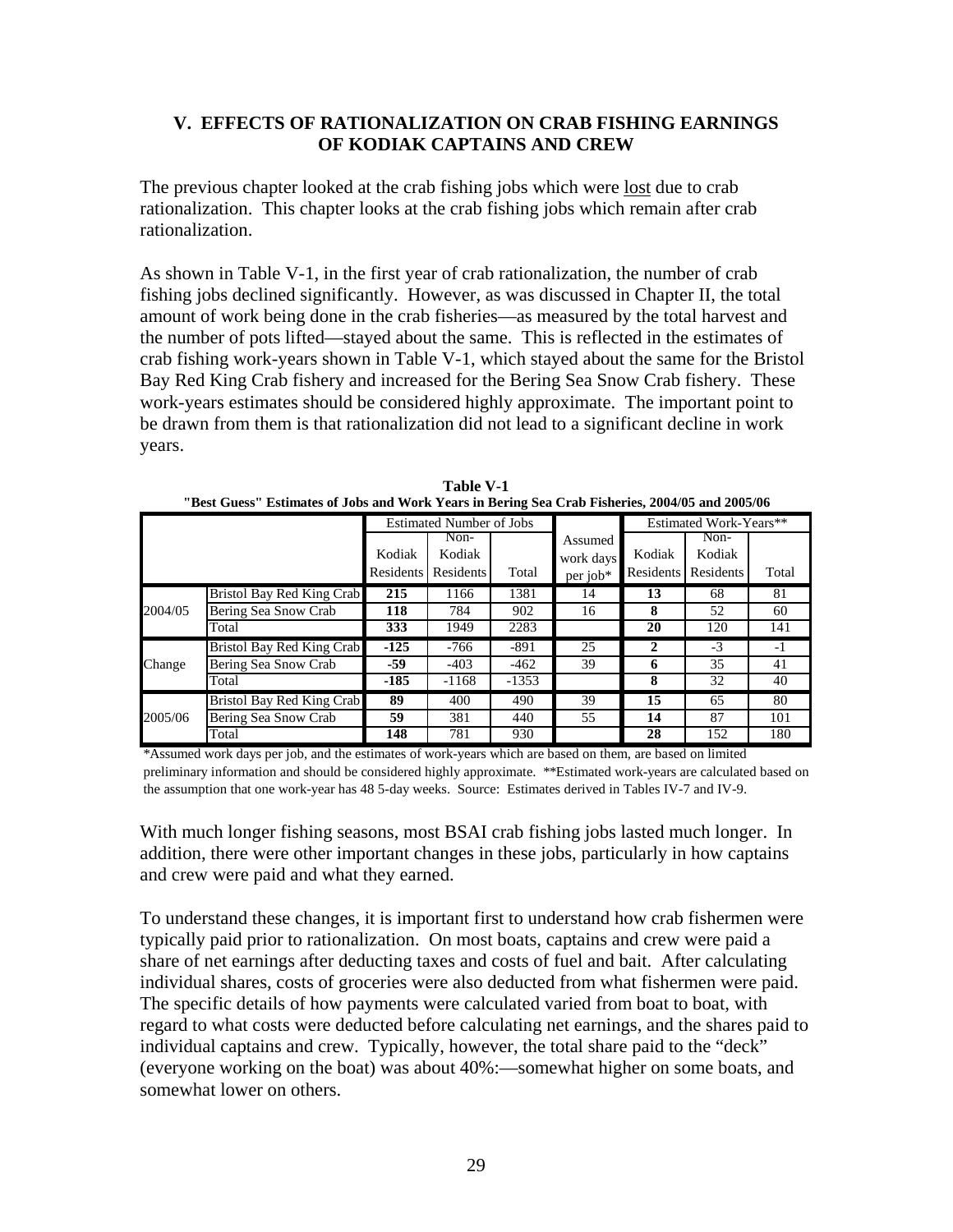## V. EFFECTS OF RATIONALIZATION ON CRAB FISHING EARNINGS OF KODIAK CAPTAINS AND CREW

The previous chapter looked at the crab fishing jobs which were lost due to crab rationalization. This chapter looks at the crab fishing jobs which remain after crab rationalization.

As shown in Table V-1, in the first year of crab rationalization, the number of crab fishing jobs declined significantly. However, as was discussed in Chapter II, the total amount of work being done in the crab fisheries—as measured by the total harvest and the number of pots lifted—stayed about the same. This is reflected in the estimates of crab fishing work-years shown in Table V-1, which stayed about the same for the Bristol Bay Red King Crab fishery and increased for the Bering Sea Snow Crab fishery. These work-years estimates should be considered highly approximate. The important point to be drawn from them is that rationalization did not lead to a significant decline in work years.

**Table V-1**
**"Best Guess" Estimates of Jobs and Work Years in Bering Sea Crab Fisheries, 2004/05 and 2005/06**

| | | Estimated Number of Jobs | | | Assumed work days per job* | Estimated Work-Years** | | |
|---|---|---|---|---|---|---|---|---|
| | | Kodiak Residents | Non-Kodiak Residents | Total | | Kodiak Residents | Non-Kodiak Residents | Total |
| 2004/05 | Bristol Bay Red King Crab | **215** | 1166 | 1381 | 14 | **13** | 68 | 81 |
| | Bering Sea Snow Crab | **118** | 784 | 902 | 16 | **8** | 52 | 60 |
| | Total | **333** | 1949 | 2283 | | **20** | 120 | 141 |
| Change | Bristol Bay Red King Crab | **-125** | -766 | -891 | 25 | **2** | -3 | -1 |
| | Bering Sea Snow Crab | **-59** | -403 | -462 | 39 | **6** | 35 | 41 |
| | Total | **-185** | -1168 | -1353 | | **8** | 32 | 40 |
| 2005/06 | Bristol Bay Red King Crab | **89** | 400 | 490 | 39 | **15** | 65 | 80 |
| | Bering Sea Snow Crab | **59** | 381 | 440 | 55 | **14** | 87 | 101 |
| | Total | **148** | 781 | 930 | | **28** | 152 | 180 |

*Assumed work days per job, and the estimates of work-years which are based on them, are based on limited preliminary information and should be considered highly approximate. **Estimated work-years are calculated based on the assumption that one work-year has 48 5-day weeks. Source: Estimates derived in Tables IV-7 and IV-9.

With much longer fishing seasons, most BSAI crab fishing jobs lasted much longer. In addition, there were other important changes in these jobs, particularly in how captains and crew were paid and what they earned.

To understand these changes, it is important first to understand how crab fishermen were typically paid prior to rationalization. On most boats, captains and crew were paid a share of net earnings after deducting taxes and costs of fuel and bait. After calculating individual shares, costs of groceries were also deducted from what fishermen were paid. The specific details of how payments were calculated varied from boat to boat, with regard to what costs were deducted before calculating net earnings, and the shares paid to individual captains and crew. Typically, however, the total share paid to the "deck" (everyone working on the boat) was about 40%:—somewhat higher on some boats, and somewhat lower on others.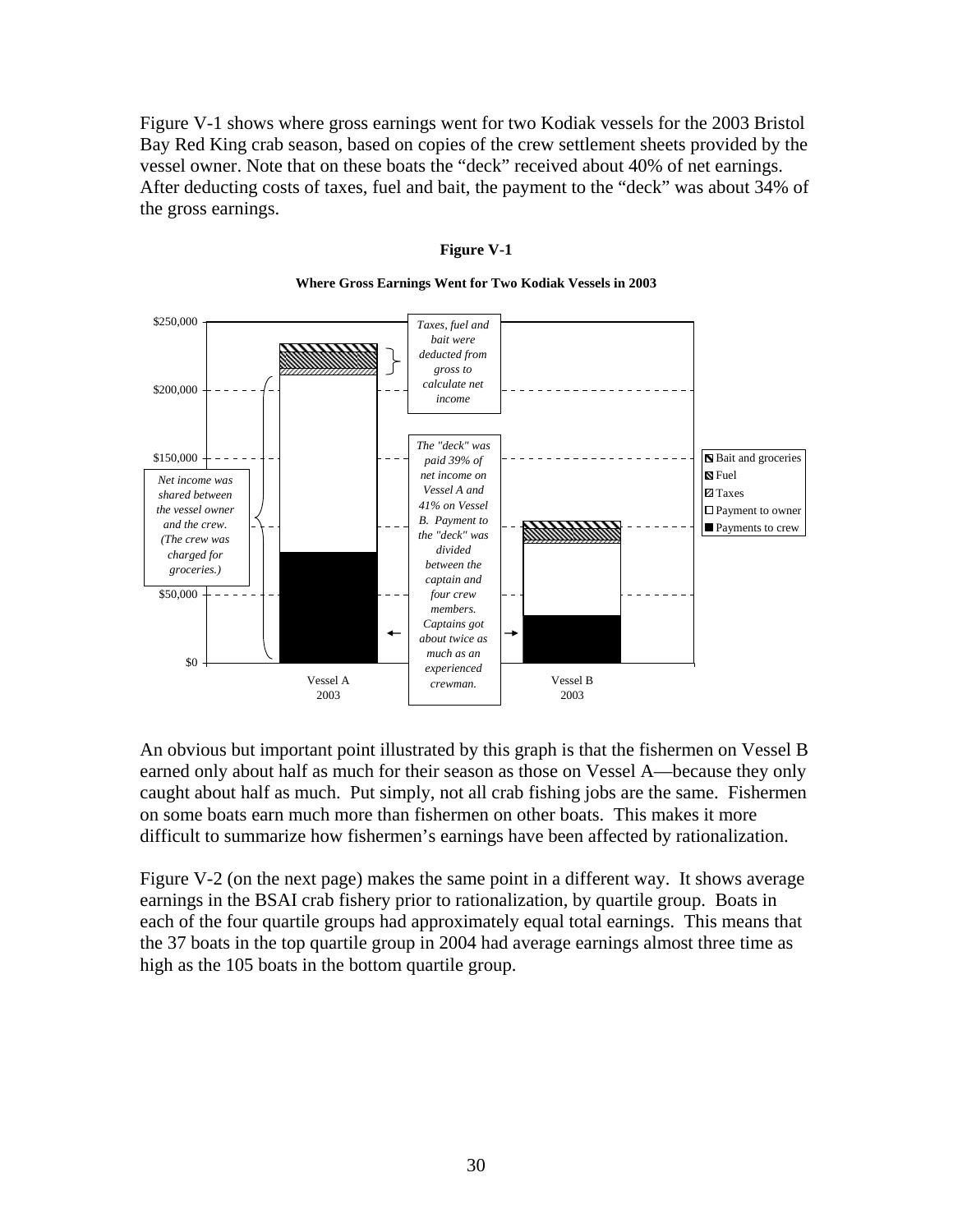Figure V-1 shows where gross earnings went for two Kodiak vessels for the 2003 Bristol Bay Red King crab season, based on copies of the crew settlement sheets provided by the vessel owner. Note that on these boats the "deck" received about 40% of net earnings. After deducting costs of taxes, fuel and bait, the payment to the "deck" was about 34% of the gross earnings.

**Figure V-1**

**Where Gross Earnings Went for Two Kodiak Vessels in 2003**

*Taxes, fuel and bait were deducted from gross to calculate net income*

*Net income was shared between the vessel owner and the crew. (The crew was charged for groceries.)*

*The "deck" was paid 39% of net income on Vessel A and 41% on Vessel B. Payment to the "deck" was divided between the captain and four crew members. Captains got about twice as much as an experienced crewman.*

Legend: Bait and groceries; Fuel; Taxes; Payment to owner; Payments to crew

Y-axis: $0; $50,000; $150,000; $200,000; $250,000

X-axis: Vessel A 2003; Vessel B 2003

An obvious but important point illustrated by this graph is that the fishermen on Vessel B earned only about half as much for their season as those on Vessel A—because they only caught about half as much. Put simply, not all crab fishing jobs are the same. Fishermen on some boats earn much more than fishermen on other boats. This makes it more difficult to summarize how fishermen's earnings have been affected by rationalization.

Figure V-2 (on the next page) makes the same point in a different way. It shows average earnings in the BSAI crab fishery prior to rationalization, by quartile group. Boats in each of the four quartile groups had approximately equal total earnings. This means that the 37 boats in the top quartile group in 2004 had average earnings almost three time as high as the 105 boats in the bottom quartile group.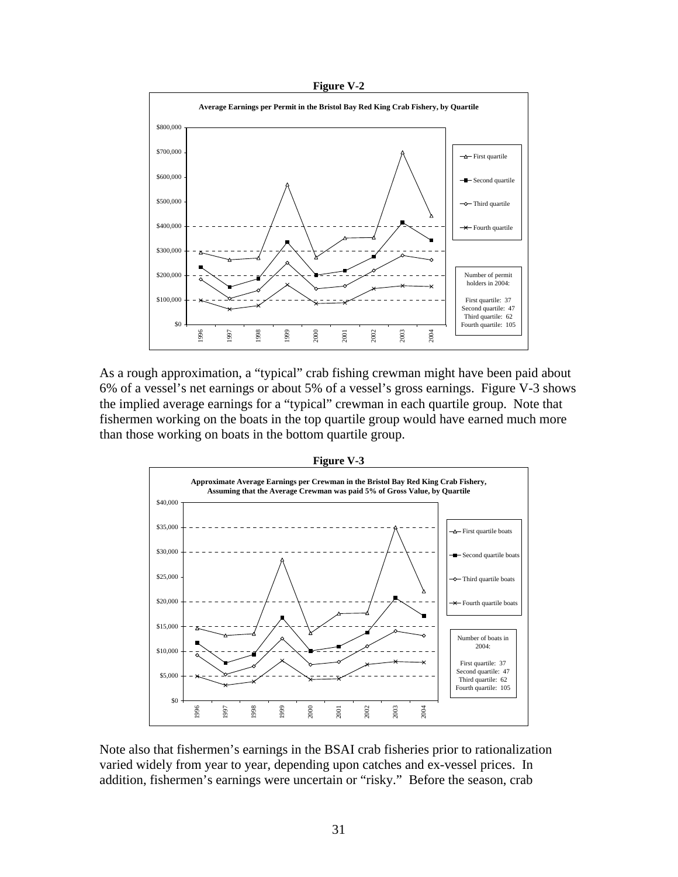**Figure V-2**

As a rough approximation, a "typical" crab fishing crewman might have been paid about 6% of a vessel's net earnings or about 5% of a vessel's gross earnings. Figure V-3 shows the implied average earnings for a "typical" crewman in each quartile group. Note that fishermen working on the boats in the top quartile group would have earned much more than those working on boats in the bottom quartile group.

**Figure V-3**

Note also that fishermen's earnings in the BSAI crab fisheries prior to rationalization varied widely from year to year, depending upon catches and ex-vessel prices. In addition, fishermen's earnings were uncertain or "risky." Before the season, crab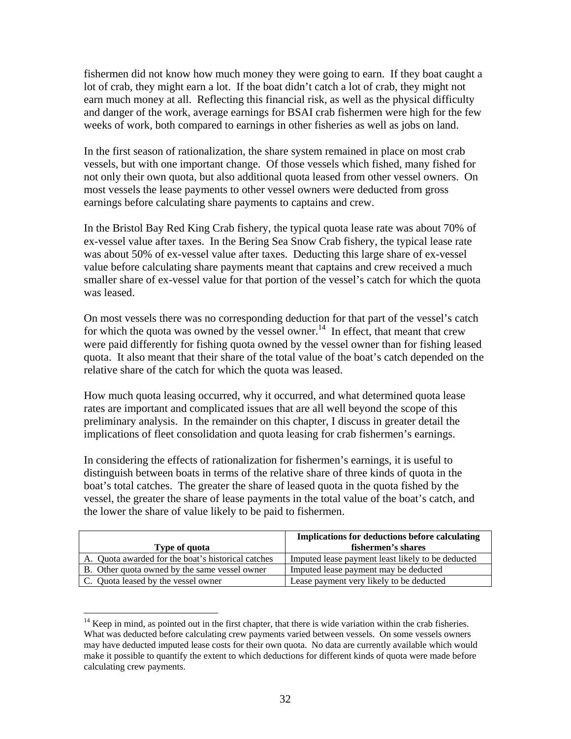fishermen did not know how much money they were going to earn. If they boat caught a lot of crab, they might earn a lot. If the boat didn't catch a lot of crab, they might not earn much money at all. Reflecting this financial risk, as well as the physical difficulty and danger of the work, average earnings for BSAI crab fishermen were high for the few weeks of work, both compared to earnings in other fisheries as well as jobs on land.

In the first season of rationalization, the share system remained in place on most crab vessels, but with one important change. Of those vessels which fished, many fished for not only their own quota, but also additional quota leased from other vessel owners. On most vessels the lease payments to other vessel owners were deducted from gross earnings before calculating share payments to captains and crew.

In the Bristol Bay Red King Crab fishery, the typical quota lease rate was about 70% of ex-vessel value after taxes. In the Bering Sea Snow Crab fishery, the typical lease rate was about 50% of ex-vessel value after taxes. Deducting this large share of ex-vessel value before calculating share payments meant that captains and crew received a much smaller share of ex-vessel value for that portion of the vessel's catch for which the quota was leased.

On most vessels there was no corresponding deduction for that part of the vessel's catch for which the quota was owned by the vessel owner.[14] In effect, that meant that crew were paid differently for fishing quota owned by the vessel owner than for fishing leased quota. It also meant that their share of the total value of the boat's catch depended on the relative share of the catch for which the quota was leased.

How much quota leasing occurred, why it occurred, and what determined quota lease rates are important and complicated issues that are all well beyond the scope of this preliminary analysis. In the remainder on this chapter, I discuss in greater detail the implications of fleet consolidation and quota leasing for crab fishermen's earnings.

In considering the effects of rationalization for fishermen's earnings, it is useful to distinguish between boats in terms of the relative share of three kinds of quota in the boat's total catches. The greater the share of leased quota in the quota fished by the vessel, the greater the share of lease payments in the total value of the boat's catch, and the lower the share of value likely to be paid to fishermen.

| Type of quota | Implications for deductions before calculating fishermen's shares |
|---|---|
| A. Quota awarded for the boat's historical catches | Imputed lease payment least likely to be deducted |
| B. Other quota owned by the same vessel owner | Imputed lease payment may be deducted |
| C. Quota leased by the vessel owner | Lease payment very likely to be deducted |

[14] Keep in mind, as pointed out in the first chapter, that there is wide variation within the crab fisheries. What was deducted before calculating crew payments varied between vessels. On some vessels owners may have deducted imputed lease costs for their own quota. No data are currently available which would make it possible to quantify the extent to which deductions for different kinds of quota were made before calculating crew payments.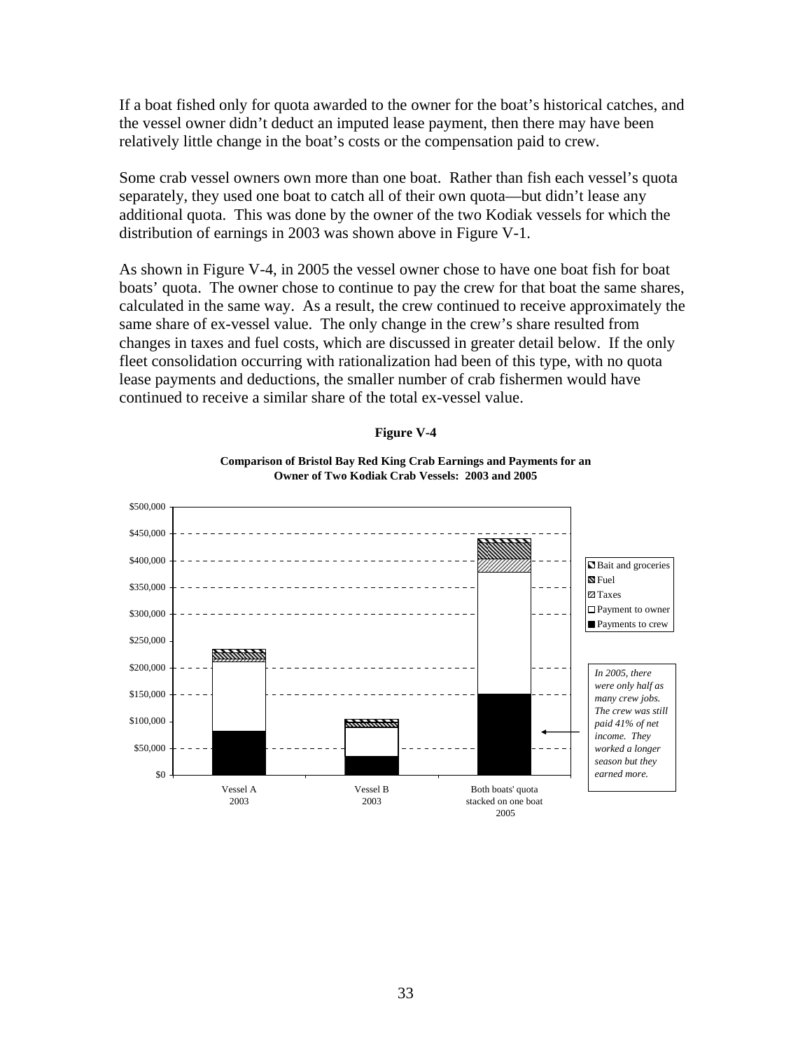If a boat fished only for quota awarded to the owner for the boat's historical catches, and the vessel owner didn't deduct an imputed lease payment, then there may have been relatively little change in the boat's costs or the compensation paid to crew.

Some crab vessel owners own more than one boat. Rather than fish each vessel's quota separately, they used one boat to catch all of their own quota—but didn't lease any additional quota. This was done by the owner of the two Kodiak vessels for which the distribution of earnings in 2003 was shown above in Figure V-1.

As shown in Figure V-4, in 2005 the vessel owner chose to have one boat fish for boat boats' quota. The owner chose to continue to pay the crew for that boat the same shares, calculated in the same way. As a result, the crew continued to receive approximately the same share of ex-vessel value. The only change in the crew's share resulted from changes in taxes and fuel costs, which are discussed in greater detail below. If the only fleet consolidation occurring with rationalization had been of this type, with no quota lease payments and deductions, the smaller number of crab fishermen would have continued to receive a similar share of the total ex-vessel value.

**Figure V-4**

**Comparison of Bristol Bay Red King Crab Earnings and Payments for an Owner of Two Kodiak Crab Vessels: 2003 and 2005**

Legend: Bait and groceries; Fuel; Taxes; Payment to owner; Payments to crew

Categories: Vessel A 2003; Vessel B 2003; Both boats' quota stacked on one boat 2005

*In 2005, there were only half as many crew jobs. The crew was still paid 41% of net income. They worked a longer season but they earned more.*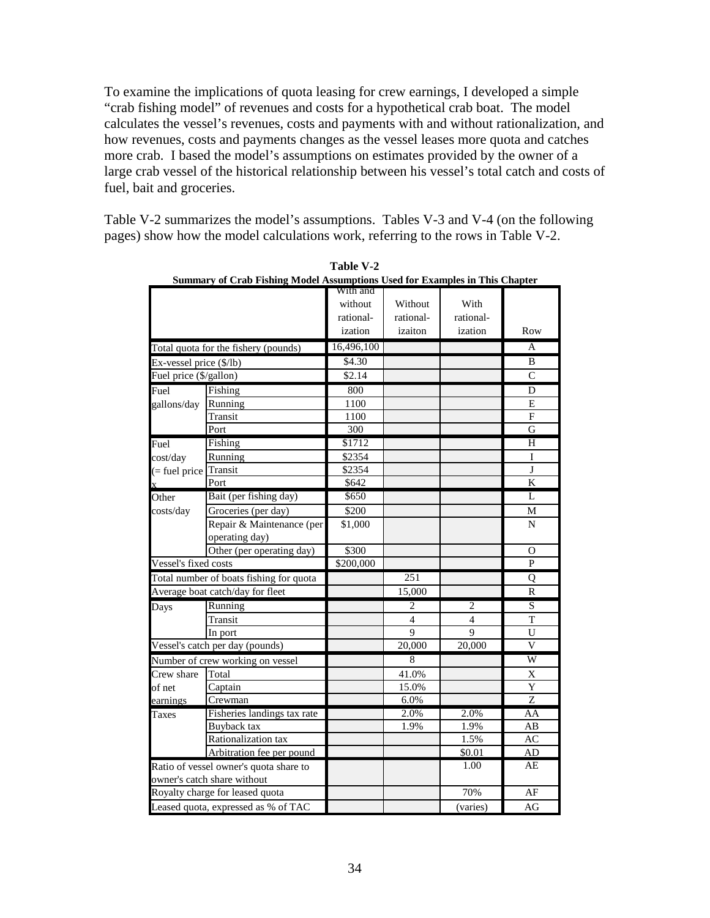To examine the implications of quota leasing for crew earnings, I developed a simple "crab fishing model" of revenues and costs for a hypothetical crab boat. The model calculates the vessel's revenues, costs and payments with and without rationalization, and how revenues, costs and payments changes as the vessel leases more quota and catches more crab. I based the model's assumptions on estimates provided by the owner of a large crab vessel of the historical relationship between his vessel's total catch and costs of fuel, bait and groceries.

Table V-2 summarizes the model's assumptions. Tables V-3 and V-4 (on the following pages) show how the model calculations work, referring to the rows in Table V-2.

**Table V-2**
**Summary of Crab Fishing Model Assumptions Used for Examples in This Chapter**

| | | With and without rational-ization | Without rational-izaiton | With rational-ization | Row |
|---|---|---|---|---|---|
| Total quota for the fishery (pounds) | | 16,496,100 | | | A |
| Ex-vessel price ($/lb) | | $4.30 | | | B |
| Fuel price ($/gallon) | | $2.14 | | | C |
| Fuel gallons/day | Fishing | 800 | | | D |
| | Running | 1100 | | | E |
| | Transit | 1100 | | | F |
| | Port | 300 | | | G |
| Fuel cost/day (= fuel price x | Fishing | $1712 | | | H |
| | Running | $2354 | | | I |
| | Transit | $2354 | | | J |
| | Port | $642 | | | K |
| Other costs/day | Bait (per fishing day) | $650 | | | L |
| | Groceries (per day) | $200 | | | M |
| | Repair & Maintenance (per operating day) | $1,000 | | | N |
| | Other (per operating day) | $300 | | | O |
| Vessel's fixed costs | | $200,000 | | | P |
| Total number of boats fishing for quota | | | 251 | | Q |
| Average boat catch/day for fleet | | | 15,000 | | R |
| Days | Running | | 2 | 2 | S |
| | Transit | | 4 | 4 | T |
| | In port | | 9 | 9 | U |
| Vessel's catch per day (pounds) | | | 20,000 | 20,000 | V |
| Number of crew working on vessel | | | 8 | | W |
| Crew share of net earnings | Total | | 41.0% | | X |
| | Captain | | 15.0% | | Y |
| | Crewman | | 6.0% | | Z |
| Taxes | Fisheries landings tax rate | | 2.0% | 2.0% | AA |
| | Buyback tax | | 1.9% | 1.9% | AB |
| | Rationalization tax | | | 1.5% | AC |
| | Arbitration fee per pound | | | $0.01 | AD |
| Ratio of vessel owner's quota share to owner's catch share without | | | | 1.00 | AE |
| Royalty charge for leased quota | | | | 70% | AF |
| Leased quota, expressed as % of TAC | | | | (varies) | AG |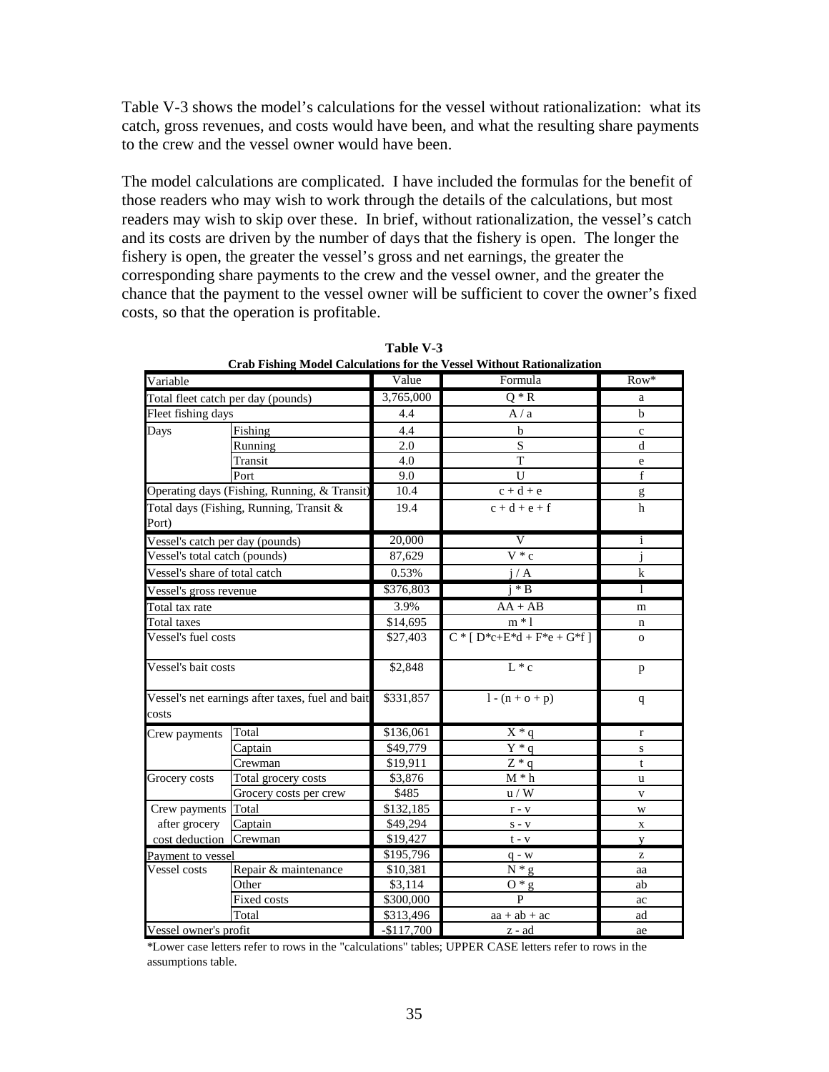Table V-3 shows the model's calculations for the vessel without rationalization: what its catch, gross revenues, and costs would have been, and what the resulting share payments to the crew and the vessel owner would have been.

The model calculations are complicated. I have included the formulas for the benefit of those readers who may wish to work through the details of the calculations, but most readers may wish to skip over these. In brief, without rationalization, the vessel's catch and its costs are driven by the number of days that the fishery is open. The longer the fishery is open, the greater the vessel's gross and net earnings, the greater the corresponding share payments to the crew and the vessel owner, and the greater the chance that the payment to the vessel owner will be sufficient to cover the owner's fixed costs, so that the operation is profitable.

**Table V-3**
**Crab Fishing Model Calculations for the Vessel Without Rationalization**

| Variable | | Value | Formula | Row* |
|---|---|---|---|---|
| Total fleet catch per day (pounds) | | 3,765,000 | Q * R | a |
| Fleet fishing days | | 4.4 | A / a | b |
| Days | Fishing | 4.4 | b | c |
| | Running | 2.0 | S | d |
| | Transit | 4.0 | T | e |
| | Port | 9.0 | U | f |
| Operating days (Fishing, Running, & Transit) | | 10.4 | c + d + e | g |
| Total days (Fishing, Running, Transit & Port) | | 19.4 | c + d + e + f | h |
| Vessel's catch per day (pounds) | | 20,000 | V | i |
| Vessel's total catch (pounds) | | 87,629 | V * c | j |
| Vessel's share of total catch | | 0.53% | j / A | k |
| Vessel's gross revenue | | $376,803 | j * B | l |
| Total tax rate | | 3.9% | AA + AB | m |
| Total taxes | | $14,695 | m * l | n |
| Vessel's fuel costs | | $27,403 | C * [ D*c+E*d + F*e + G*f ] | o |
| Vessel's bait costs | | $2,848 | L * c | p |
| Vessel's net earnings after taxes, fuel and bait costs | | $331,857 | l - (n + o + p) | q |
| Crew payments | Total | $136,061 | X * q | r |
| | Captain | $49,779 | Y * q | s |
| | Crewman | $19,911 | Z * q | t |
| Grocery costs | Total grocery costs | $3,876 | M * h | u |
| | Grocery costs per crew | $485 | u / W | v |
| Crew payments after grocery cost deduction | Total | $132,185 | r - v | w |
| | Captain | $49,294 | s - v | x |
| | Crewman | $19,427 | t - v | y |
| Payment to vessel | | $195,796 | q - w | z |
| Vessel costs | Repair & maintenance | $10,381 | N * g | aa |
| | Other | $3,114 | O * g | ab |
| | Fixed costs | $300,000 | P | ac |
| | Total | $313,496 | aa + ab + ac | ad |
| Vessel owner's profit | | -$117,700 | z - ad | ae |

*Lower case letters refer to rows in the "calculations" tables; UPPER CASE letters refer to rows in the assumptions table.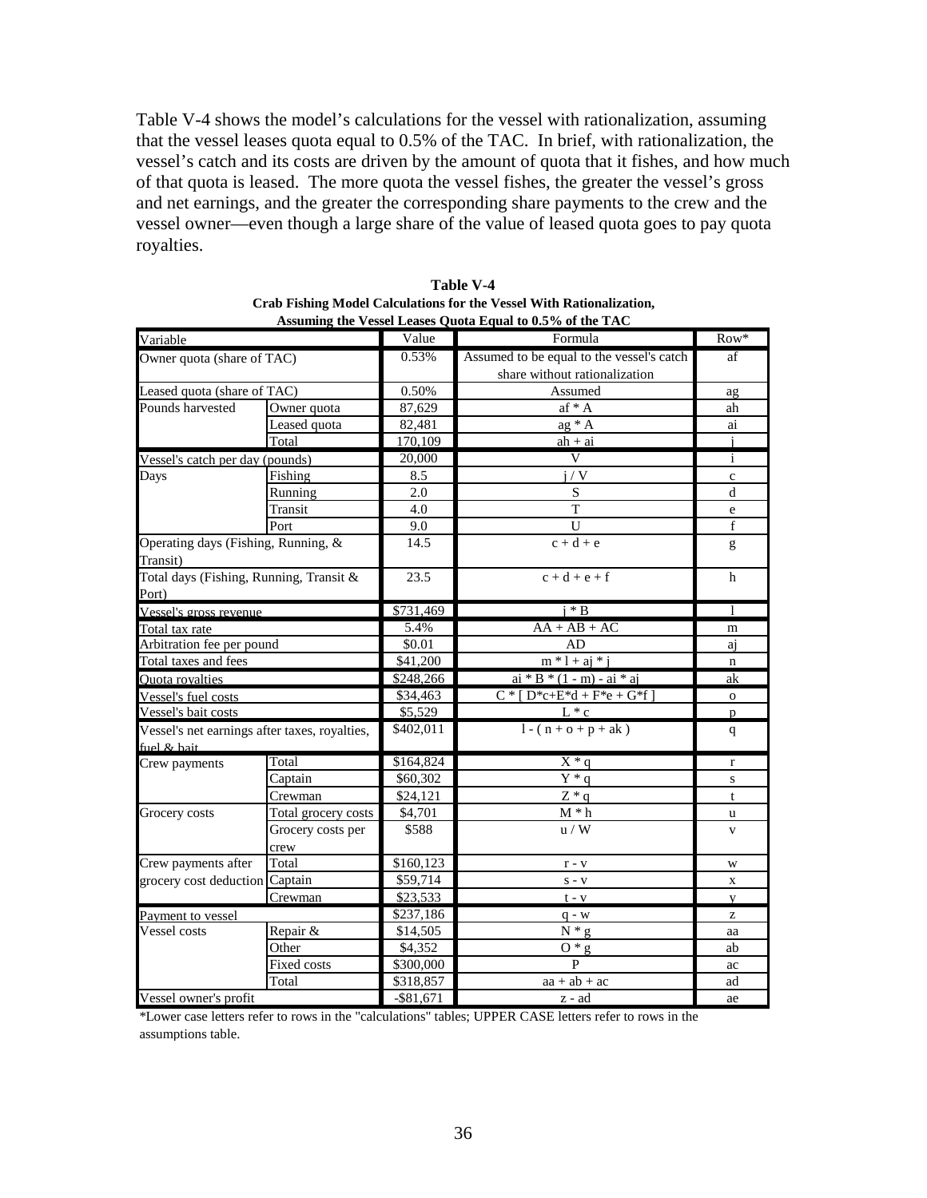Table V-4 shows the model's calculations for the vessel with rationalization, assuming that the vessel leases quota equal to 0.5% of the TAC. In brief, with rationalization, the vessel's catch and its costs are driven by the amount of quota that it fishes, and how much of that quota is leased. The more quota the vessel fishes, the greater the vessel's gross and net earnings, and the greater the corresponding share payments to the crew and the vessel owner—even though a large share of the value of leased quota goes to pay quota royalties.

**Table V-4**
**Crab Fishing Model Calculations for the Vessel With Rationalization, Assuming the Vessel Leases Quota Equal to 0.5% of the TAC**

| Variable | | Value | Formula | Row* |
|---|---|---|---|---|
| Owner quota (share of TAC) | | 0.53% | Assumed to be equal to the vessel's catch share without rationalization | af |
| Leased quota (share of TAC) | | 0.50% | Assumed | ag |
| Pounds harvested | Owner quota | 87,629 | af * A | ah |
| | Leased quota | 82,481 | ag * A | ai |
| | Total | 170,109 | ah + ai | j |
| Vessel's catch per day (pounds) | | 20,000 | V | i |
| Days | Fishing | 8.5 | j / V | c |
| | Running | 2.0 | S | d |
| | Transit | 4.0 | T | e |
| | Port | 9.0 | U | f |
| Operating days (Fishing, Running, & Transit) | | 14.5 | c + d + e | g |
| Total days (Fishing, Running, Transit & Port) | | 23.5 | c + d + e + f | h |
| Vessel's gross revenue | | $731,469 | j * B | l |
| Total tax rate | | 5.4% | AA + AB + AC | m |
| Arbitration fee per pound | | $0.01 | AD | aj |
| Total taxes and fees | | $41,200 | m * l + aj * j | n |
| Quota royalties | | $248,266 | ai * B * (1 - m) - ai * aj | ak |
| Vessel's fuel costs | | $34,463 | C * [ D*c+E*d + F*e + G*f ] | o |
| Vessel's bait costs | | $5,529 | L * c | p |
| Vessel's net earnings after taxes, royalties, fuel & bait | | $402,011 | l - ( n + o + p + ak ) | q |
| Crew payments | Total | $164,824 | X * q | r |
| | Captain | $60,302 | Y * q | s |
| | Crewman | $24,121 | Z * q | t |
| Grocery costs | Total grocery costs | $4,701 | M * h | u |
| | Grocery costs per crew | $588 | u / W | v |
| Crew payments after grocery cost deduction | Total | $160,123 | r - v | w |
| | Captain | $59,714 | s - v | x |
| | Crewman | $23,533 | t - v | y |
| Payment to vessel | | $237,186 | q - w | z |
| Vessel costs | Repair & | $14,505 | N * g | aa |
| | Other | $4,352 | O * g | ab |
| | Fixed costs | $300,000 | P | ac |
| | Total | $318,857 | aa + ab + ac | ad |
| Vessel owner's profit | | -$81,671 | z - ad | ae |

*Lower case letters refer to rows in the "calculations" tables; UPPER CASE letters refer to rows in the assumptions table.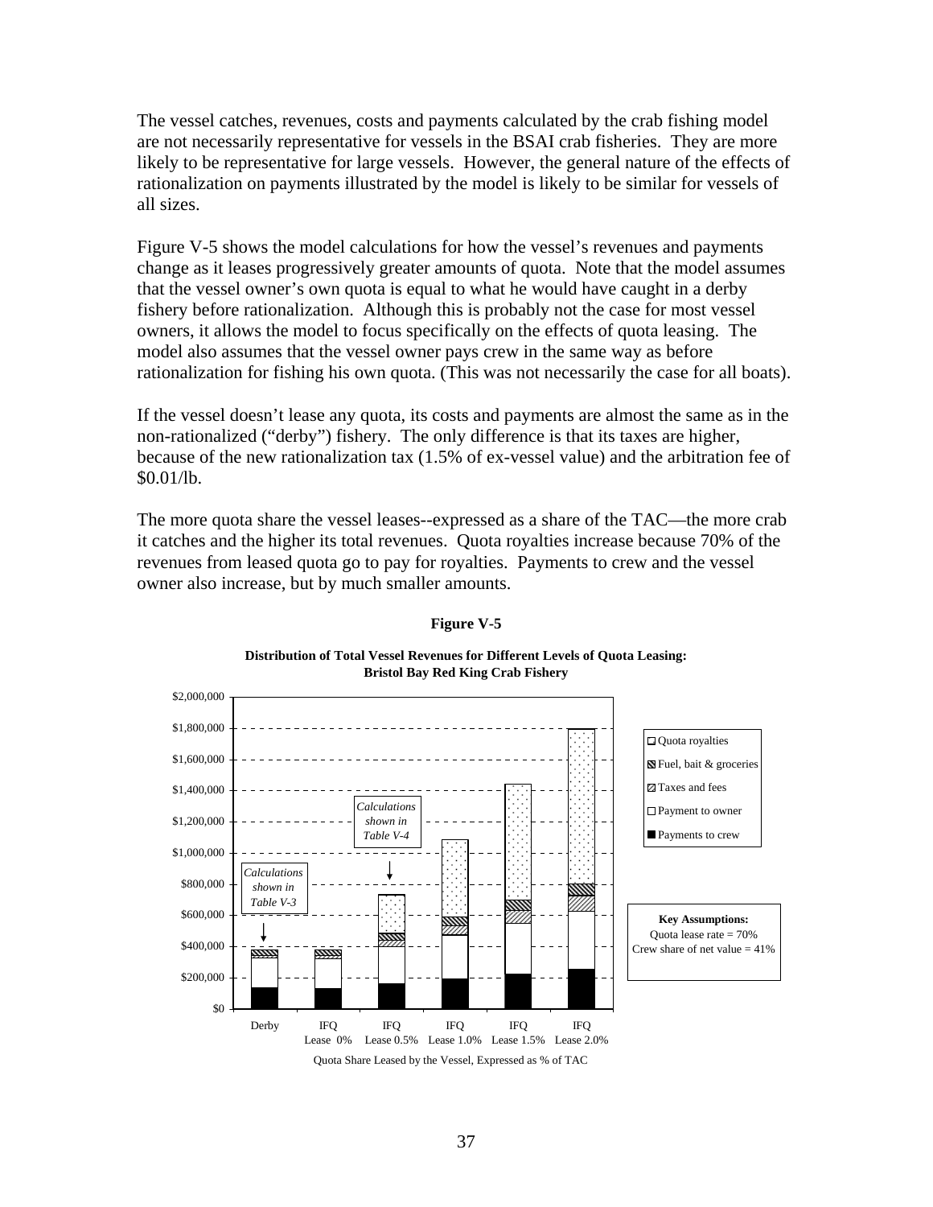The vessel catches, revenues, costs and payments calculated by the crab fishing model are not necessarily representative for vessels in the BSAI crab fisheries. They are more likely to be representative for large vessels. However, the general nature of the effects of rationalization on payments illustrated by the model is likely to be similar for vessels of all sizes.

Figure V-5 shows the model calculations for how the vessel's revenues and payments change as it leases progressively greater amounts of quota. Note that the model assumes that the vessel owner's own quota is equal to what he would have caught in a derby fishery before rationalization. Although this is probably not the case for most vessel owners, it allows the model to focus specifically on the effects of quota leasing. The model also assumes that the vessel owner pays crew in the same way as before rationalization for fishing his own quota. (This was not necessarily the case for all boats).

If the vessel doesn't lease any quota, its costs and payments are almost the same as in the non-rationalized ("derby") fishery. The only difference is that its taxes are higher, because of the new rationalization tax (1.5% of ex-vessel value) and the arbitration fee of $0.01/lb.

The more quota share the vessel leases--expressed as a share of the TAC—the more crab it catches and the higher its total revenues. Quota royalties increase because 70% of the revenues from leased quota go to pay for royalties. Payments to crew and the vessel owner also increase, but by much smaller amounts.

**Figure V-5**

**Distribution of Total Vessel Revenues for Different Levels of Quota Leasing: Bristol Bay Red King Crab Fishery**

Stacked bar chart (y-axis $0 to $2,000,000; x-axis: Quota Share Leased by the Vessel, Expressed as % of TAC). Categories: Derby; IFQ Lease 0%; IFQ Lease 0.5%; IFQ Lease 1.0%; IFQ Lease 1.5%; IFQ Lease 2.0%.

Legend: Quota royalties; Fuel, bait & groceries; Taxes and fees; Payment to owner; Payments to crew.

Annotations: *Calculations shown in Table V-3* (Derby); *Calculations shown in Table V-4* (IFQ Lease 0.5%).

**Key Assumptions:**
Quota lease rate = 70%
Crew share of net value = 41%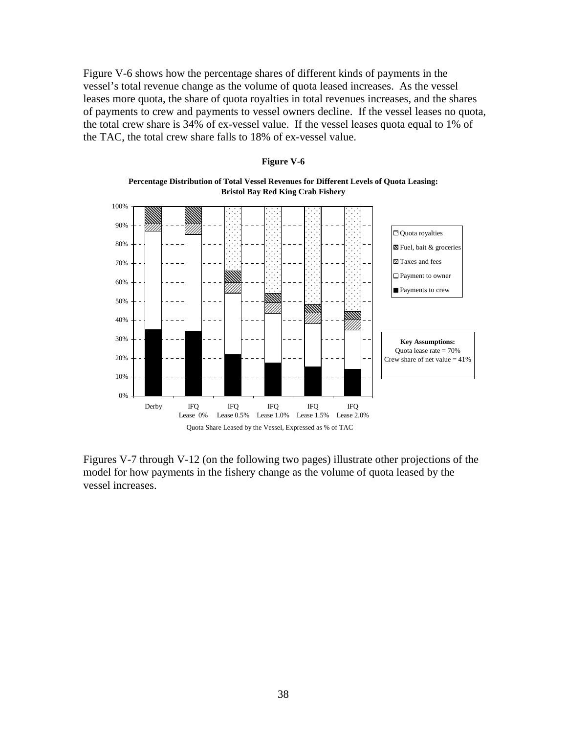Figure V-6 shows how the percentage shares of different kinds of payments in the vessel's total revenue change as the volume of quota leased increases. As the vessel leases more quota, the share of quota royalties in total revenues increases, and the shares of payments to crew and payments to vessel owners decline. If the vessel leases no quota, the total crew share is 34% of ex-vessel value. If the vessel leases quota equal to 1% of the TAC, the total crew share falls to 18% of ex-vessel value.

**Figure V-6**

**Percentage Distribution of Total Vessel Revenues for Different Levels of Quota Leasing: Bristol Bay Red King Crab Fishery**

Legend: Quota royalties; Fuel, bait & groceries; Taxes and fees; Payment to owner; Payments to crew

**Key Assumptions:**
Quota lease rate = 70%
Crew share of net value = 41%

X-axis categories: Derby; IFQ Lease 0%; IFQ Lease 0.5%; IFQ Lease 1.0%; IFQ Lease 1.5%; IFQ Lease 2.0%

Quota Share Leased by the Vessel, Expressed as % of TAC

Figures V-7 through V-12 (on the following two pages) illustrate other projections of the model for how payments in the fishery change as the volume of quota leased by the vessel increases.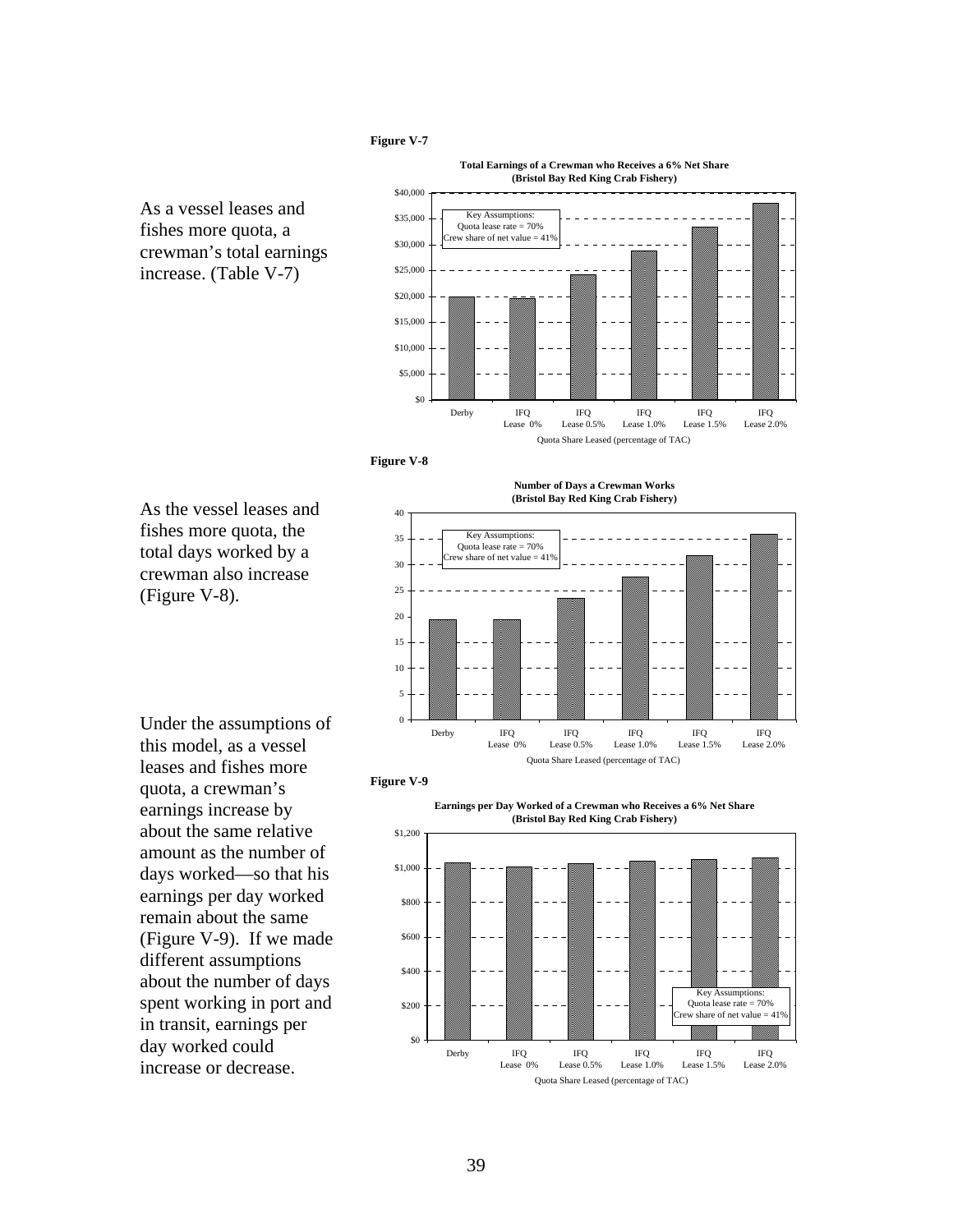**Figure V-7**

As a vessel leases and fishes more quota, a crewman's total earnings increase. (Table V-7)

**Total Earnings of a Crewman who Receives a 6% Net Share (Bristol Bay Red King Crab Fishery)**

Key Assumptions:
Quota lease rate = 70%
Crew share of net value = 41%

$40,000 · $35,000 · $30,000 · $25,000 · $20,000 · $15,000 · $10,000 · $5,000 · $0

Derby · IFQ Lease 0% · IFQ Lease 0.5% · IFQ Lease 1.0% · IFQ Lease 1.5% · IFQ Lease 2.0%

Quota Share Leased (percentage of TAC)

**Figure V-8**

As the vessel leases and fishes more quota, the total days worked by a crewman also increase (Figure V-8).

**Number of Days a Crewman Works (Bristol Bay Red King Crab Fishery)**

Key Assumptions:
Quota lease rate = 70%
Crew share of net value = 41%

40 · 35 · 30 · 25 · 20 · 15 · 10 · 5 · 0

Derby · IFQ Lease 0% · IFQ Lease 0.5% · IFQ Lease 1.0% · IFQ Lease 1.5% · IFQ Lease 2.0%

Quota Share Leased (percentage of TAC)

**Figure V-9**

Under the assumptions of this model, as a vessel leases and fishes more quota, a crewman's earnings increase by about the same relative amount as the number of days worked—so that his earnings per day worked remain about the same (Figure V-9). If we made different assumptions about the number of days spent working in port and in transit, earnings per day worked could increase or decrease.

**Earnings per Day Worked of a Crewman who Receives a 6% Net Share (Bristol Bay Red King Crab Fishery)**

$1,200 · $1,000 · $800 · $600 · $400 · $200 · $0

Key Assumptions:
Quota lease rate = 70%
Crew share of net value = 41%

Derby · IFQ Lease 0% · IFQ Lease 0.5% · IFQ Lease 1.0% · IFQ Lease 1.5% · IFQ Lease 2.0%

Quota Share Leased (percentage of TAC)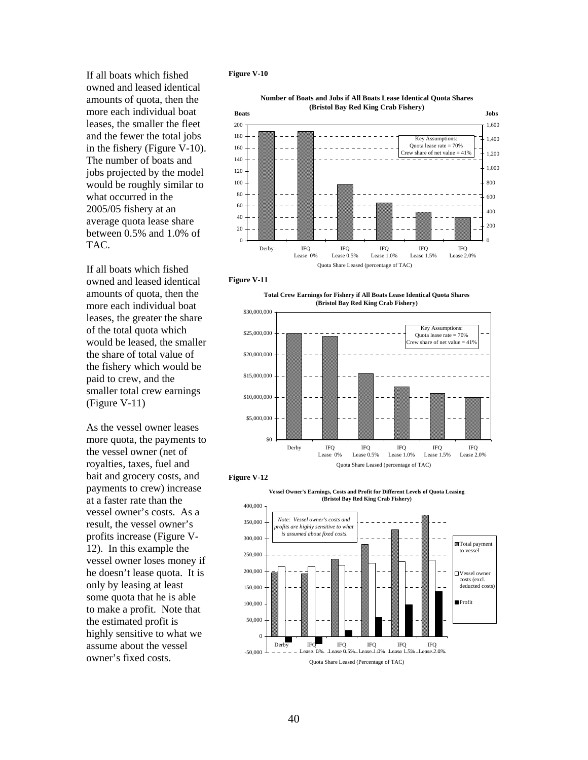If all boats which fished owned and leased identical amounts of quota, then the more each individual boat leases, the smaller the fleet and the fewer the total jobs in the fishery (Figure V-10). The number of boats and jobs projected by the model would be roughly similar to what occurred in the 2005/05 fishery at an average quota lease share between 0.5% and 1.0% of TAC.

If all boats which fished owned and leased identical amounts of quota, then the more each individual boat leases, the greater the share of the total quota which would be leased, the smaller the share of total value of the fishery which would be paid to crew, and the smaller total crew earnings (Figure V-11)

As the vessel owner leases more quota, the payments to the vessel owner (net of royalties, taxes, fuel and bait and grocery costs, and payments to crew) increase at a faster rate than the vessel owner's costs. As a result, the vessel owner's profits increase (Figure V-12). In this example the vessel owner loses money if he doesn't lease quota. It is only by leasing at least some quota that he is able to make a profit. Note that the estimated profit is highly sensitive to what we assume about the vessel owner's fixed costs.

**Figure V-10**

**Number of Boats and Jobs if All Boats Lease Identical Quota Shares (Bristol Bay Red King Crab Fishery)**

Key Assumptions: Quota lease rate = 70%; Crew share of net value = 41%

| Quota Share Leased (percentage of TAC) | Boats (approx.) |
|---|---|
| Derby | 188 |
| IFQ Lease 0% | 188 |
| IFQ Lease 0.5% | 97 |
| IFQ Lease 1.0% | 65 |
| IFQ Lease 1.5% | 49 |
| IFQ Lease 2.0% | 40 |

**Figure V-11**

**Total Crew Earnings for Fishery if All Boats Lease Identical Quota Shares (Bristol Bay Red King Crab Fishery)**

Key Assumptions: Quota lease rate = 70%; Crew share of net value = 41%

| Quota Share Leased (percentage of TAC) | Total Crew Earnings (approx.) |
|---|---|
| Derby | $25,000,000 |
| IFQ Lease 0% | $24,300,000 |
| IFQ Lease 0.5% | $15,500,000 |
| IFQ Lease 1.0% | $12,500,000 |
| IFQ Lease 1.5% | $11,000,000 |
| IFQ Lease 2.0% | $10,000,000 |

**Figure V-12**

**Vessel Owner's Earnings, Costs and Profit for Different Levels of Quota Leasing (Bristol Bay Red King Crab Fishery)**

*Note: Vessel owner's costs and profits are highly sensitive to what is assumed about fixed costs.*

| Quota Share Leased (Percentage of TAC) | Total payment to vessel (approx.) | Vessel owner costs (excl. deducted costs) (approx.) | Profit (approx.) |
|---|---|---|---|
| Derby | 196,000 | 214,000 | -18,000 |
| IFQ Lease 0% | 192,000 | 214,000 | -22,000 |
| IFQ Lease 0.5% | 237,000 | 218,000 | 19,000 |
| IFQ Lease 1.0% | 282,000 | 224,000 | 58,000 |
| IFQ Lease 1.5% | 328,000 | 230,000 | 98,000 |
| IFQ Lease 2.0% | 373,000 | 234,000 | 139,000 |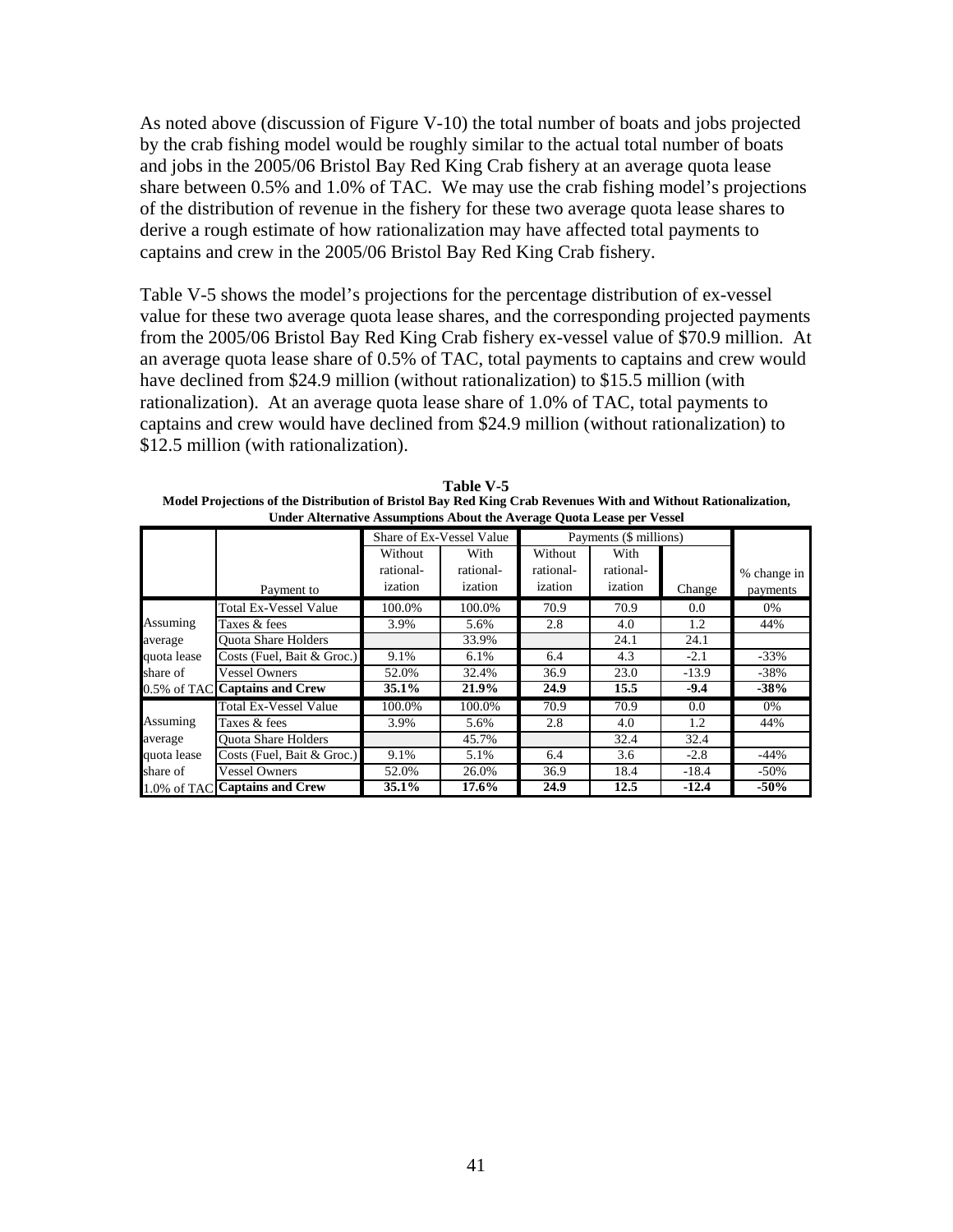As noted above (discussion of Figure V-10) the total number of boats and jobs projected by the crab fishing model would be roughly similar to the actual total number of boats and jobs in the 2005/06 Bristol Bay Red King Crab fishery at an average quota lease share between 0.5% and 1.0% of TAC. We may use the crab fishing model's projections of the distribution of revenue in the fishery for these two average quota lease shares to derive a rough estimate of how rationalization may have affected total payments to captains and crew in the 2005/06 Bristol Bay Red King Crab fishery.

Table V-5 shows the model's projections for the percentage distribution of ex-vessel value for these two average quota lease shares, and the corresponding projected payments from the 2005/06 Bristol Bay Red King Crab fishery ex-vessel value of $70.9 million. At an average quota lease share of 0.5% of TAC, total payments to captains and crew would have declined from $24.9 million (without rationalization) to $15.5 million (with rationalization). At an average quota lease share of 1.0% of TAC, total payments to captains and crew would have declined from $24.9 million (without rationalization) to $12.5 million (with rationalization).

**Table V-5**
**Model Projections of the Distribution of Bristol Bay Red King Crab Revenues With and Without Rationalization, Under Alternative Assumptions About the Average Quota Lease per Vessel**

| | | Share of Ex-Vessel Value | | Payments ($ millions) | | | |
|---|---|---|---|---|---|---|---|
| | Payment to | Without rational-ization | With rational-ization | Without rational-ization | With rational-ization | Change | % change in payments |
| Assuming average quota lease share of 0.5% of TAC | Total Ex-Vessel Value | 100.0% | 100.0% | 70.9 | 70.9 | 0.0 | 0% |
| | Taxes & fees | 3.9% | 5.6% | 2.8 | 4.0 | 1.2 | 44% |
| | Quota Share Holders | | 33.9% | | 24.1 | 24.1 | |
| | Costs (Fuel, Bait & Groc.) | 9.1% | 6.1% | 6.4 | 4.3 | -2.1 | -33% |
| | Vessel Owners | 52.0% | 32.4% | 36.9 | 23.0 | -13.9 | -38% |
| | **Captains and Crew** | **35.1%** | **21.9%** | **24.9** | **15.5** | **-9.4** | **-38%** |
| Assuming average quota lease share of 1.0% of TAC | Total Ex-Vessel Value | 100.0% | 100.0% | 70.9 | 70.9 | 0.0 | 0% |
| | Taxes & fees | 3.9% | 5.6% | 2.8 | 4.0 | 1.2 | 44% |
| | Quota Share Holders | | 45.7% | | 32.4 | 32.4 | |
| | Costs (Fuel, Bait & Groc.) | 9.1% | 5.1% | 6.4 | 3.6 | -2.8 | -44% |
| | Vessel Owners | 52.0% | 26.0% | 36.9 | 18.4 | -18.4 | -50% |
| | **Captains and Crew** | **35.1%** | **17.6%** | **24.9** | **12.5** | **-12.4** | **-50%** |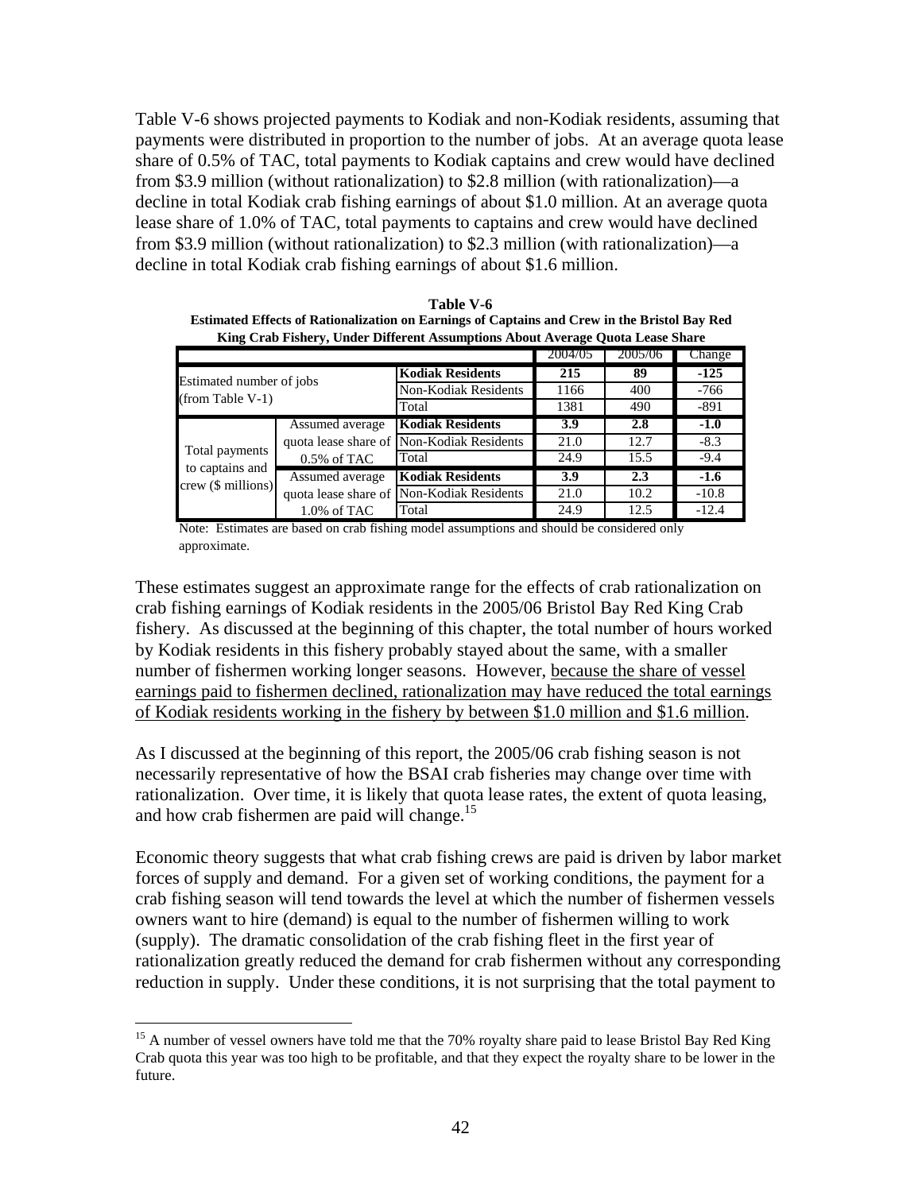Table V-6 shows projected payments to Kodiak and non-Kodiak residents, assuming that payments were distributed in proportion to the number of jobs. At an average quota lease share of 0.5% of TAC, total payments to Kodiak captains and crew would have declined from $3.9 million (without rationalization) to $2.8 million (with rationalization)—a decline in total Kodiak crab fishing earnings of about $1.0 million. At an average quota lease share of 1.0% of TAC, total payments to captains and crew would have declined from $3.9 million (without rationalization) to $2.3 million (with rationalization)—a decline in total Kodiak crab fishing earnings of about $1.6 million.

**Table V-6**
**Estimated Effects of Rationalization on Earnings of Captains and Crew in the Bristol Bay Red King Crab Fishery, Under Different Assumptions About Average Quota Lease Share**

| | | | 2004/05 | 2005/06 | Change |
|---|---|---|---|---|---|
| Estimated number of jobs (from Table V-1) | | **Kodiak Residents** | **215** | **89** | **-125** |
| | | Non-Kodiak Residents | 1166 | 400 | -766 |
| | | Total | 1381 | 490 | -891 |
| Total payments to captains and crew ($ millions) | Assumed average quota lease share of 0.5% of TAC | **Kodiak Residents** | **3.9** | **2.8** | **-1.0** |
| | | Non-Kodiak Residents | 21.0 | 12.7 | -8.3 |
| | | Total | 24.9 | 15.5 | -9.4 |
| | Assumed average quota lease share of 1.0% of TAC | **Kodiak Residents** | **3.9** | **2.3** | **-1.6** |
| | | Non-Kodiak Residents | 21.0 | 10.2 | -10.8 |
| | | Total | 24.9 | 12.5 | -12.4 |

Note: Estimates are based on crab fishing model assumptions and should be considered only approximate.

These estimates suggest an approximate range for the effects of crab rationalization on crab fishing earnings of Kodiak residents in the 2005/06 Bristol Bay Red King Crab fishery. As discussed at the beginning of this chapter, the total number of hours worked by Kodiak residents in this fishery probably stayed about the same, with a smaller number of fishermen working longer seasons. However, <u>because the share of vessel earnings paid to fishermen declined, rationalization may have reduced the total earnings of Kodiak residents working in the fishery by between $1.0 million and $1.6 million</u>.

As I discussed at the beginning of this report, the 2005/06 crab fishing season is not necessarily representative of how the BSAI crab fisheries may change over time with rationalization. Over time, it is likely that quota lease rates, the extent of quota leasing, and how crab fishermen are paid will change.[15]

Economic theory suggests that what crab fishing crews are paid is driven by labor market forces of supply and demand. For a given set of working conditions, the payment for a crab fishing season will tend towards the level at which the number of fishermen vessels owners want to hire (demand) is equal to the number of fishermen willing to work (supply). The dramatic consolidation of the crab fishing fleet in the first year of rationalization greatly reduced the demand for crab fishermen without any corresponding reduction in supply. Under these conditions, it is not surprising that the total payment to

---

[15] A number of vessel owners have told me that the 70% royalty share paid to lease Bristol Bay Red King Crab quota this year was too high to be profitable, and that they expect the royalty share to be lower in the future.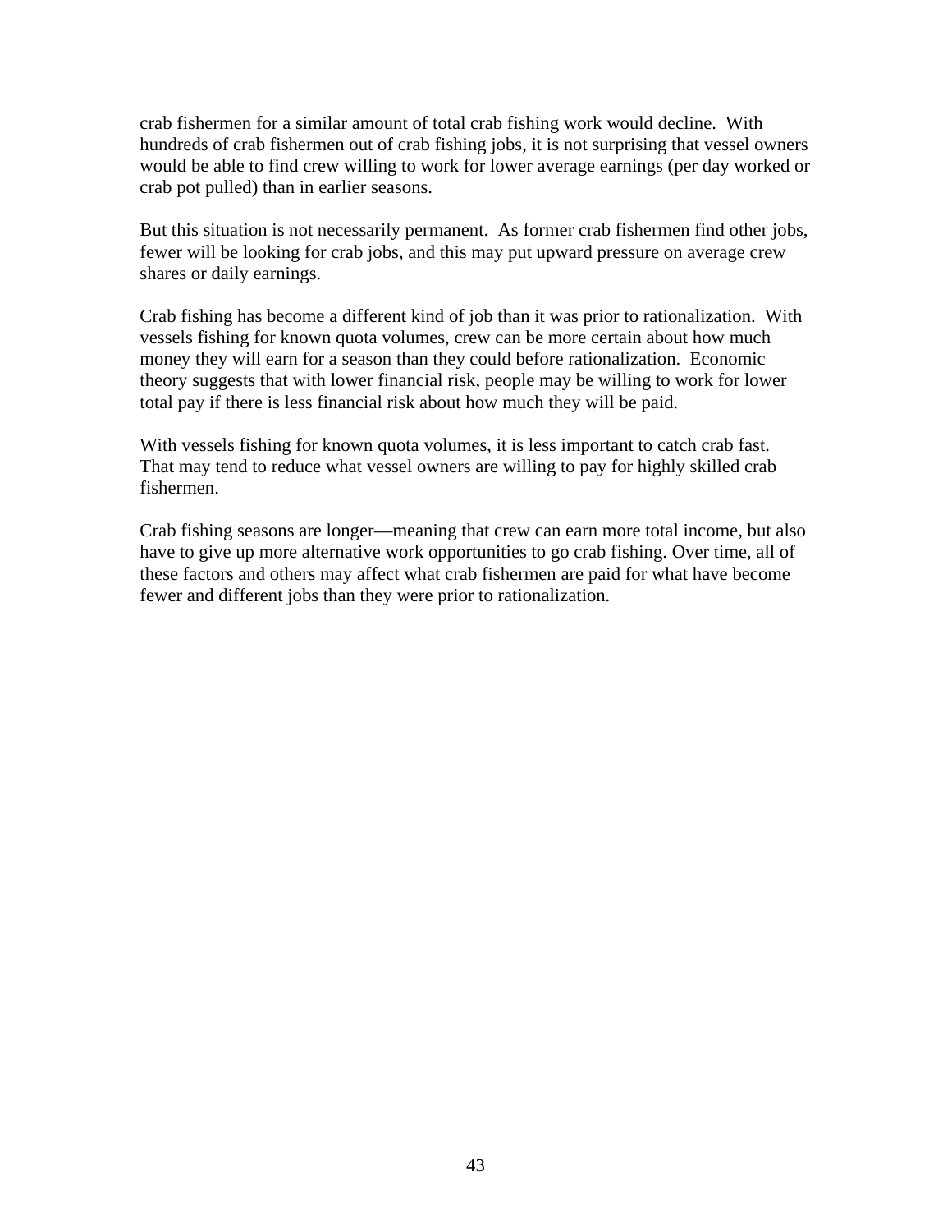crab fishermen for a similar amount of total crab fishing work would decline. With hundreds of crab fishermen out of crab fishing jobs, it is not surprising that vessel owners would be able to find crew willing to work for lower average earnings (per day worked or crab pot pulled) than in earlier seasons.

But this situation is not necessarily permanent. As former crab fishermen find other jobs, fewer will be looking for crab jobs, and this may put upward pressure on average crew shares or daily earnings.

Crab fishing has become a different kind of job than it was prior to rationalization. With vessels fishing for known quota volumes, crew can be more certain about how much money they will earn for a season than they could before rationalization. Economic theory suggests that with lower financial risk, people may be willing to work for lower total pay if there is less financial risk about how much they will be paid.

With vessels fishing for known quota volumes, it is less important to catch crab fast. That may tend to reduce what vessel owners are willing to pay for highly skilled crab fishermen.

Crab fishing seasons are longer—meaning that crew can earn more total income, but also have to give up more alternative work opportunities to go crab fishing. Over time, all of these factors and others may affect what crab fishermen are paid for what have become fewer and different jobs than they were prior to rationalization.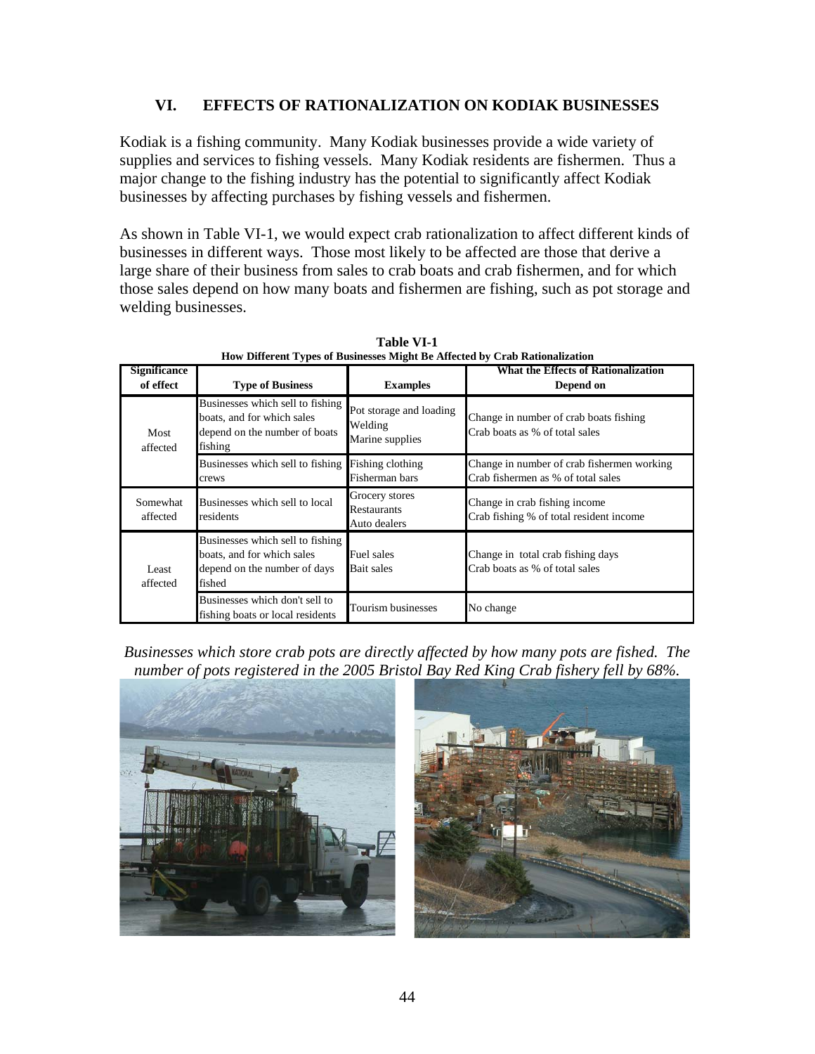## VI. EFFECTS OF RATIONALIZATION ON KODIAK BUSINESSES

Kodiak is a fishing community. Many Kodiak businesses provide a wide variety of supplies and services to fishing vessels. Many Kodiak residents are fishermen. Thus a major change to the fishing industry has the potential to significantly affect Kodiak businesses by affecting purchases by fishing vessels and fishermen.

As shown in Table VI-1, we would expect crab rationalization to affect different kinds of businesses in different ways. Those most likely to be affected are those that derive a large share of their business from sales to crab boats and crab fishermen, and for which those sales depend on how many boats and fishermen are fishing, such as pot storage and welding businesses.

**Table VI-1**
**How Different Types of Businesses Might Be Affected by Crab Rationalization**

| Significance of effect | Type of Business | Examples | What the Effects of Rationalization Depend on |
|---|---|---|---|
| Most affected | Businesses which sell to fishing boats, and for which sales depend on the number of boats fishing | Pot storage and loading<br>Welding<br>Marine supplies | Change in number of crab boats fishing<br>Crab boats as % of total sales |
| | Businesses which sell to fishing crews | Fishing clothing<br>Fisherman bars | Change in number of crab fishermen working<br>Crab fishermen as % of total sales |
| Somewhat affected | Businesses which sell to local residents | Grocery stores<br>Restaurants<br>Auto dealers | Change in crab fishing income<br>Crab fishing % of total resident income |
| Least affected | Businesses which sell to fishing boats, and for which sales depend on the number of days fished | Fuel sales<br>Bait sales | Change in total crab fishing days<br>Crab boats as % of total sales |
| | Businesses which don't sell to fishing boats or local residents | Tourism businesses | No change |

*Businesses which store crab pots are directly affected by how many pots are fished. The number of pots registered in the 2005 Bristol Bay Red King Crab fishery fell by 68%.*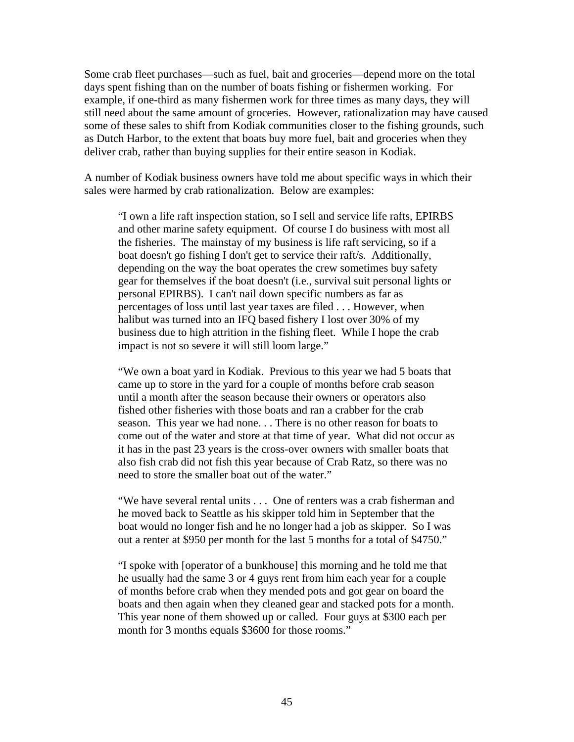Some crab fleet purchases—such as fuel, bait and groceries—depend more on the total days spent fishing than on the number of boats fishing or fishermen working. For example, if one-third as many fishermen work for three times as many days, they will still need about the same amount of groceries. However, rationalization may have caused some of these sales to shift from Kodiak communities closer to the fishing grounds, such as Dutch Harbor, to the extent that boats buy more fuel, bait and groceries when they deliver crab, rather than buying supplies for their entire season in Kodiak.

A number of Kodiak business owners have told me about specific ways in which their sales were harmed by crab rationalization. Below are examples:

> "I own a life raft inspection station, so I sell and service life rafts, EPIRBS and other marine safety equipment. Of course I do business with most all the fisheries. The mainstay of my business is life raft servicing, so if a boat doesn't go fishing I don't get to service their raft/s. Additionally, depending on the way the boat operates the crew sometimes buy safety gear for themselves if the boat doesn't (i.e., survival suit personal lights or personal EPIRBS). I can't nail down specific numbers as far as percentages of loss until last year taxes are filed . . . However, when halibut was turned into an IFQ based fishery I lost over 30% of my business due to high attrition in the fishing fleet. While I hope the crab impact is not so severe it will still loom large."

> "We own a boat yard in Kodiak. Previous to this year we had 5 boats that came up to store in the yard for a couple of months before crab season until a month after the season because their owners or operators also fished other fisheries with those boats and ran a crabber for the crab season. This year we had none. . . There is no other reason for boats to come out of the water and store at that time of year. What did not occur as it has in the past 23 years is the cross-over owners with smaller boats that also fish crab did not fish this year because of Crab Ratz, so there was no need to store the smaller boat out of the water."

> "We have several rental units . . . One of renters was a crab fisherman and he moved back to Seattle as his skipper told him in September that the boat would no longer fish and he no longer had a job as skipper. So I was out a renter at $950 per month for the last 5 months for a total of $4750."

> "I spoke with [operator of a bunkhouse] this morning and he told me that he usually had the same 3 or 4 guys rent from him each year for a couple of months before crab when they mended pots and got gear on board the boats and then again when they cleaned gear and stacked pots for a month. This year none of them showed up or called. Four guys at $300 each per month for 3 months equals $3600 for those rooms."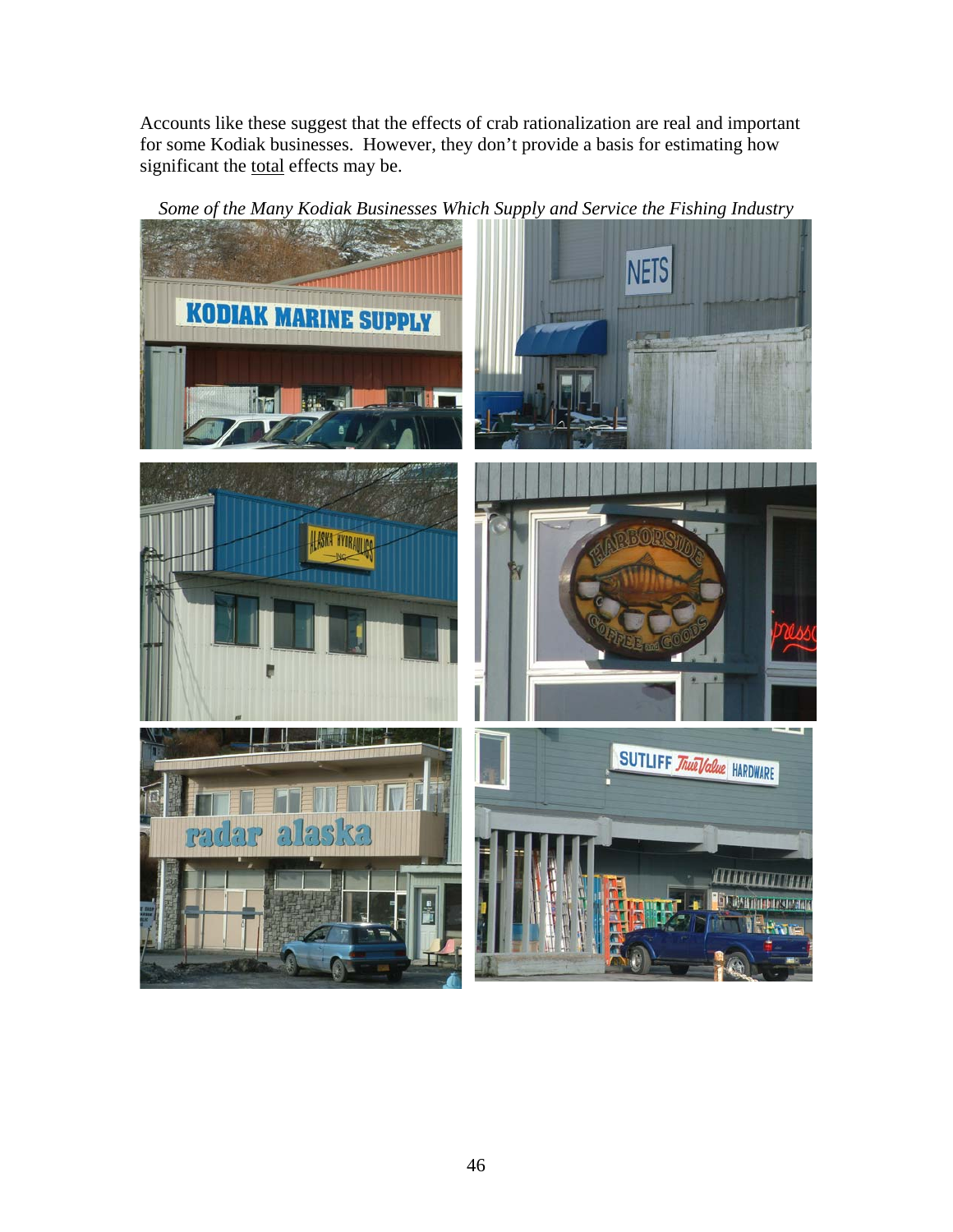Accounts like these suggest that the effects of crab rationalization are real and important for some Kodiak businesses. However, they don't provide a basis for estimating how significant the total effects may be.

*Some of the Many Kodiak Businesses Which Supply and Service the Fishing Industry*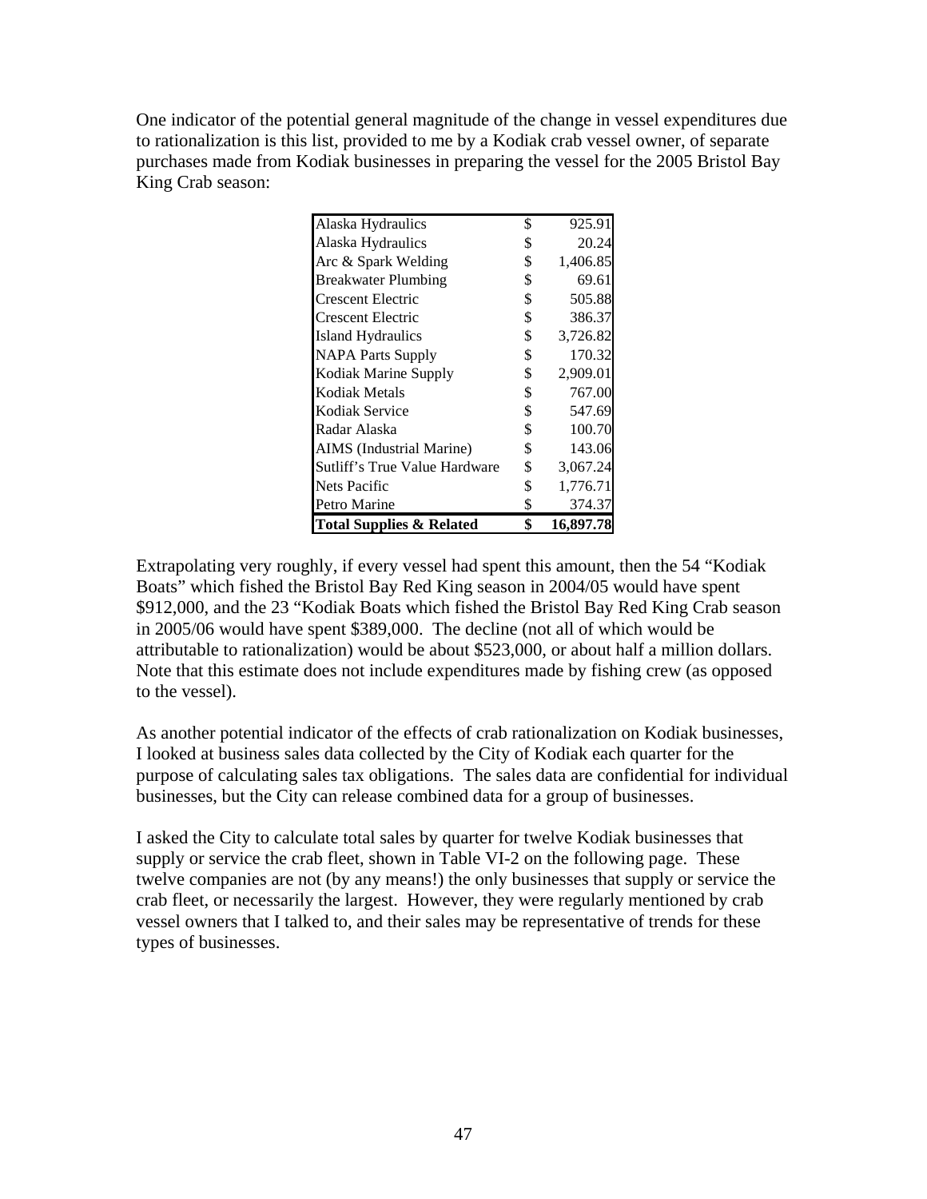One indicator of the potential general magnitude of the change in vessel expenditures due to rationalization is this list, provided to me by a Kodiak crab vessel owner, of separate purchases made from Kodiak businesses in preparing the vessel for the 2005 Bristol Bay King Crab season:

| | | |
|---|---|---|
| Alaska Hydraulics | $ | 925.91 |
| Alaska Hydraulics | $ | 20.24 |
| Arc & Spark Welding | $ | 1,406.85 |
| Breakwater Plumbing | $ | 69.61 |
| Crescent Electric | $ | 505.88 |
| Crescent Electric | $ | 386.37 |
| Island Hydraulics | $ | 3,726.82 |
| NAPA Parts Supply | $ | 170.32 |
| Kodiak Marine Supply | $ | 2,909.01 |
| Kodiak Metals | $ | 767.00 |
| Kodiak Service | $ | 547.69 |
| Radar Alaska | $ | 100.70 |
| AIMS (Industrial Marine) | $ | 143.06 |
| Sutliff's True Value Hardware | $ | 3,067.24 |
| Nets Pacific | $ | 1,776.71 |
| Petro Marine | $ | 374.37 |
| **Total Supplies & Related** | **$** | **16,897.78** |

Extrapolating very roughly, if every vessel had spent this amount, then the 54 "Kodiak Boats" which fished the Bristol Bay Red King season in 2004/05 would have spent $912,000, and the 23 "Kodiak Boats which fished the Bristol Bay Red King Crab season in 2005/06 would have spent $389,000. The decline (not all of which would be attributable to rationalization) would be about $523,000, or about half a million dollars. Note that this estimate does not include expenditures made by fishing crew (as opposed to the vessel).

As another potential indicator of the effects of crab rationalization on Kodiak businesses, I looked at business sales data collected by the City of Kodiak each quarter for the purpose of calculating sales tax obligations. The sales data are confidential for individual businesses, but the City can release combined data for a group of businesses.

I asked the City to calculate total sales by quarter for twelve Kodiak businesses that supply or service the crab fleet, shown in Table VI-2 on the following page. These twelve companies are not (by any means!) the only businesses that supply or service the crab fleet, or necessarily the largest. However, they were regularly mentioned by crab vessel owners that I talked to, and their sales may be representative of trends for these types of businesses.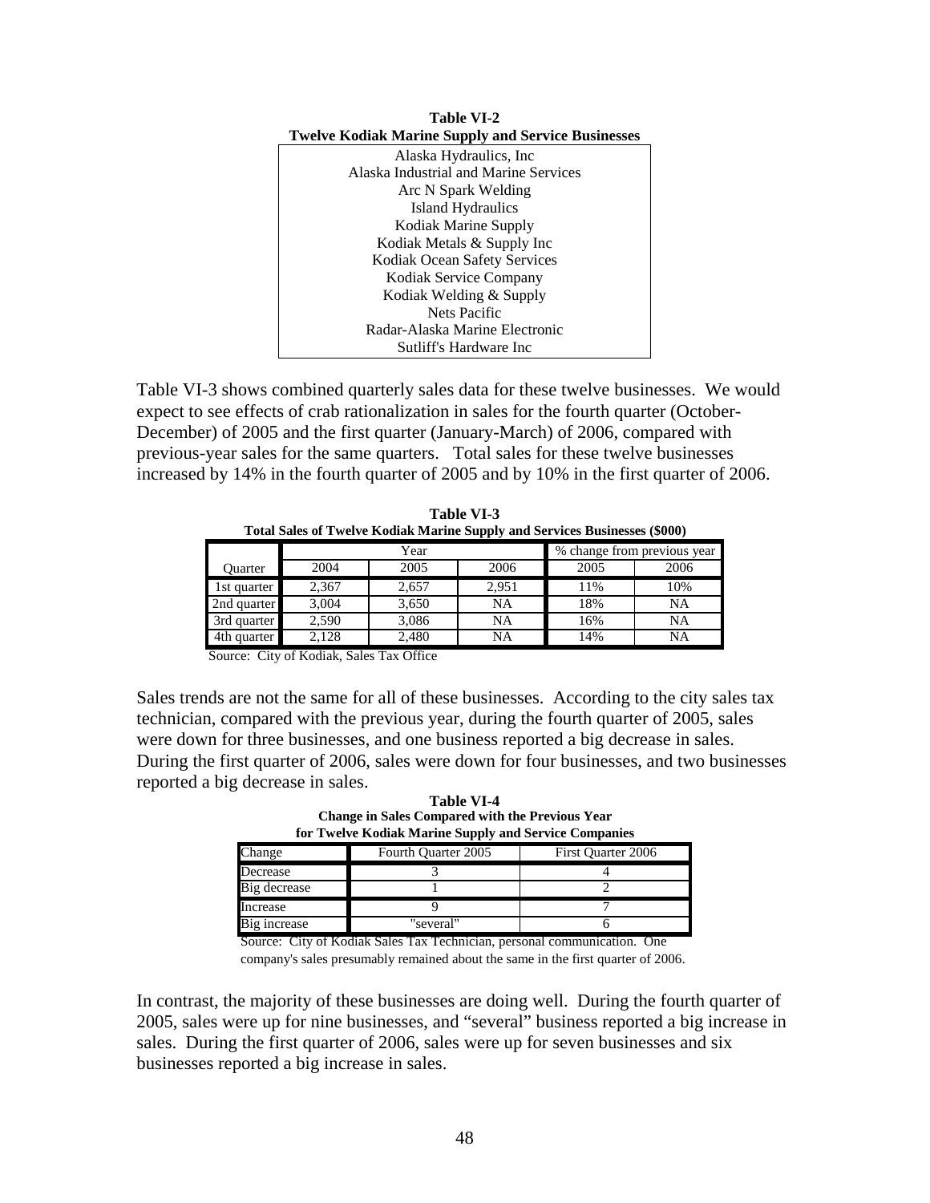**Table VI-2**
**Twelve Kodiak Marine Supply and Service Businesses**

| |
|---|
| Alaska Hydraulics, Inc |
| Alaska Industrial and Marine Services |
| Arc N Spark Welding |
| Island Hydraulics |
| Kodiak Marine Supply |
| Kodiak Metals & Supply Inc |
| Kodiak Ocean Safety Services |
| Kodiak Service Company |
| Kodiak Welding & Supply |
| Nets Pacific |
| Radar-Alaska Marine Electronic |
| Sutliff's Hardware Inc |

Table VI-3 shows combined quarterly sales data for these twelve businesses. We would expect to see effects of crab rationalization in sales for the fourth quarter (October-December) of 2005 and the first quarter (January-March) of 2006, compared with previous-year sales for the same quarters. Total sales for these twelve businesses increased by 14% in the fourth quarter of 2005 and by 10% in the first quarter of 2006.

**Table VI-3**
**Total Sales of Twelve Kodiak Marine Supply and Services Businesses ($000)**

| | Year | | | % change from previous year | |
|---|---|---|---|---|---|
| Quarter | 2004 | 2005 | 2006 | 2005 | 2006 |
| 1st quarter | 2,367 | 2,657 | 2,951 | 11% | 10% |
| 2nd quarter | 3,004 | 3,650 | NA | 18% | NA |
| 3rd quarter | 2,590 | 3,086 | NA | 16% | NA |
| 4th quarter | 2,128 | 2,480 | NA | 14% | NA |

Source: City of Kodiak, Sales Tax Office

Sales trends are not the same for all of these businesses. According to the city sales tax technician, compared with the previous year, during the fourth quarter of 2005, sales were down for three businesses, and one business reported a big decrease in sales. During the first quarter of 2006, sales were down for four businesses, and two businesses reported a big decrease in sales.

**Table VI-4**
**Change in Sales Compared with the Previous Year for Twelve Kodiak Marine Supply and Service Companies**

| Change | Fourth Quarter 2005 | First Quarter 2006 |
|---|---|---|
| Decrease | 3 | 4 |
| Big decrease | 1 | 2 |
| Increase | 9 | 7 |
| Big increase | "several" | 6 |

Source: City of Kodiak Sales Tax Technician, personal communication. One company's sales presumably remained about the same in the first quarter of 2006.

In contrast, the majority of these businesses are doing well. During the fourth quarter of 2005, sales were up for nine businesses, and "several" business reported a big increase in sales. During the first quarter of 2006, sales were up for seven businesses and six businesses reported a big increase in sales.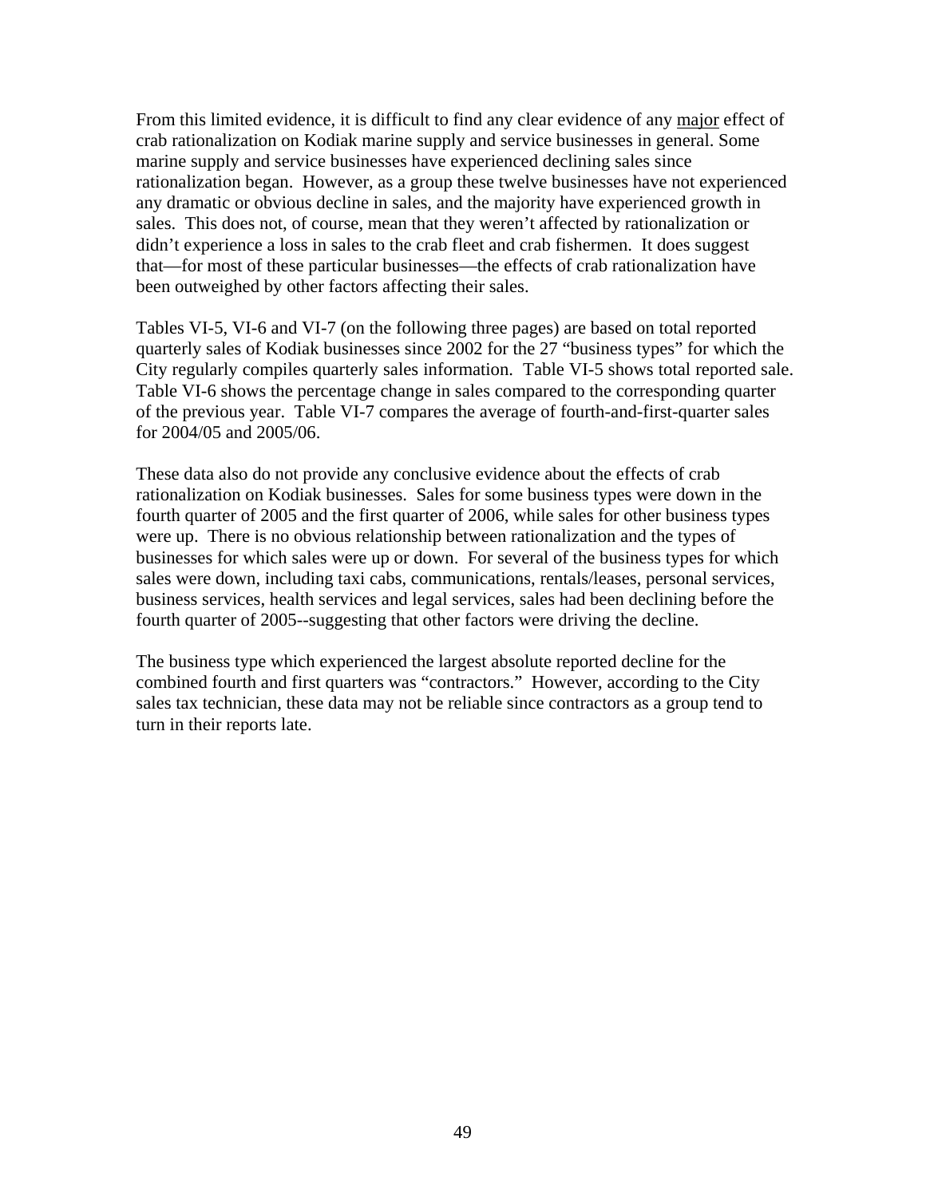From this limited evidence, it is difficult to find any clear evidence of any <u>major</u> effect of crab rationalization on Kodiak marine supply and service businesses in general. Some marine supply and service businesses have experienced declining sales since rationalization began. However, as a group these twelve businesses have not experienced any dramatic or obvious decline in sales, and the majority have experienced growth in sales. This does not, of course, mean that they weren't affected by rationalization or didn't experience a loss in sales to the crab fleet and crab fishermen. It does suggest that—for most of these particular businesses—the effects of crab rationalization have been outweighed by other factors affecting their sales.

Tables VI-5, VI-6 and VI-7 (on the following three pages) are based on total reported quarterly sales of Kodiak businesses since 2002 for the 27 "business types" for which the City regularly compiles quarterly sales information. Table VI-5 shows total reported sale. Table VI-6 shows the percentage change in sales compared to the corresponding quarter of the previous year. Table VI-7 compares the average of fourth-and-first-quarter sales for 2004/05 and 2005/06.

These data also do not provide any conclusive evidence about the effects of crab rationalization on Kodiak businesses. Sales for some business types were down in the fourth quarter of 2005 and the first quarter of 2006, while sales for other business types were up. There is no obvious relationship between rationalization and the types of businesses for which sales were up or down. For several of the business types for which sales were down, including taxi cabs, communications, rentals/leases, personal services, business services, health services and legal services, sales had been declining before the fourth quarter of 2005--suggesting that other factors were driving the decline.

The business type which experienced the largest absolute reported decline for the combined fourth and first quarters was "contractors." However, according to the City sales tax technician, these data may not be reliable since contractors as a group tend to turn in their reports late.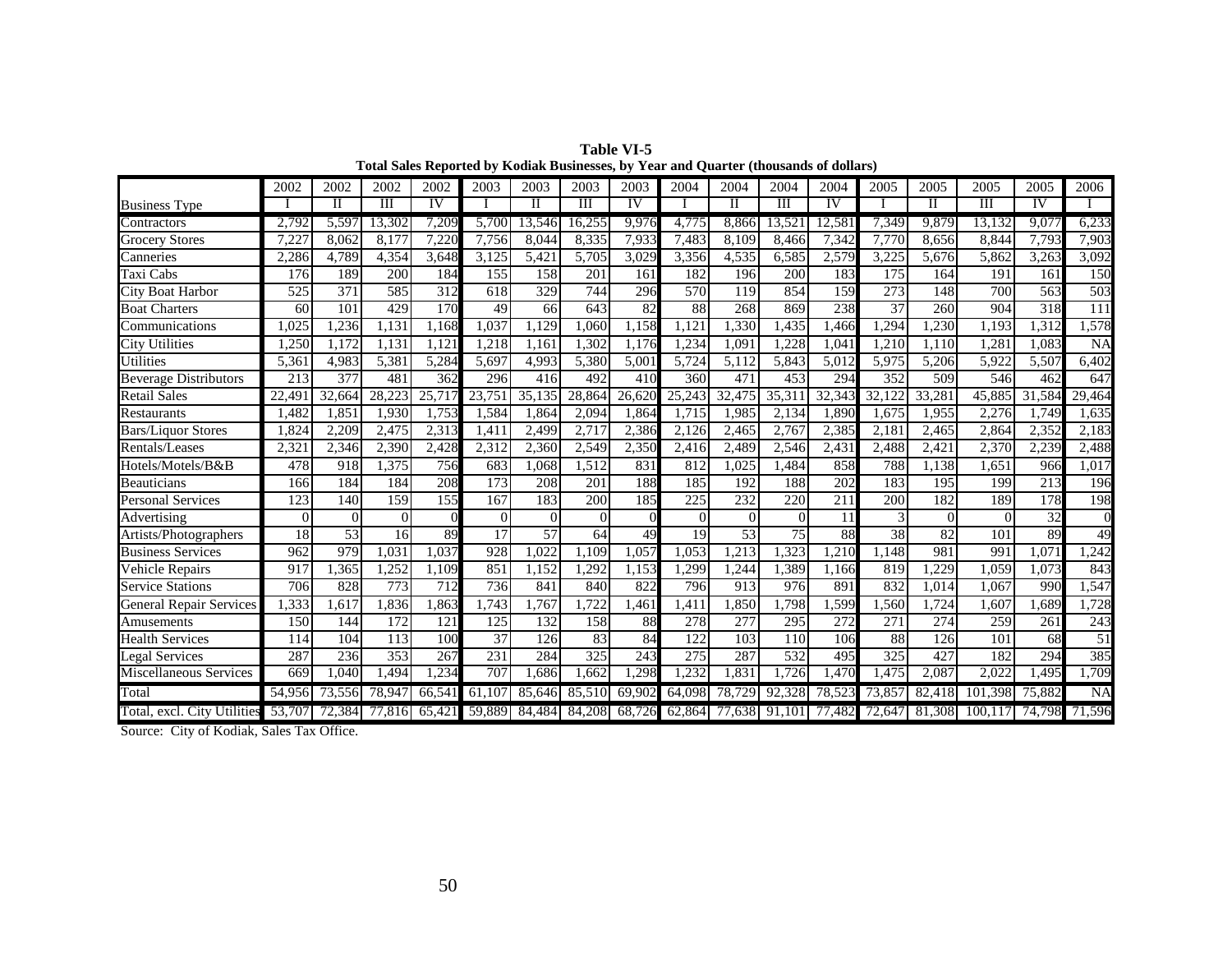**Table VI-5**
**Total Sales Reported by Kodiak Businesses, by Year and Quarter (thousands of dollars)**

| | 2002 | 2002 | 2002 | 2002 | 2003 | 2003 | 2003 | 2003 | 2004 | 2004 | 2004 | 2004 | 2005 | 2005 | 2005 | 2005 | 2006 |
|---|---|---|---|---|---|---|---|---|---|---|---|---|---|---|---|---|---|
| Business Type | I | II | III | IV | I | II | III | IV | I | II | III | IV | I | II | III | IV | I |
| Contractors | 2,792 | 5,597 | 13,302 | 7,209 | 5,700 | 13,546 | 16,255 | 9,976 | 4,775 | 8,866 | 13,521 | 12,581 | 7,349 | 9,879 | 13,132 | 9,077 | 6,233 |
| Grocery Stores | 7,227 | 8,062 | 8,177 | 7,220 | 7,756 | 8,044 | 8,335 | 7,933 | 7,483 | 8,109 | 8,466 | 7,342 | 7,770 | 8,656 | 8,844 | 7,793 | 7,903 |
| Canneries | 2,286 | 4,789 | 4,354 | 3,648 | 3,125 | 5,421 | 5,705 | 3,029 | 3,356 | 4,535 | 6,585 | 2,579 | 3,225 | 5,676 | 5,862 | 3,263 | 3,092 |
| Taxi Cabs | 176 | 189 | 200 | 184 | 155 | 158 | 201 | 161 | 182 | 196 | 200 | 183 | 175 | 164 | 191 | 161 | 150 |
| City Boat Harbor | 525 | 371 | 585 | 312 | 618 | 329 | 744 | 296 | 570 | 119 | 854 | 159 | 273 | 148 | 700 | 563 | 503 |
| Boat Charters | 60 | 101 | 429 | 170 | 49 | 66 | 643 | 82 | 88 | 268 | 869 | 238 | 37 | 260 | 904 | 318 | 111 |
| Communications | 1,025 | 1,236 | 1,131 | 1,168 | 1,037 | 1,129 | 1,060 | 1,158 | 1,121 | 1,330 | 1,435 | 1,466 | 1,294 | 1,230 | 1,193 | 1,312 | 1,578 |
| City Utilities | 1,250 | 1,172 | 1,131 | 1,121 | 1,218 | 1,161 | 1,302 | 1,176 | 1,234 | 1,091 | 1,228 | 1,041 | 1,210 | 1,110 | 1,281 | 1,083 | NA |
| Utilities | 5,361 | 4,983 | 5,381 | 5,284 | 5,697 | 4,993 | 5,380 | 5,001 | 5,724 | 5,112 | 5,843 | 5,012 | 5,975 | 5,206 | 5,922 | 5,507 | 6,402 |
| Beverage Distributors | 213 | 377 | 481 | 362 | 296 | 416 | 492 | 410 | 360 | 471 | 453 | 294 | 352 | 509 | 546 | 462 | 647 |
| Retail Sales | 22,491 | 32,664 | 28,223 | 25,717 | 23,751 | 35,135 | 28,864 | 26,620 | 25,243 | 32,475 | 35,311 | 32,343 | 32,122 | 33,281 | 45,885 | 31,584 | 29,464 |
| Restaurants | 1,482 | 1,851 | 1,930 | 1,753 | 1,584 | 1,864 | 2,094 | 1,864 | 1,715 | 1,985 | 2,134 | 1,890 | 1,675 | 1,955 | 2,276 | 1,749 | 1,635 |
| Bars/Liquor Stores | 1,824 | 2,209 | 2,475 | 2,313 | 1,411 | 2,499 | 2,717 | 2,386 | 2,126 | 2,465 | 2,767 | 2,385 | 2,181 | 2,465 | 2,864 | 2,352 | 2,183 |
| Rentals/Leases | 2,321 | 2,346 | 2,390 | 2,428 | 2,312 | 2,360 | 2,549 | 2,350 | 2,416 | 2,489 | 2,546 | 2,431 | 2,488 | 2,421 | 2,370 | 2,239 | 2,488 |
| Hotels/Motels/B&B | 478 | 918 | 1,375 | 756 | 683 | 1,068 | 1,512 | 831 | 812 | 1,025 | 1,484 | 858 | 788 | 1,138 | 1,651 | 966 | 1,017 |
| Beauticians | 166 | 184 | 184 | 208 | 173 | 208 | 201 | 188 | 185 | 192 | 188 | 202 | 183 | 195 | 199 | 213 | 196 |
| Personal Services | 123 | 140 | 159 | 155 | 167 | 183 | 200 | 185 | 225 | 232 | 220 | 211 | 200 | 182 | 189 | 178 | 198 |
| Advertising | 0 | 0 | 0 | 0 | 0 | 0 | 0 | 0 | 0 | 0 | 0 | 11 | 3 | 0 | 0 | 32 | 0 |
| Artists/Photographers | 18 | 53 | 16 | 89 | 17 | 57 | 64 | 49 | 19 | 53 | 75 | 88 | 38 | 82 | 101 | 89 | 49 |
| Business Services | 962 | 979 | 1,031 | 1,037 | 928 | 1,022 | 1,109 | 1,057 | 1,053 | 1,213 | 1,323 | 1,210 | 1,148 | 981 | 991 | 1,071 | 1,242 |
| Vehicle Repairs | 917 | 1,365 | 1,252 | 1,109 | 851 | 1,152 | 1,292 | 1,153 | 1,299 | 1,244 | 1,389 | 1,166 | 819 | 1,229 | 1,059 | 1,073 | 843 |
| Service Stations | 706 | 828 | 773 | 712 | 736 | 841 | 840 | 822 | 796 | 913 | 976 | 891 | 832 | 1,014 | 1,067 | 990 | 1,547 |
| General Repair Services | 1,333 | 1,617 | 1,836 | 1,863 | 1,743 | 1,767 | 1,722 | 1,461 | 1,411 | 1,850 | 1,798 | 1,599 | 1,560 | 1,724 | 1,607 | 1,689 | 1,728 |
| Amusements | 150 | 144 | 172 | 121 | 125 | 132 | 158 | 88 | 278 | 277 | 295 | 272 | 271 | 274 | 259 | 261 | 243 |
| Health Services | 114 | 104 | 113 | 100 | 37 | 126 | 83 | 84 | 122 | 103 | 110 | 106 | 88 | 126 | 101 | 68 | 51 |
| Legal Services | 287 | 236 | 353 | 267 | 231 | 284 | 325 | 243 | 275 | 287 | 532 | 495 | 325 | 427 | 182 | 294 | 385 |
| Miscellaneous Services | 669 | 1,040 | 1,494 | 1,234 | 707 | 1,686 | 1,662 | 1,298 | 1,232 | 1,831 | 1,726 | 1,470 | 1,475 | 2,087 | 2,022 | 1,495 | 1,709 |
| Total | 54,956 | 73,556 | 78,947 | 66,541 | 61,107 | 85,646 | 85,510 | 69,902 | 64,098 | 78,729 | 92,328 | 78,523 | 73,857 | 82,418 | 101,398 | 75,882 | NA |
| Total, excl. City Utilities | 53,707 | 72,384 | 77,816 | 65,421 | 59,889 | 84,484 | 84,208 | 68,726 | 62,864 | 77,638 | 91,101 | 77,482 | 72,647 | 81,308 | 100,117 | 74,798 | 71,596 |

Source: City of Kodiak, Sales Tax Office.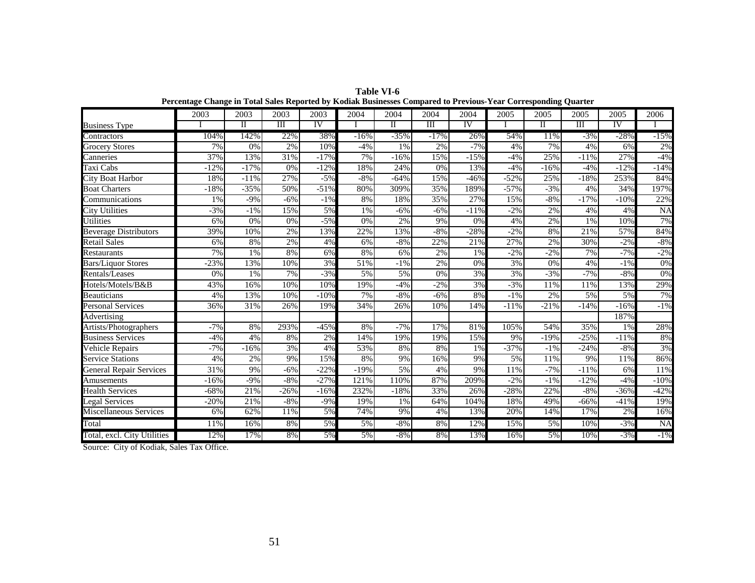**Table VI-6**
**Percentage Change in Total Sales Reported by Kodiak Businesses Compared to Previous-Year Corresponding Quarter**

| Business Type | 2003 I | 2003 II | 2003 III | 2003 IV | 2004 I | 2004 II | 2004 III | 2004 IV | 2005 I | 2005 II | 2005 III | 2005 IV | 2006 I |
|---|---|---|---|---|---|---|---|---|---|---|---|---|---|
| Contractors | 104% | 142% | 22% | 38% | -16% | -35% | -17% | 26% | 54% | 11% | -3% | -28% | -15% |
| Grocery Stores | 7% | 0% | 2% | 10% | -4% | 1% | 2% | -7% | 4% | 7% | 4% | 6% | 2% |
| Canneries | 37% | 13% | 31% | -17% | 7% | -16% | 15% | -15% | -4% | 25% | -11% | 27% | -4% |
| Taxi Cabs | -12% | -17% | 0% | -12% | 18% | 24% | 0% | 13% | -4% | -16% | -4% | -12% | -14% |
| City Boat Harbor | 18% | -11% | 27% | -5% | -8% | -64% | 15% | -46% | -52% | 25% | -18% | 253% | 84% |
| Boat Charters | -18% | -35% | 50% | -51% | 80% | 309% | 35% | 189% | -57% | -3% | 4% | 34% | 197% |
| Communications | 1% | -9% | -6% | -1% | 8% | 18% | 35% | 27% | 15% | -8% | -17% | -10% | 22% |
| City Utilities | -3% | -1% | 15% | 5% | 1% | -6% | -6% | -11% | -2% | 2% | 4% | 4% | NA |
| Utilities | 6% | 0% | 0% | -5% | 0% | 2% | 9% | 0% | 4% | 2% | 1% | 10% | 7% |
| Beverage Distributors | 39% | 10% | 2% | 13% | 22% | 13% | -8% | -28% | -2% | 8% | 21% | 57% | 84% |
| Retail Sales | 6% | 8% | 2% | 4% | 6% | -8% | 22% | 21% | 27% | 2% | 30% | -2% | -8% |
| Restaurants | 7% | 1% | 8% | 6% | 8% | 6% | 2% | 1% | -2% | -2% | 7% | -7% | -2% |
| Bars/Liquor Stores | -23% | 13% | 10% | 3% | 51% | -1% | 2% | 0% | 3% | 0% | 4% | -1% | 0% |
| Rentals/Leases | 0% | 1% | 7% | -3% | 5% | 5% | 0% | 3% | 3% | -3% | -7% | -8% | 0% |
| Hotels/Motels/B&B | 43% | 16% | 10% | 10% | 19% | -4% | -2% | 3% | -3% | 11% | 11% | 13% | 29% |
| Beauticians | 4% | 13% | 10% | -10% | 7% | -8% | -6% | 8% | -1% | 2% | 5% | 5% | 7% |
| Personal Services | 36% | 31% | 26% | 19% | 34% | 26% | 10% | 14% | -11% | -21% | -14% | -16% | -1% |
| Advertising | | | | | | | | | | | | 187% | |
| Artists/Photographers | -7% | 8% | 293% | -45% | 8% | -7% | 17% | 81% | 105% | 54% | 35% | 1% | 28% |
| Business Services | -4% | 4% | 8% | 2% | 14% | 19% | 19% | 15% | 9% | -19% | -25% | -11% | 8% |
| Vehicle Repairs | -7% | -16% | 3% | 4% | 53% | 8% | 8% | 1% | -37% | -1% | -24% | -8% | 3% |
| Service Stations | 4% | 2% | 9% | 15% | 8% | 9% | 16% | 9% | 5% | 11% | 9% | 11% | 86% |
| General Repair Services | 31% | 9% | -6% | -22% | -19% | 5% | 4% | 9% | 11% | -7% | -11% | 6% | 11% |
| Amusements | -16% | -9% | -8% | -27% | 121% | 110% | 87% | 209% | -2% | -1% | -12% | -4% | -10% |
| Health Services | -68% | 21% | -26% | -16% | 232% | -18% | 33% | 26% | -28% | 22% | -8% | -36% | -42% |
| Legal Services | -20% | 21% | -8% | -9% | 19% | 1% | 64% | 104% | 18% | 49% | -66% | -41% | 19% |
| Miscellaneous Services | 6% | 62% | 11% | 5% | 74% | 9% | 4% | 13% | 20% | 14% | 17% | 2% | 16% |
| Total | 11% | 16% | 8% | 5% | 5% | -8% | 8% | 12% | 15% | 5% | 10% | -3% | NA |
| Total, excl. City Utilities | 12% | 17% | 8% | 5% | 5% | -8% | 8% | 13% | 16% | 5% | 10% | -3% | -1% |

Source: City of Kodiak, Sales Tax Office.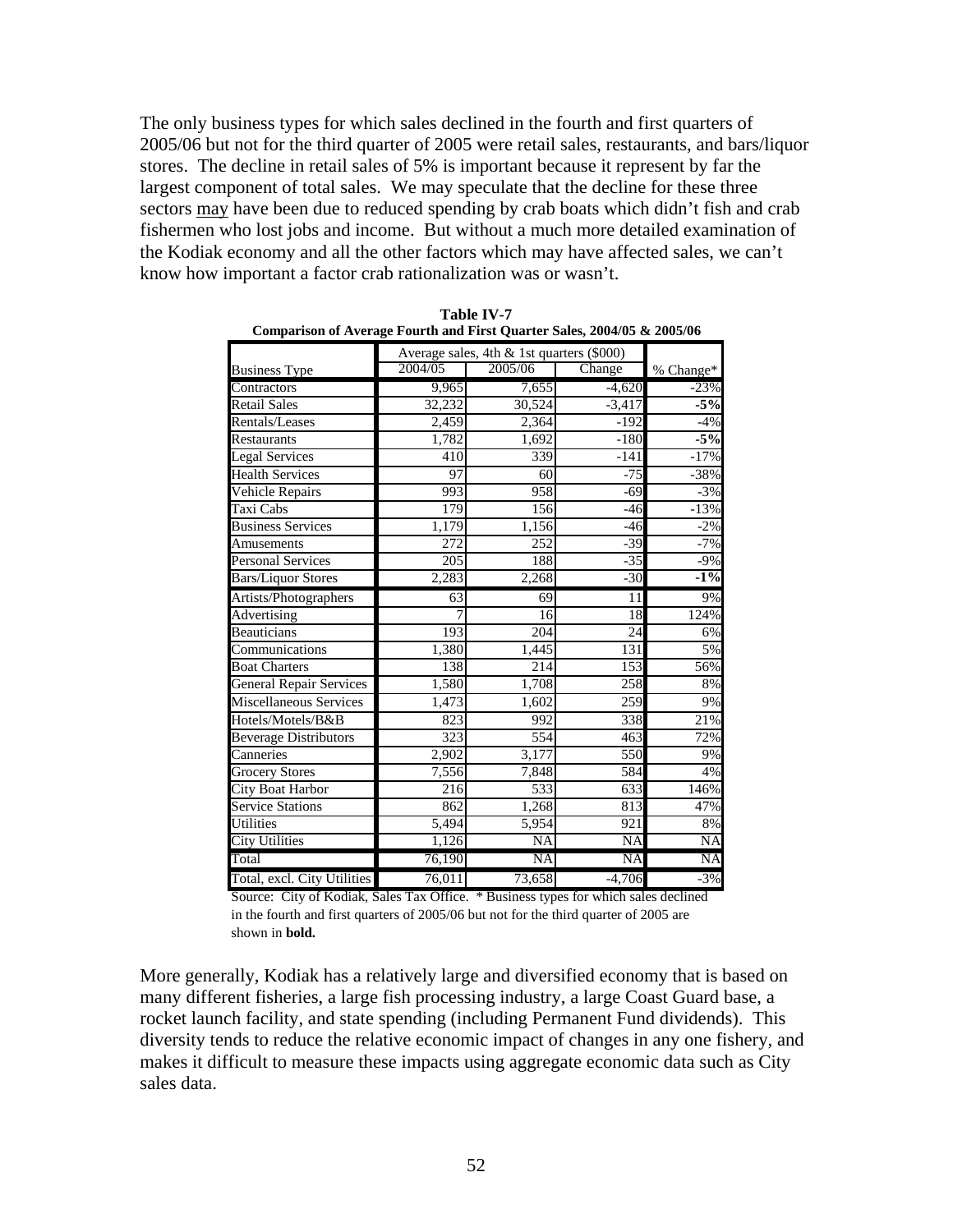The only business types for which sales declined in the fourth and first quarters of 2005/06 but not for the third quarter of 2005 were retail sales, restaurants, and bars/liquor stores. The decline in retail sales of 5% is important because it represent by far the largest component of total sales. We may speculate that the decline for these three sectors may have been due to reduced spending by crab boats which didn't fish and crab fishermen who lost jobs and income. But without a much more detailed examination of the Kodiak economy and all the other factors which may have affected sales, we can't know how important a factor crab rationalization was or wasn't.

**Table IV-7**
**Comparison of Average Fourth and First Quarter Sales, 2004/05 & 2005/06**

| | Average sales, 4th & 1st quarters ($000) | | | |
|---|---|---|---|---|
| Business Type | 2004/05 | 2005/06 | Change | % Change* |
| Contractors | 9,965 | 7,655 | -4,620 | -23% |
| Retail Sales | 32,232 | 30,524 | -3,417 | **-5%** |
| Rentals/Leases | 2,459 | 2,364 | -192 | -4% |
| Restaurants | 1,782 | 1,692 | -180 | **-5%** |
| Legal Services | 410 | 339 | -141 | -17% |
| Health Services | 97 | 60 | -75 | -38% |
| Vehicle Repairs | 993 | 958 | -69 | -3% |
| Taxi Cabs | 179 | 156 | -46 | -13% |
| Business Services | 1,179 | 1,156 | -46 | -2% |
| Amusements | 272 | 252 | -39 | -7% |
| Personal Services | 205 | 188 | -35 | -9% |
| Bars/Liquor Stores | 2,283 | 2,268 | -30 | **-1%** |
| Artists/Photographers | 63 | 69 | 11 | 9% |
| Advertising | 7 | 16 | 18 | 124% |
| Beauticians | 193 | 204 | 24 | 6% |
| Communications | 1,380 | 1,445 | 131 | 5% |
| Boat Charters | 138 | 214 | 153 | 56% |
| General Repair Services | 1,580 | 1,708 | 258 | 8% |
| Miscellaneous Services | 1,473 | 1,602 | 259 | 9% |
| Hotels/Motels/B&B | 823 | 992 | 338 | 21% |
| Beverage Distributors | 323 | 554 | 463 | 72% |
| Canneries | 2,902 | 3,177 | 550 | 9% |
| Grocery Stores | 7,556 | 7,848 | 584 | 4% |
| City Boat Harbor | 216 | 533 | 633 | 146% |
| Service Stations | 862 | 1,268 | 813 | 47% |
| Utilities | 5,494 | 5,954 | 921 | 8% |
| City Utilities | 1,126 | NA | NA | NA |
| Total | 76,190 | NA | NA | NA |
| Total, excl. City Utilities | 76,011 | 73,658 | -4,706 | -3% |

Source: City of Kodiak, Sales Tax Office. * Business types for which sales declined in the fourth and first quarters of 2005/06 but not for the third quarter of 2005 are shown in **bold.**

More generally, Kodiak has a relatively large and diversified economy that is based on many different fisheries, a large fish processing industry, a large Coast Guard base, a rocket launch facility, and state spending (including Permanent Fund dividends). This diversity tends to reduce the relative economic impact of changes in any one fishery, and makes it difficult to measure these impacts using aggregate economic data such as City sales data.